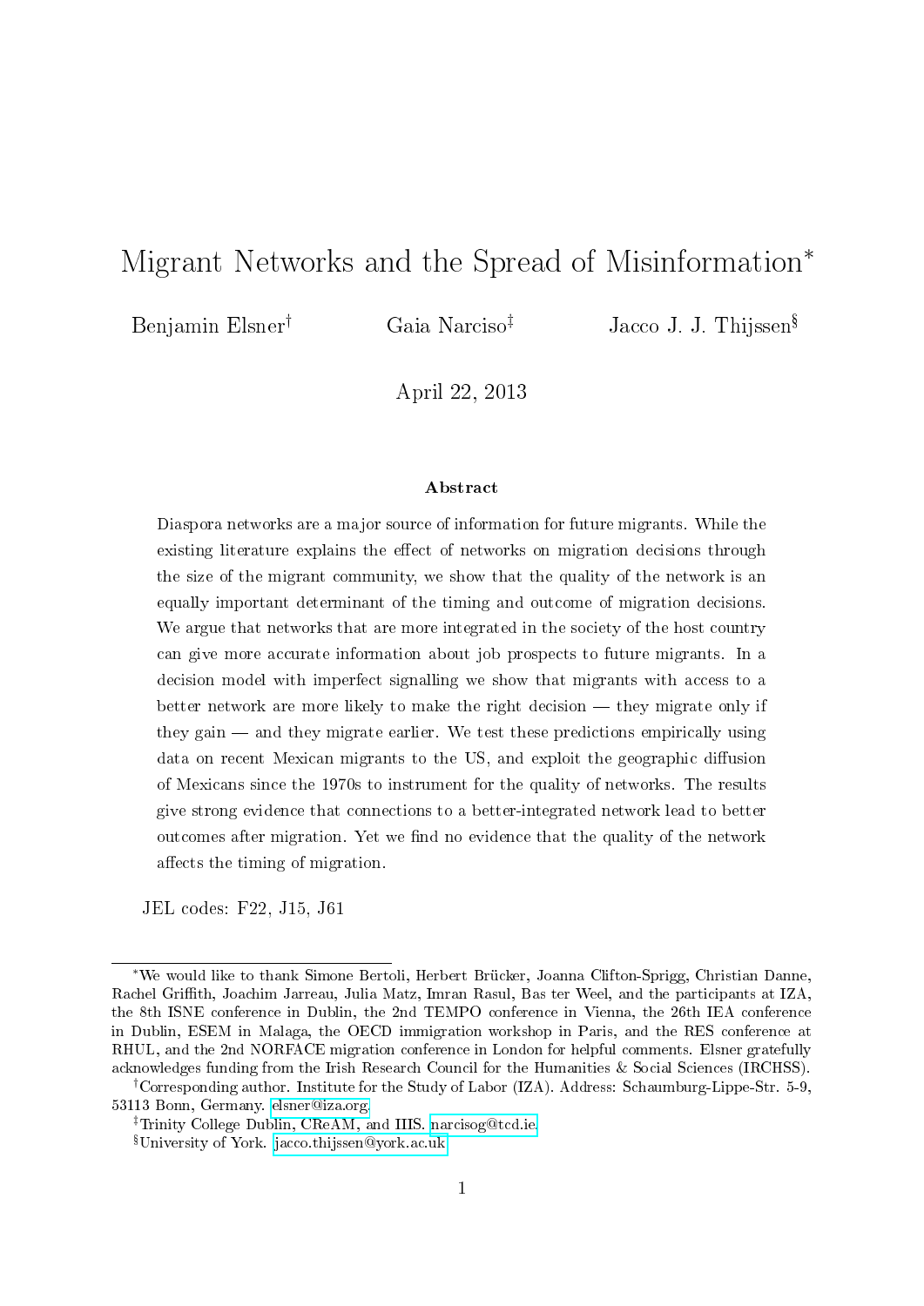# Migrant Networks and the Spread of Misinformation*

Benjamin Elsner† Gaia Narciso‡ Jacco J. J. Thijssen§

April 22, 2013

### Abstract

Diaspora networks are a major source of information for future migrants. While the existing literature explains the effect of networks on migration decisions through the size of the migrant community, we show that the quality of the network is an equally important determinant of the timing and outcome of migration decisions. We argue that networks that are more integrated in the society of the host country can give more accurate information about job prospects to future migrants. In a decision model with imperfect signalling we show that migrants with access to a better network are more likely to make the right decision — they migrate only if they gain — and they migrate earlier. We test these predictions empirically using data on recent Mexican migrants to the US, and exploit the geographic diffusion of Mexicans since the 1970s to instrument for the quality of networks. The results give strong evidence that connections to a better-integrated network lead to better outcomes after migration. Yet we find no evidence that the quality of the network affects the timing of migration.

JEL codes: F22, J15, J61

---

*We would like to thank Simone Bertoli, Herbert Brücker, Joanna Clifton-Sprigg, Christian Danne, Rachel Griffith, Joachim Jarreau, Julia Matz, Imran Rasul, Bas ter Weel, and the participants at IZA, the 8th ISNE conference in Dublin, the 2nd TEMPO conference in Vienna, the 26th IEA conference in Dublin, ESEM in Malaga, the OECD immigration workshop in Paris, and the RES conference at RHUL, and the 2nd NORFACE migration conference in London for helpful comments. Elsner gratefully acknowledges funding from the Irish Research Council for the Humanities & Social Sciences (IRCHSS).

†Corresponding author. Institute for the Study of Labor (IZA). Address: Schaumburg-Lippe-Str. 5-9, 53113 Bonn, Germany. elsner@iza.org.

‡Trinity College Dublin, CReAM, and IIIS. narcisog@tcd.ie.

§University of York. jacco.thijssen@york.ac.uk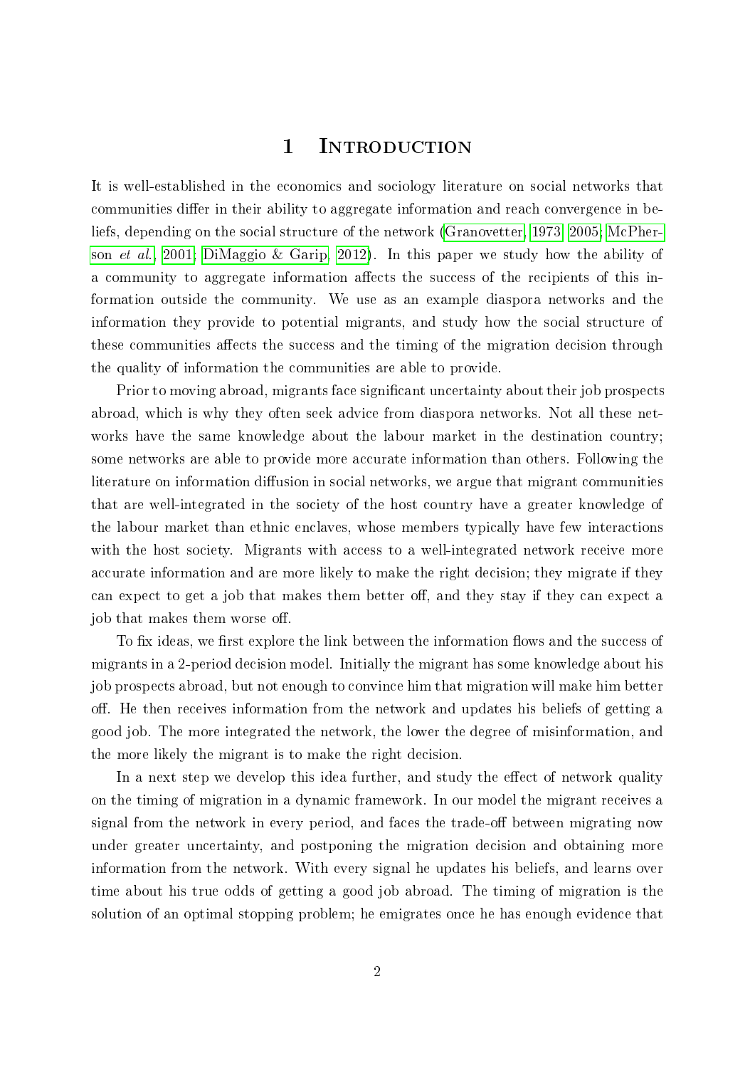# 1 Introduction

It is well-established in the economics and sociology literature on social networks that communities differ in their ability to aggregate information and reach convergence in beliefs, depending on the social structure of the network (Granovetter, 1973, 2005; McPherson *et al.*, 2001; DiMaggio & Garip, 2012). In this paper we study how the ability of a community to aggregate information affects the success of the recipients of this information outside the community. We use as an example diaspora networks and the information they provide to potential migrants, and study how the social structure of these communities affects the success and the timing of the migration decision through the quality of information the communities are able to provide.

Prior to moving abroad, migrants face significant uncertainty about their job prospects abroad, which is why they often seek advice from diaspora networks. Not all these networks have the same knowledge about the labour market in the destination country; some networks are able to provide more accurate information than others. Following the literature on information diffusion in social networks, we argue that migrant communities that are well-integrated in the society of the host country have a greater knowledge of the labour market than ethnic enclaves, whose members typically have few interactions with the host society. Migrants with access to a well-integrated network receive more accurate information and are more likely to make the right decision; they migrate if they can expect to get a job that makes them better off, and they stay if they can expect a job that makes them worse off.

To fix ideas, we first explore the link between the information flows and the success of migrants in a 2-period decision model. Initially the migrant has some knowledge about his job prospects abroad, but not enough to convince him that migration will make him better off. He then receives information from the network and updates his beliefs of getting a good job. The more integrated the network, the lower the degree of misinformation, and the more likely the migrant is to make the right decision.

In a next step we develop this idea further, and study the effect of network quality on the timing of migration in a dynamic framework. In our model the migrant receives a signal from the network in every period, and faces the trade-off between migrating now under greater uncertainty, and postponing the migration decision and obtaining more information from the network. With every signal he updates his beliefs, and learns over time about his true odds of getting a good job abroad. The timing of migration is the solution of an optimal stopping problem; he emigrates once he has enough evidence that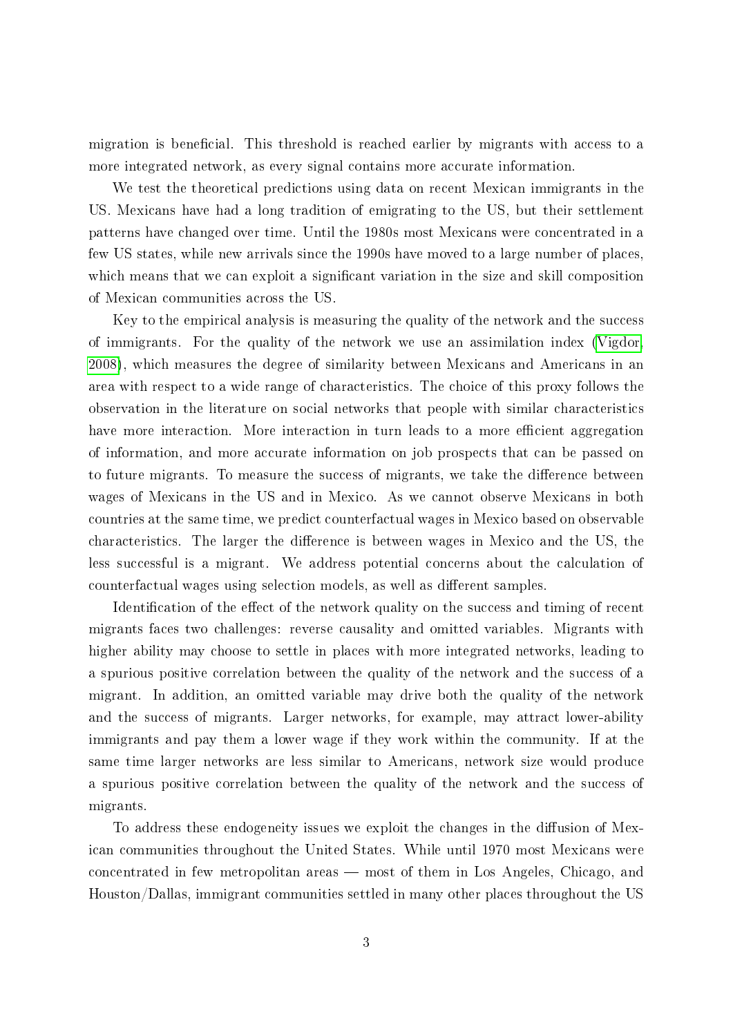migration is beneficial. This threshold is reached earlier by migrants with access to a more integrated network, as every signal contains more accurate information.

We test the theoretical predictions using data on recent Mexican immigrants in the US. Mexicans have had a long tradition of emigrating to the US, but their settlement patterns have changed over time. Until the 1980s most Mexicans were concentrated in a few US states, while new arrivals since the 1990s have moved to a large number of places, which means that we can exploit a significant variation in the size and skill composition of Mexican communities across the US.

Key to the empirical analysis is measuring the quality of the network and the success of immigrants. For the quality of the network we use an assimilation index (Vigdor, 2008), which measures the degree of similarity between Mexicans and Americans in an area with respect to a wide range of characteristics. The choice of this proxy follows the observation in the literature on social networks that people with similar characteristics have more interaction. More interaction in turn leads to a more efficient aggregation of information, and more accurate information on job prospects that can be passed on to future migrants. To measure the success of migrants, we take the difference between wages of Mexicans in the US and in Mexico. As we cannot observe Mexicans in both countries at the same time, we predict counterfactual wages in Mexico based on observable characteristics. The larger the difference is between wages in Mexico and the US, the less successful is a migrant. We address potential concerns about the calculation of counterfactual wages using selection models, as well as different samples.

Identification of the effect of the network quality on the success and timing of recent migrants faces two challenges: reverse causality and omitted variables. Migrants with higher ability may choose to settle in places with more integrated networks, leading to a spurious positive correlation between the quality of the network and the success of a migrant. In addition, an omitted variable may drive both the quality of the network and the success of migrants. Larger networks, for example, may attract lower-ability immigrants and pay them a lower wage if they work within the community. If at the same time larger networks are less similar to Americans, network size would produce a spurious positive correlation between the quality of the network and the success of migrants.

To address these endogeneity issues we exploit the changes in the diffusion of Mexican communities throughout the United States. While until 1970 most Mexicans were concentrated in few metropolitan areas — most of them in Los Angeles, Chicago, and Houston/Dallas, immigrant communities settled in many other places throughout the US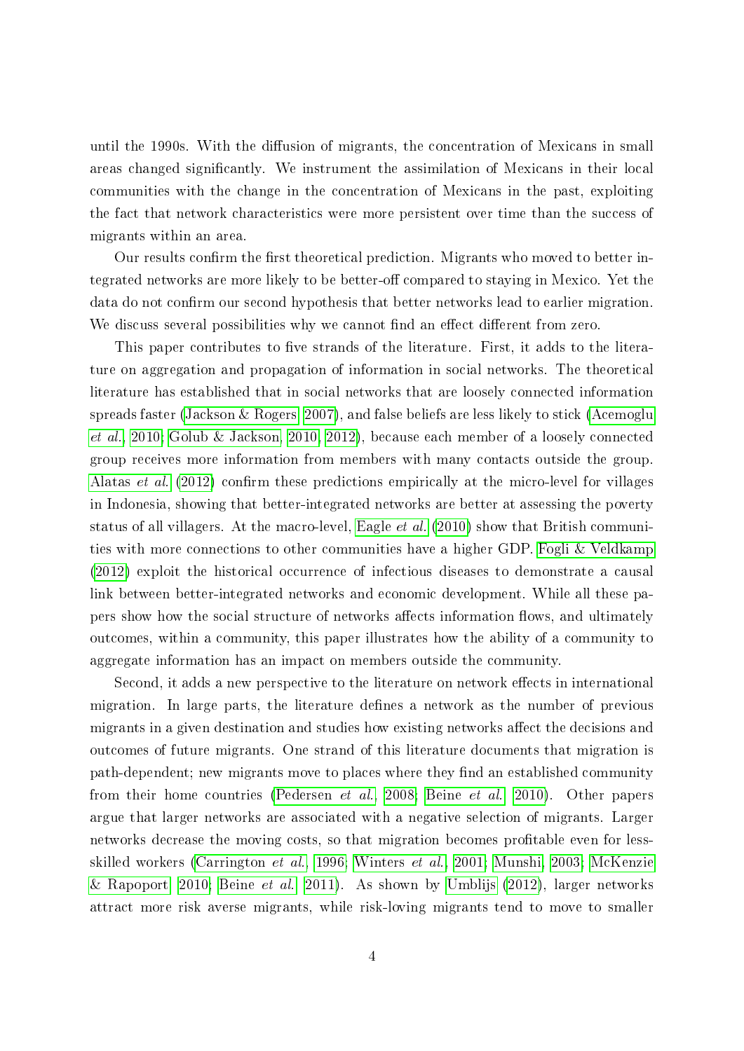until the 1990s. With the diffusion of migrants, the concentration of Mexicans in small areas changed significantly. We instrument the assimilation of Mexicans in their local communities with the change in the concentration of Mexicans in the past, exploiting the fact that network characteristics were more persistent over time than the success of migrants within an area.

Our results confirm the first theoretical prediction. Migrants who moved to better integrated networks are more likely to be better-off compared to staying in Mexico. Yet the data do not confirm our second hypothesis that better networks lead to earlier migration. We discuss several possibilities why we cannot find an effect different from zero.

This paper contributes to five strands of the literature. First, it adds to the literature on aggregation and propagation of information in social networks. The theoretical literature has established that in social networks that are loosely connected information spreads faster (Jackson & Rogers, 2007), and false beliefs are less likely to stick (Acemoglu *et al.*, 2010; Golub & Jackson, 2010, 2012), because each member of a loosely connected group receives more information from members with many contacts outside the group. Alatas *et al.* (2012) confirm these predictions empirically at the micro-level for villages in Indonesia, showing that better-integrated networks are better at assessing the poverty status of all villagers. At the macro-level, Eagle *et al.* (2010) show that British communities with more connections to other communities have a higher GDP. Fogli & Veldkamp (2012) exploit the historical occurrence of infectious diseases to demonstrate a causal link between better-integrated networks and economic development. While all these papers show how the social structure of networks affects information flows, and ultimately outcomes, within a community, this paper illustrates how the ability of a community to aggregate information has an impact on members outside the community.

Second, it adds a new perspective to the literature on network effects in international migration. In large parts, the literature defines a network as the number of previous migrants in a given destination and studies how existing networks affect the decisions and outcomes of future migrants. One strand of this literature documents that migration is path-dependent; new migrants move to places where they find an established community from their home countries (Pedersen *et al.*, 2008; Beine *et al.*, 2010). Other papers argue that larger networks are associated with a negative selection of migrants. Larger networks decrease the moving costs, so that migration becomes profitable even for less-skilled workers (Carrington *et al.*, 1996; Winters *et al.*, 2001; Munshi, 2003; McKenzie & Rapoport, 2010; Beine *et al.*, 2011). As shown by Umblijs (2012), larger networks attract more risk averse migrants, while risk-loving migrants tend to move to smaller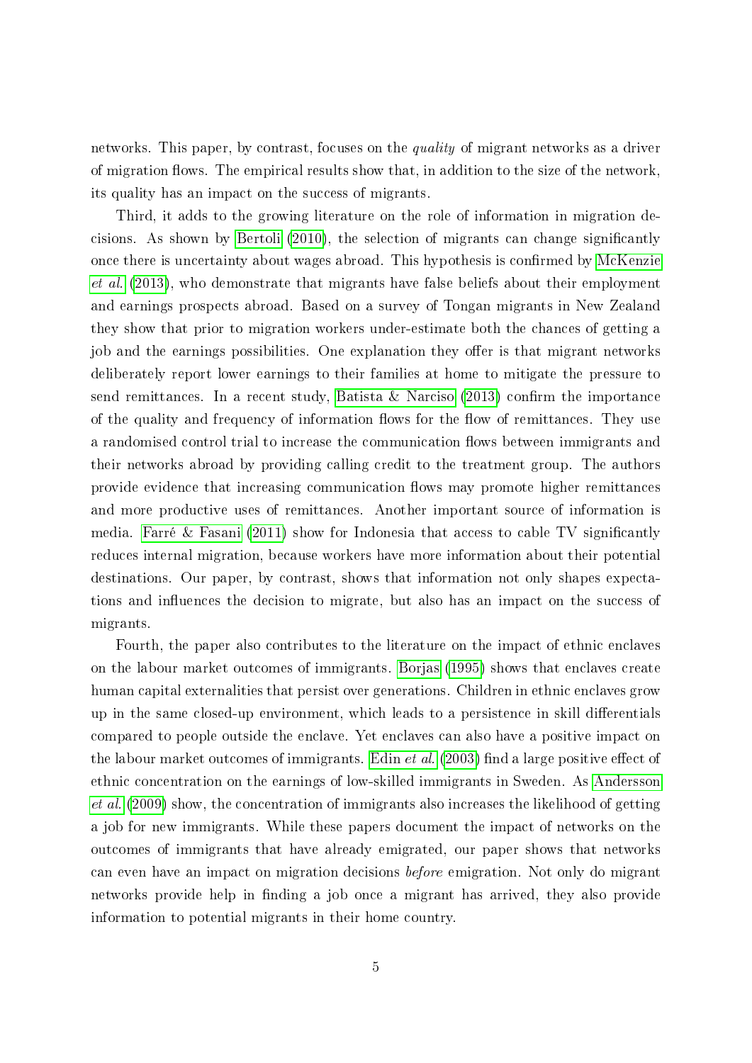networks. This paper, by contrast, focuses on the *quality* of migrant networks as a driver of migration flows. The empirical results show that, in addition to the size of the network, its quality has an impact on the success of migrants.

Third, it adds to the growing literature on the role of information in migration decisions. As shown by Bertoli (2010), the selection of migrants can change significantly once there is uncertainty about wages abroad. This hypothesis is confirmed by McKenzie *et al.* (2013), who demonstrate that migrants have false beliefs about their employment and earnings prospects abroad. Based on a survey of Tongan migrants in New Zealand they show that prior to migration workers under-estimate both the chances of getting a job and the earnings possibilities. One explanation they offer is that migrant networks deliberately report lower earnings to their families at home to mitigate the pressure to send remittances. In a recent study, Batista & Narciso (2013) confirm the importance of the quality and frequency of information flows for the flow of remittances. They use a randomised control trial to increase the communication flows between immigrants and their networks abroad by providing calling credit to the treatment group. The authors provide evidence that increasing communication flows may promote higher remittances and more productive uses of remittances. Another important source of information is media. Farré & Fasani (2011) show for Indonesia that access to cable TV significantly reduces internal migration, because workers have more information about their potential destinations. Our paper, by contrast, shows that information not only shapes expectations and influences the decision to migrate, but also has an impact on the success of migrants.

Fourth, the paper also contributes to the literature on the impact of ethnic enclaves on the labour market outcomes of immigrants. Borjas (1995) shows that enclaves create human capital externalities that persist over generations. Children in ethnic enclaves grow up in the same closed-up environment, which leads to a persistence in skill differentials compared to people outside the enclave. Yet enclaves can also have a positive impact on the labour market outcomes of immigrants. Edin *et al.* (2003) find a large positive effect of ethnic concentration on the earnings of low-skilled immigrants in Sweden. As Andersson *et al.* (2009) show, the concentration of immigrants also increases the likelihood of getting a job for new immigrants. While these papers document the impact of networks on the outcomes of immigrants that have already emigrated, our paper shows that networks can even have an impact on migration decisions *before* emigration. Not only do migrant networks provide help in finding a job once a migrant has arrived, they also provide information to potential migrants in their home country.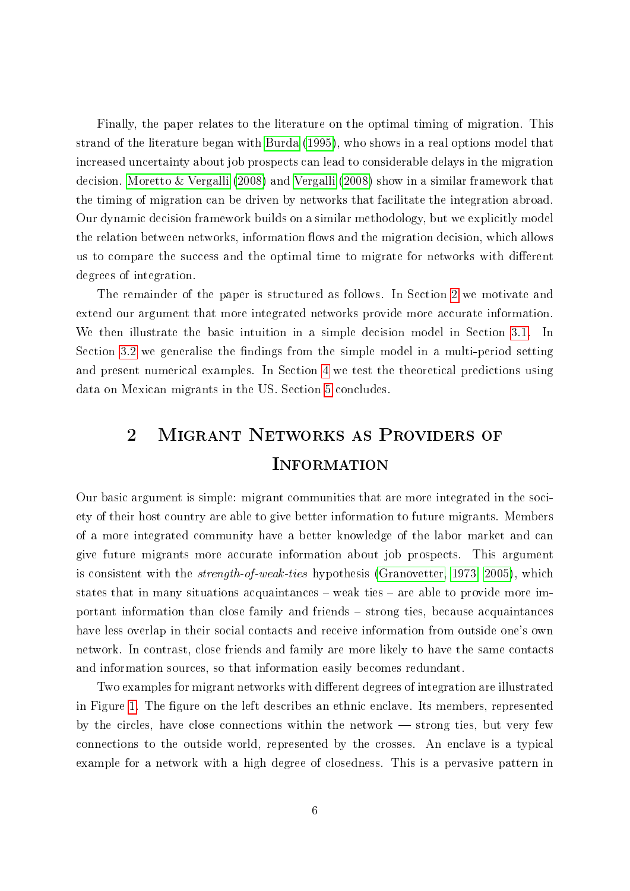Finally, the paper relates to the literature on the optimal timing of migration. This strand of the literature began with Burda (1995), who shows in a real options model that increased uncertainty about job prospects can lead to considerable delays in the migration decision. Moretto & Vergalli (2008) and Vergalli (2008) show in a similar framework that the timing of migration can be driven by networks that facilitate the integration abroad. Our dynamic decision framework builds on a similar methodology, but we explicitly model the relation between networks, information flows and the migration decision, which allows us to compare the success and the optimal time to migrate for networks with different degrees of integration.

The remainder of the paper is structured as follows. In Section 2 we motivate and extend our argument that more integrated networks provide more accurate information. We then illustrate the basic intuition in a simple decision model in Section 3.1. In Section 3.2 we generalise the findings from the simple model in a multi-period setting and present numerical examples. In Section 4 we test the theoretical predictions using data on Mexican migrants in the US. Section 5 concludes.

# 2 Migrant Networks as Providers of Information

Our basic argument is simple: migrant communities that are more integrated in the society of their host country are able to give better information to future migrants. Members of a more integrated community have a better knowledge of the labor market and can give future migrants more accurate information about job prospects. This argument is consistent with the *strength-of-weak-ties* hypothesis (Granovetter, 1973, 2005), which states that in many situations acquaintances – weak ties – are able to provide more important information than close family and friends – strong ties, because acquaintances have less overlap in their social contacts and receive information from outside one's own network. In contrast, close friends and family are more likely to have the same contacts and information sources, so that information easily becomes redundant.

Two examples for migrant networks with different degrees of integration are illustrated in Figure 1. The figure on the left describes an ethnic enclave. Its members, represented by the circles, have close connections within the network — strong ties, but very few connections to the outside world, represented by the crosses. An enclave is a typical example for a network with a high degree of closedness. This is a pervasive pattern in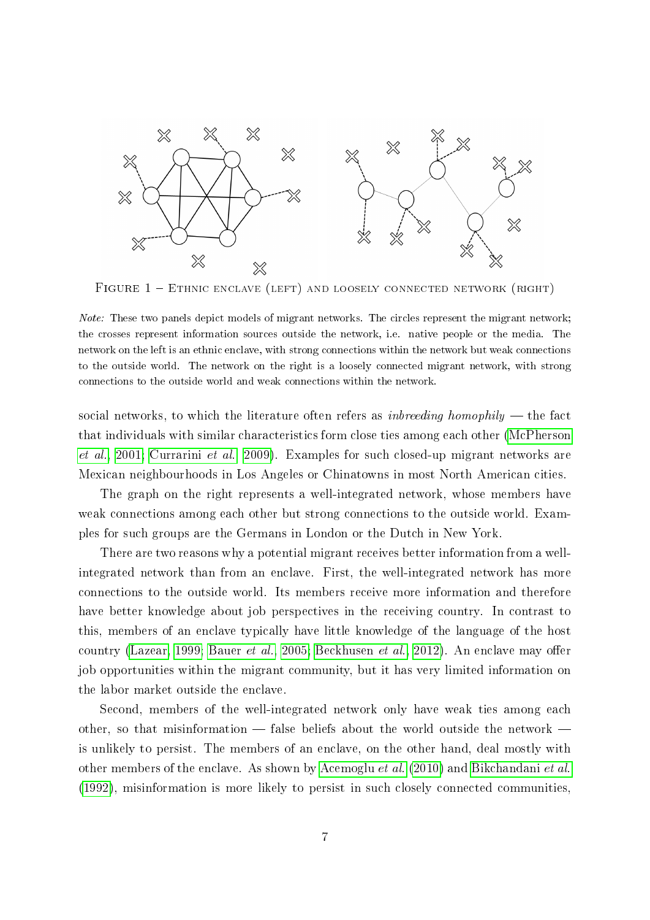FIGURE 1 – ETHNIC ENCLAVE (LEFT) AND LOOSELY CONNECTED NETWORK (RIGHT)

*Note:* These two panels depict models of migrant networks. The circles represent the migrant network; the crosses represent information sources outside the network, i.e. native people or the media. The network on the left is an ethnic enclave, with strong connections within the network but weak connections to the outside world. The network on the right is a loosely connected migrant network, with strong connections to the outside world and weak connections within the network.

social networks, to which the literature often refers as *inbreeding homophily* — the fact that individuals with similar characteristics form close ties among each other (McPherson *et al.*, 2001; Currarini *et al.*, 2009). Examples for such closed-up migrant networks are Mexican neighbourhoods in Los Angeles or Chinatowns in most North American cities.

The graph on the right represents a well-integrated network, whose members have weak connections among each other but strong connections to the outside world. Examples for such groups are the Germans in London or the Dutch in New York.

There are two reasons why a potential migrant receives better information from a well-integrated network than from an enclave. First, the well-integrated network has more connections to the outside world. Its members receive more information and therefore have better knowledge about job perspectives in the receiving country. In contrast to this, members of an enclave typically have little knowledge of the language of the host country (Lazear, 1999; Bauer *et al.*, 2005; Beckhusen *et al.*, 2012). An enclave may offer job opportunities within the migrant community, but it has very limited information on the labor market outside the enclave.

Second, members of the well-integrated network only have weak ties among each other, so that misinformation — false beliefs about the world outside the network — is unlikely to persist. The members of an enclave, on the other hand, deal mostly with other members of the enclave. As shown by Acemoglu *et al.* (2010) and Bikchandani *et al.* (1992), misinformation is more likely to persist in such closely connected communities,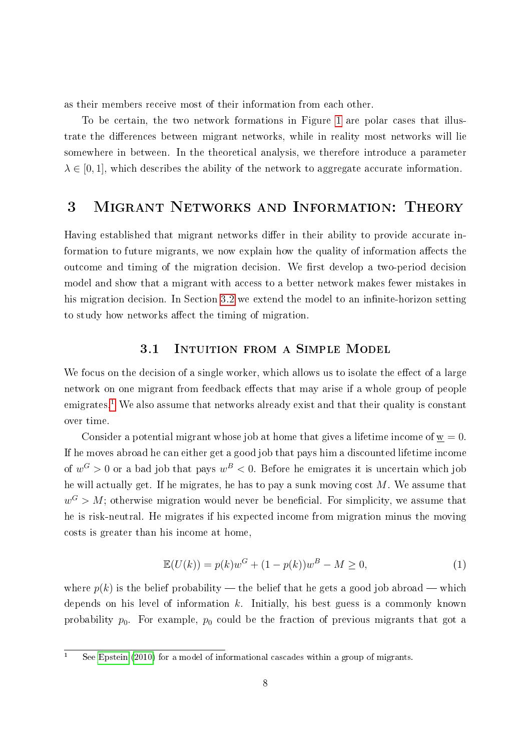as their members receive most of their information from each other.

To be certain, the two network formations in Figure 1 are polar cases that illustrate the differences between migrant networks, while in reality most networks will lie somewhere in between. In the theoretical analysis, we therefore introduce a parameter $\lambda \in [0, 1]$, which describes the ability of the network to aggregate accurate information.

# 3 Migrant Networks and Information: Theory

Having established that migrant networks differ in their ability to provide accurate information to future migrants, we now explain how the quality of information affects the outcome and timing of the migration decision. We first develop a two-period decision model and show that a migrant with access to a better network makes fewer mistakes in his migration decision. In Section 3.2 we extend the model to an infinite-horizon setting to study how networks affect the timing of migration.

## 3.1 Intuition from a Simple Model

We focus on the decision of a single worker, which allows us to isolate the effect of a large network on one migrant from feedback effects that may arise if a whole group of people emigrates.[1] We also assume that networks already exist and that their quality is constant over time.

Consider a potential migrant whose job at home that gives a lifetime income of $\underline{w} = 0$. If he moves abroad he can either get a good job that pays him a discounted lifetime income of $w^G > 0$ or a bad job that pays $w^B < 0$. Before he emigrates it is uncertain which job he will actually get. If he migrates, he has to pay a sunk moving cost $M$. We assume that $w^G > M$; otherwise migration would never be beneficial. For simplicity, we assume that he is risk-neutral. He migrates if his expected income from migration minus the moving costs is greater than his income at home,

$$\mathbb{E}(U(k)) = p(k)w^G + (1 - p(k))w^B - M \geq 0, \tag{1}$$

where $p(k)$ is the belief probability — the belief that he gets a good job abroad — which depends on his level of information $k$. Initially, his best guess is a commonly known probability $p_0$. For example, $p_0$ could be the fraction of previous migrants that got a

[1] See Epstein (2010) for a model of informational cascades within a group of migrants.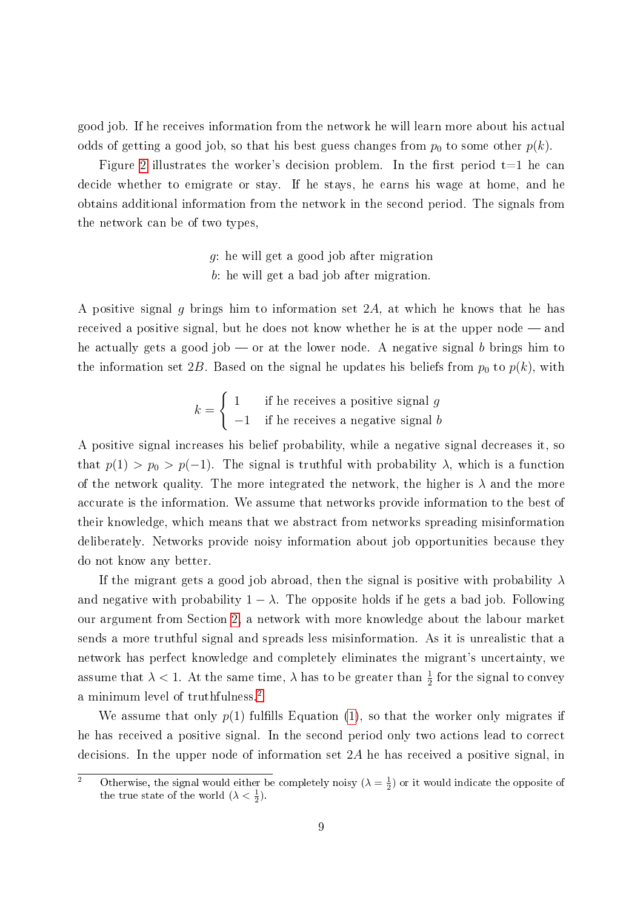good job. If he receives information from the network he will learn more about his actual odds of getting a good job, so that his best guess changes from $p_0$ to some other $p(k)$.

Figure 2 illustrates the worker's decision problem. In the first period t=1 he can decide whether to emigrate or stay. If he stays, he earns his wage at home, and he obtains additional information from the network in the second period. The signals from the network can be of two types,

$g$: he will get a good job after migration
$b$: he will get a bad job after migration.

A positive signal $g$ brings him to information set $2A$, at which he knows that he has received a positive signal, but he does not know whether he is at the upper node — and he actually gets a good job — or at the lower node. A negative signal $b$ brings him to the information set $2B$. Based on the signal he updates his beliefs from $p_0$ to $p(k)$, with

$$k = \begin{cases} 1 & \text{if he receives a positive signal } g \\ -1 & \text{if he receives a negative signal } b \end{cases}$$

A positive signal increases his belief probability, while a negative signal decreases it, so that $p(1) > p_0 > p(-1)$. The signal is truthful with probability $\lambda$, which is a function of the network quality. The more integrated the network, the higher is $\lambda$ and the more accurate is the information. We assume that networks provide information to the best of their knowledge, which means that we abstract from networks spreading misinformation deliberately. Networks provide noisy information about job opportunities because they do not know any better.

If the migrant gets a good job abroad, then the signal is positive with probability $\lambda$ and negative with probability $1 - \lambda$. The opposite holds if he gets a bad job. Following our argument from Section 2, a network with more knowledge about the labour market sends a more truthful signal and spreads less misinformation. As it is unrealistic that a network has perfect knowledge and completely eliminates the migrant's uncertainty, we assume that $\lambda < 1$. At the same time, $\lambda$ has to be greater than $\frac{1}{2}$ for the signal to convey a minimum level of truthfulness.[2]

We assume that only $p(1)$ fulfills Equation (1), so that the worker only migrates if he has received a positive signal. In the second period only two actions lead to correct decisions. In the upper node of information set $2A$ he has received a positive signal, in

[2] Otherwise, the signal would either be completely noisy ($\lambda = \frac{1}{2}$) or it would indicate the opposite of the true state of the world ($\lambda < \frac{1}{2}$).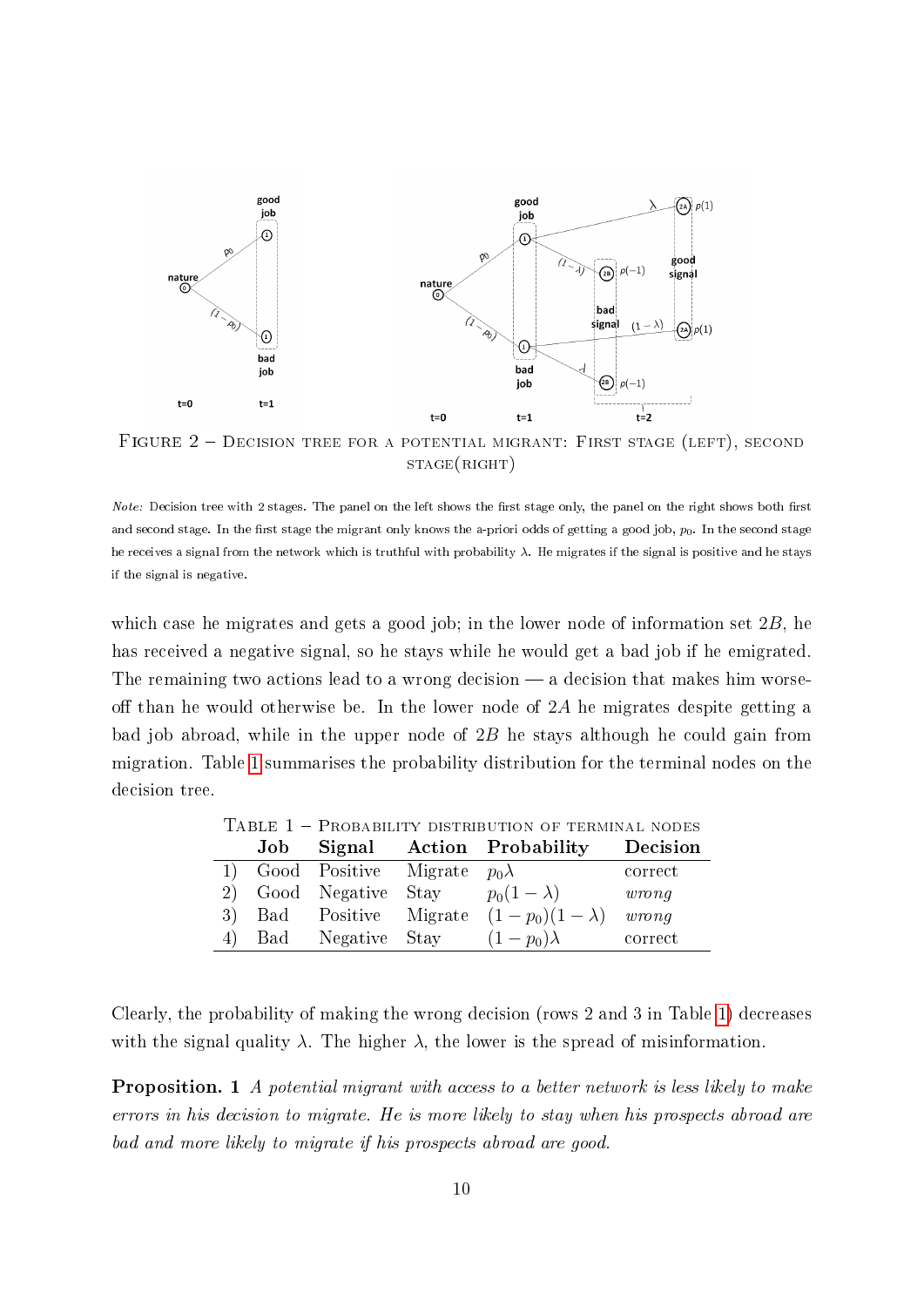FIGURE 2 – DECISION TREE FOR A POTENTIAL MIGRANT: FIRST STAGE (LEFT), SECOND STAGE(RIGHT)

*Note:* Decision tree with 2 stages. The panel on the left shows the first stage only, the panel on the right shows both first and second stage. In the first stage the migrant only knows the a-priori odds of getting a good job, $p_0$. In the second stage he receives a signal from the network which is truthful with probability $\lambda$. He migrates if the signal is positive and he stays if the signal is negative.

which case he migrates and gets a good job; in the lower node of information set $2B$, he has received a negative signal, so he stays while he would get a bad job if he emigrated. The remaining two actions lead to a wrong decision — a decision that makes him worse-off than he would otherwise be. In the lower node of $2A$ he migrates despite getting a bad job abroad, while in the upper node of $2B$ he stays although he could gain from migration. Table 1 summarises the probability distribution for the terminal nodes on the decision tree.

TABLE 1 – PROBABILITY DISTRIBUTION OF TERMINAL NODES

| | Job | Signal | Action | Probability | Decision |
|---|---|---|---|---|---|
| 1) | Good | Positive | Migrate | $p_0\lambda$ | correct |
| 2) | Good | Negative | Stay | $p_0(1-\lambda)$ | *wrong* |
| 3) | Bad | Positive | Migrate | $(1-p_0)(1-\lambda)$ | *wrong* |
| 4) | Bad | Negative | Stay | $(1-p_0)\lambda$ | correct |

Clearly, the probability of making the wrong decision (rows 2 and 3 in Table 1) decreases with the signal quality $\lambda$. The higher $\lambda$, the lower is the spread of misinformation.

**Proposition. 1** *A potential migrant with access to a better network is less likely to make errors in his decision to migrate. He is more likely to stay when his prospects abroad are bad and more likely to migrate if his prospects abroad are good.*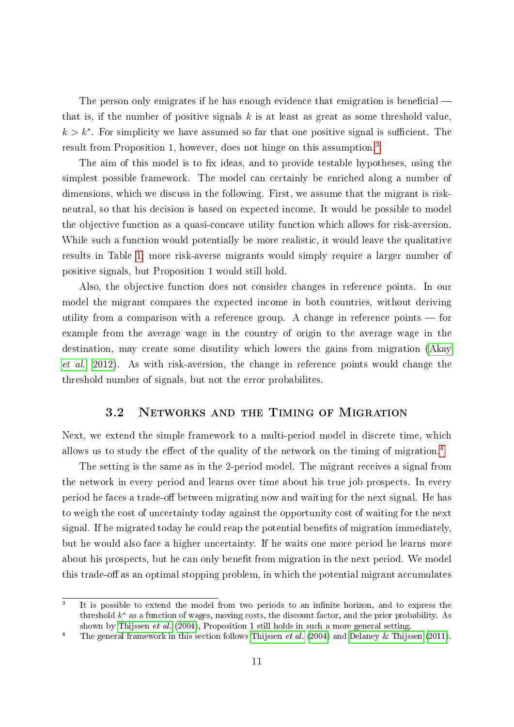The person only emigrates if he has enough evidence that emigration is beneficial — that is, if the number of positive signals $k$ is at least as great as some threshold value, $k > k^*$. For simplicity we have assumed so far that one positive signal is sufficient. The result from Proposition 1, however, does not hinge on this assumption.[3]

The aim of this model is to fix ideas, and to provide testable hypotheses, using the simplest possible framework. The model can certainly be enriched along a number of dimensions, which we discuss in the following. First, we assume that the migrant is risk-neutral, so that his decision is based on expected income. It would be possible to model the objective function as a quasi-concave utility function which allows for risk-aversion. While such a function would potentially be more realistic, it would leave the qualitative results in Table 1; more risk-averse migrants would simply require a larger number of positive signals, but Proposition 1 would still hold.

Also, the objective function does not consider changes in reference points. In our model the migrant compares the expected income in both countries, without deriving utility from a comparison with a reference group. A change in reference points — for example from the average wage in the country of origin to the average wage in the destination, may create some disutility which lowers the gains from migration (Akay *et al.* 2012). As with risk-aversion, the change in reference points would change the threshold number of signals, but not the error probabilites.

## 3.2 Networks and the Timing of Migration

Next, we extend the simple framework to a multi-period model in discrete time, which allows us to study the effect of the quality of the network on the timing of migration.[4]

The setting is the same as in the 2-period model. The migrant receives a signal from the network in every period and learns over time about his true job prospects. In every period he faces a trade-off between migrating now and waiting for the next signal. He has to weigh the cost of uncertainty today against the opportunity cost of waiting for the next signal. If he migrated today he could reap the potential benefits of migration immediately, but he would also face a higher uncertainty. If he waits one more period he learns more about his prospects, but he can only benefit from migration in the next period. We model this trade-off as an optimal stopping problem, in which the potential migrant accumulates

---

[3] It is possible to extend the model from two periods to an infinite horizon, and to express the threshold $k^*$ as a function of wages, moving costs, the discount factor, and the prior probability. As shown by Thijssen *et al.* (2004), Proposition 1 still holds in such a more general setting.

[4] The general framework in this section follows Thijssen *et al.* (2004) and Delaney & Thijssen (2011).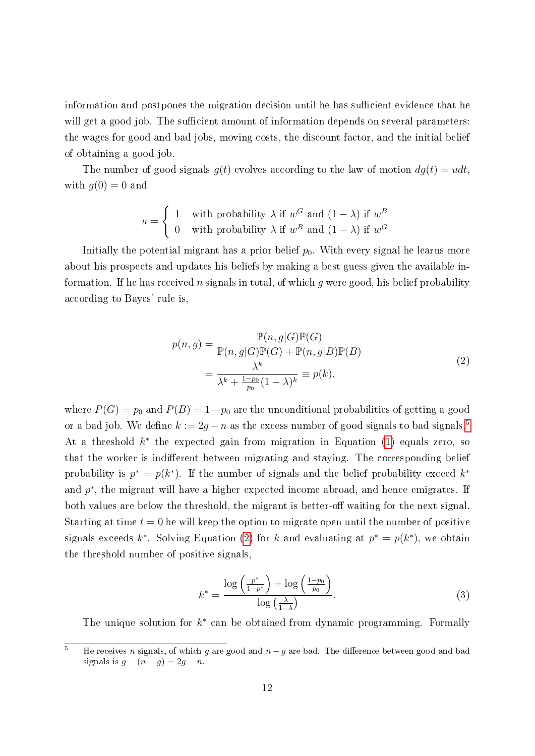information and postpones the migration decision until he has sufficient evidence that he will get a good job. The sufficient amount of information depends on several parameters: the wages for good and bad jobs, moving costs, the discount factor, and the initial belief of obtaining a good job.

The number of good signals $g(t)$ evolves according to the law of motion $dg(t) = udt$, with $g(0) = 0$ and

$$u = \begin{cases} 1 & \text{with probability } \lambda \text{ if } w^G \text{ and } (1-\lambda) \text{ if } w^B \\ 0 & \text{with probability } \lambda \text{ if } w^B \text{ and } (1-\lambda) \text{ if } w^G \end{cases}$$

Initially the potential migrant has a prior belief $p_0$. With every signal he learns more about his prospects and updates his beliefs by making a best guess given the available information. If he has received $n$ signals in total, of which $g$ were good, his belief probability according to Bayes' rule is,

$$\begin{aligned} p(n,g) &= \frac{\mathbb{P}(n,g|G)\mathbb{P}(G)}{\mathbb{P}(n,g|G)\mathbb{P}(G) + \mathbb{P}(n,g|B)\mathbb{P}(B)} \\ &= \frac{\lambda^k}{\lambda^k + \frac{1-p_0}{p_0}(1-\lambda)^k} \equiv p(k), \end{aligned} \tag{2}$$

where $P(G) = p_0$ and $P(B) = 1 - p_0$ are the unconditional probabilities of getting a good or a bad job. We define $k := 2g - n$ as the excess number of good signals to bad signals.[5] At a threshold $k^*$ the expected gain from migration in Equation (1) equals zero, so that the worker is indifferent between migrating and staying. The corresponding belief probability is $p^* = p(k^*)$. If the number of signals and the belief probability exceed $k^*$ and $p^*$, the migrant will have a higher expected income abroad, and hence emigrates. If both values are below the threshold, the migrant is better-off waiting for the next signal. Starting at time $t = 0$ he will keep the option to migrate open until the number of positive signals exceeds $k^*$. Solving Equation (2) for $k$ and evaluating at $p^* = p(k^*)$, we obtain the threshold number of positive signals,

$$k^* = \frac{\log\left(\frac{p^*}{1-p^*}\right) + \log\left(\frac{1-p_0}{p_0}\right)}{\log\left(\frac{\lambda}{1-\lambda}\right)}. \tag{3}$$

The unique solution for $k^*$ can be obtained from dynamic programming. Formally

[5] He receives $n$ signals, of which $g$ are good and $n - g$ are bad. The difference between good and bad signals is $g - (n - g) = 2g - n$.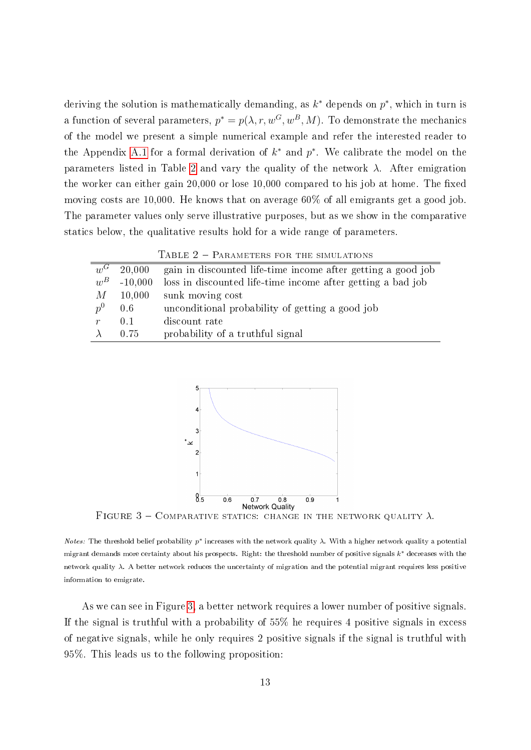deriving the solution is mathematically demanding, as $k^*$ depends on $p^*$, which in turn is a function of several parameters, $p^* = p(\lambda, r, w^G, w^B, M)$. To demonstrate the mechanics of the model we present a simple numerical example and refer the interested reader to the Appendix A.1 for a formal derivation of $k^*$ and $p^*$. We calibrate the model on the parameters listed in Table 2 and vary the quality of the network $\lambda$. After emigration the worker can either gain 20,000 or lose 10,000 compared to his job at home. The fixed moving costs are 10,000. He knows that on average 60% of all emigrants get a good job. The parameter values only serve illustrative purposes, but as we show in the comparative statics below, the qualitative results hold for a wide range of parameters.

Table 2 – Parameters for the simulations

| | | |
|---|---|---|
| $w^G$ | 20,000 | gain in discounted life-time income after getting a good job |
| $w^B$ | -10,000 | loss in discounted life-time income after getting a bad job |
| $M$ | 10,000 | sunk moving cost |
| $p^0$ | 0.6 | unconditional probability of getting a good job |
| $r$ | 0.1 | discount rate |
| $\lambda$ | 0.75 | probability of a truthful signal |

Figure 3 – Comparative statics: change in the network quality $\lambda$.

*Notes:* The threshold belief probability $p^*$ increases with the network quality $\lambda$. With a higher network quality a potential migrant demands more certainty about his prospects. Right: the threshold number of positive signals $k^*$ decreases with the network quality $\lambda$. A better network reduces the uncertainty of migration and the potential migrant requires less positive information to emigrate.

As we can see in Figure 3, a better network requires a lower number of positive signals. If the signal is truthful with a probability of 55% he requires 4 positive signals in excess of negative signals, while he only requires 2 positive signals if the signal is truthful with 95%. This leads us to the following proposition: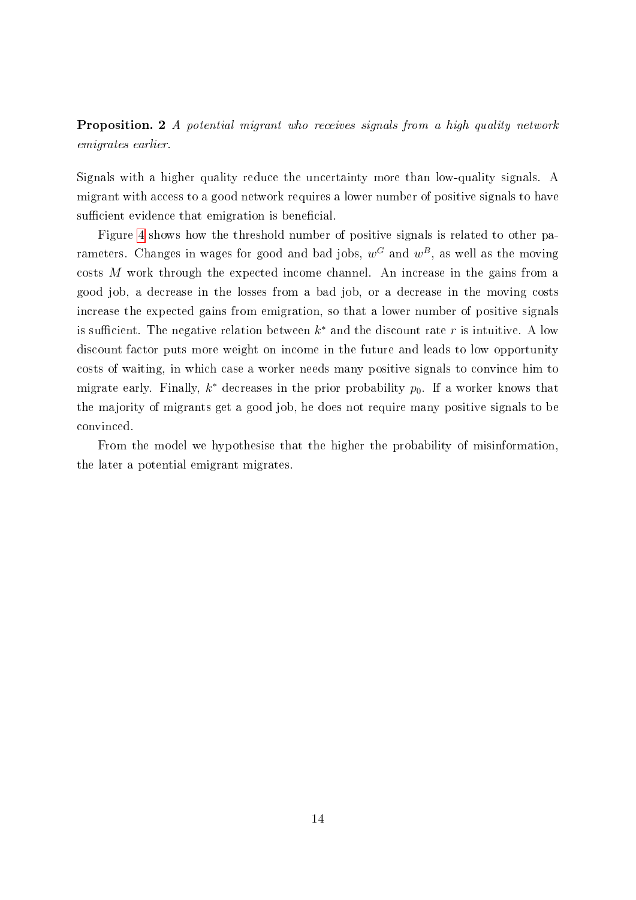**Proposition. 2** *A potential migrant who receives signals from a high quality network emigrates earlier.*

Signals with a higher quality reduce the uncertainty more than low-quality signals. A migrant with access to a good network requires a lower number of positive signals to have sufficient evidence that emigration is beneficial.

Figure 4 shows how the threshold number of positive signals is related to other parameters. Changes in wages for good and bad jobs, $w^G$ and $w^B$, as well as the moving costs $M$ work through the expected income channel. An increase in the gains from a good job, a decrease in the losses from a bad job, or a decrease in the moving costs increase the expected gains from emigration, so that a lower number of positive signals is sufficient. The negative relation between $k^*$ and the discount rate $r$ is intuitive. A low discount factor puts more weight on income in the future and leads to low opportunity costs of waiting, in which case a worker needs many positive signals to convince him to migrate early. Finally, $k^*$ decreases in the prior probability $p_0$. If a worker knows that the majority of migrants get a good job, he does not require many positive signals to be convinced.

From the model we hypothesise that the higher the probability of misinformation, the later a potential emigrant migrates.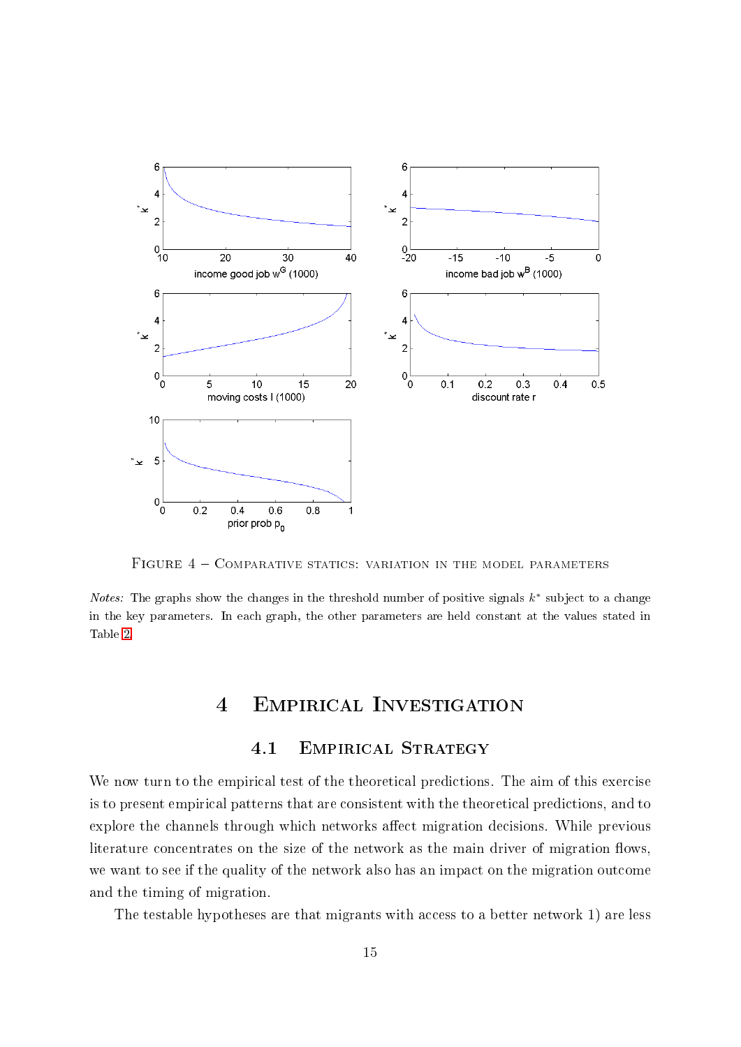FIGURE 4 – COMPARATIVE STATICS: VARIATION IN THE MODEL PARAMETERS

*Notes:* The graphs show the changes in the threshold number of positive signals $k^*$ subject to a change in the key parameters. In each graph, the other parameters are held constant at the values stated in Table 2.

# 4 Empirical Investigation

## 4.1 Empirical Strategy

We now turn to the empirical test of the theoretical predictions. The aim of this exercise is to present empirical patterns that are consistent with the theoretical predictions, and to explore the channels through which networks affect migration decisions. While previous literature concentrates on the size of the network as the main driver of migration flows, we want to see if the quality of the network also has an impact on the migration outcome and the timing of migration.

The testable hypotheses are that migrants with access to a better network 1) are less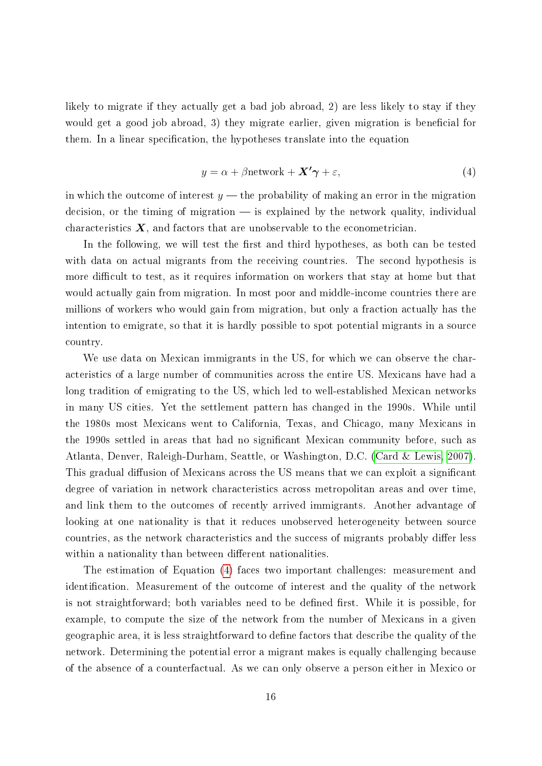likely to migrate if they actually get a bad job abroad, 2) are less likely to stay if they would get a good job abroad, 3) they migrate earlier, given migration is beneficial for them. In a linear specification, the hypotheses translate into the equation

$$y = \alpha + \beta \text{network} + \boldsymbol{X'}\boldsymbol{\gamma} + \varepsilon, \tag{4}$$

in which the outcome of interest $y$ — the probability of making an error in the migration decision, or the timing of migration — is explained by the network quality, individual characteristics $\boldsymbol{X}$, and factors that are unobservable to the econometrician.

In the following, we will test the first and third hypotheses, as both can be tested with data on actual migrants from the receiving countries. The second hypothesis is more difficult to test, as it requires information on workers that stay at home but that would actually gain from migration. In most poor and middle-income countries there are millions of workers who would gain from migration, but only a fraction actually has the intention to emigrate, so that it is hardly possible to spot potential migrants in a source country.

We use data on Mexican immigrants in the US, for which we can observe the characteristics of a large number of communities across the entire US. Mexicans have had a long tradition of emigrating to the US, which led to well-established Mexican networks in many US cities. Yet the settlement pattern has changed in the 1990s. While until the 1980s most Mexicans went to California, Texas, and Chicago, many Mexicans in the 1990s settled in areas that had no significant Mexican community before, such as Atlanta, Denver, Raleigh-Durham, Seattle, or Washington, D.C. (Card & Lewis, 2007). This gradual diffusion of Mexicans across the US means that we can exploit a significant degree of variation in network characteristics across metropolitan areas and over time, and link them to the outcomes of recently arrived immigrants. Another advantage of looking at one nationality is that it reduces unobserved heterogeneity between source countries, as the network characteristics and the success of migrants probably differ less within a nationality than between different nationalities.

The estimation of Equation (4) faces two important challenges: measurement and identification. Measurement of the outcome of interest and the quality of the network is not straightforward; both variables need to be defined first. While it is possible, for example, to compute the size of the network from the number of Mexicans in a given geographic area, it is less straightforward to define factors that describe the quality of the network. Determining the potential error a migrant makes is equally challenging because of the absence of a counterfactual. As we can only observe a person either in Mexico or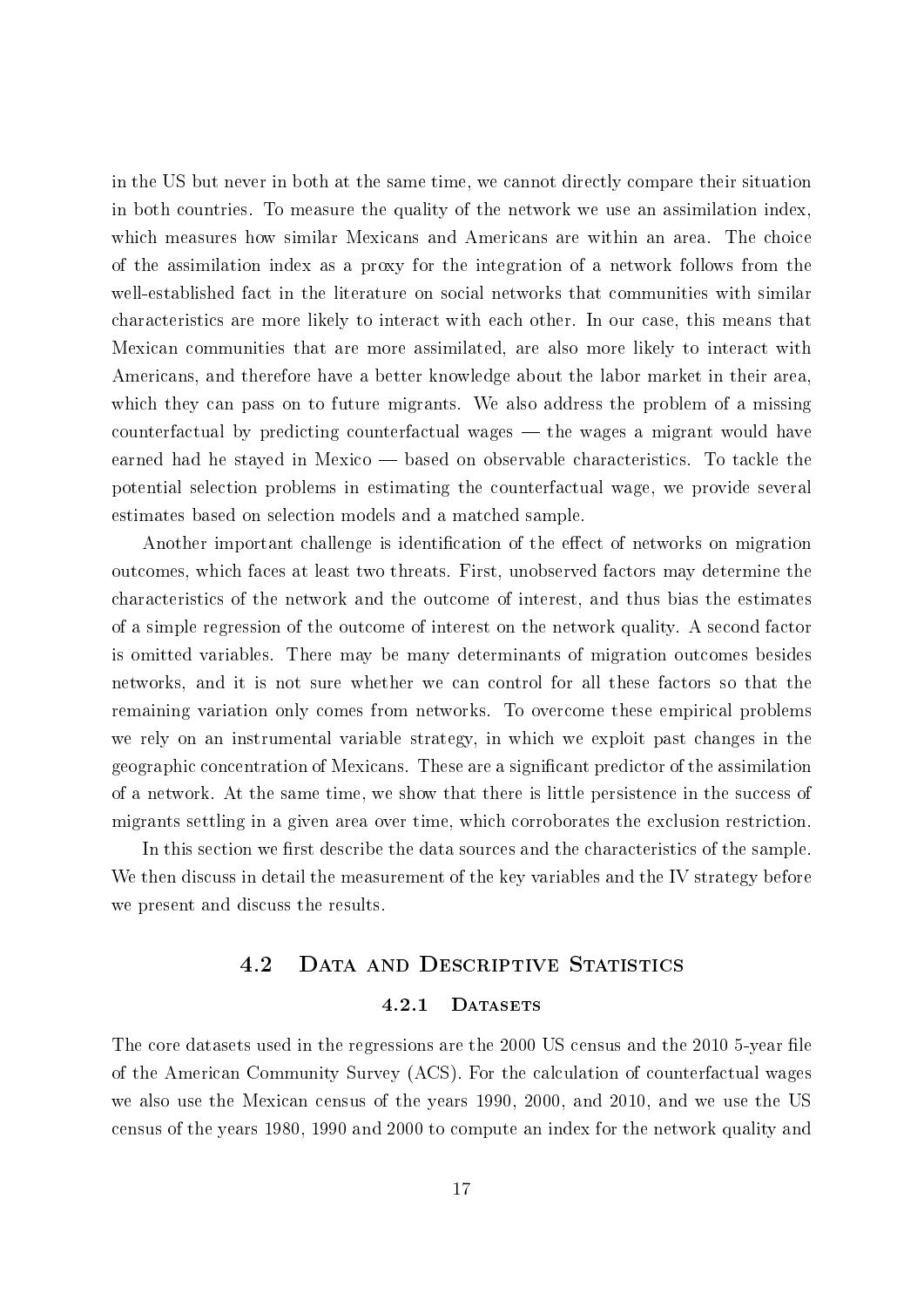in the US but never in both at the same time, we cannot directly compare their situation in both countries. To measure the quality of the network we use an assimilation index, which measures how similar Mexicans and Americans are within an area. The choice of the assimilation index as a proxy for the integration of a network follows from the well-established fact in the literature on social networks that communities with similar characteristics are more likely to interact with each other. In our case, this means that Mexican communities that are more assimilated, are also more likely to interact with Americans, and therefore have a better knowledge about the labor market in their area, which they can pass on to future migrants. We also address the problem of a missing counterfactual by predicting counterfactual wages — the wages a migrant would have earned had he stayed in Mexico — based on observable characteristics. To tackle the potential selection problems in estimating the counterfactual wage, we provide several estimates based on selection models and a matched sample.

Another important challenge is identification of the effect of networks on migration outcomes, which faces at least two threats. First, unobserved factors may determine the characteristics of the network and the outcome of interest, and thus bias the estimates of a simple regression of the outcome of interest on the network quality. A second factor is omitted variables. There may be many determinants of migration outcomes besides networks, and it is not sure whether we can control for all these factors so that the remaining variation only comes from networks. To overcome these empirical problems we rely on an instrumental variable strategy, in which we exploit past changes in the geographic concentration of Mexicans. These are a significant predictor of the assimilation of a network. At the same time, we show that there is little persistence in the success of migrants settling in a given area over time, which corroborates the exclusion restriction.

In this section we first describe the data sources and the characteristics of the sample. We then discuss in detail the measurement of the key variables and the IV strategy before we present and discuss the results.

## 4.2 Data and Descriptive Statistics

### 4.2.1 Datasets

The core datasets used in the regressions are the 2000 US census and the 2010 5-year file of the American Community Survey (ACS). For the calculation of counterfactual wages we also use the Mexican census of the years 1990, 2000, and 2010, and we use the US census of the years 1980, 1990 and 2000 to compute an index for the network quality and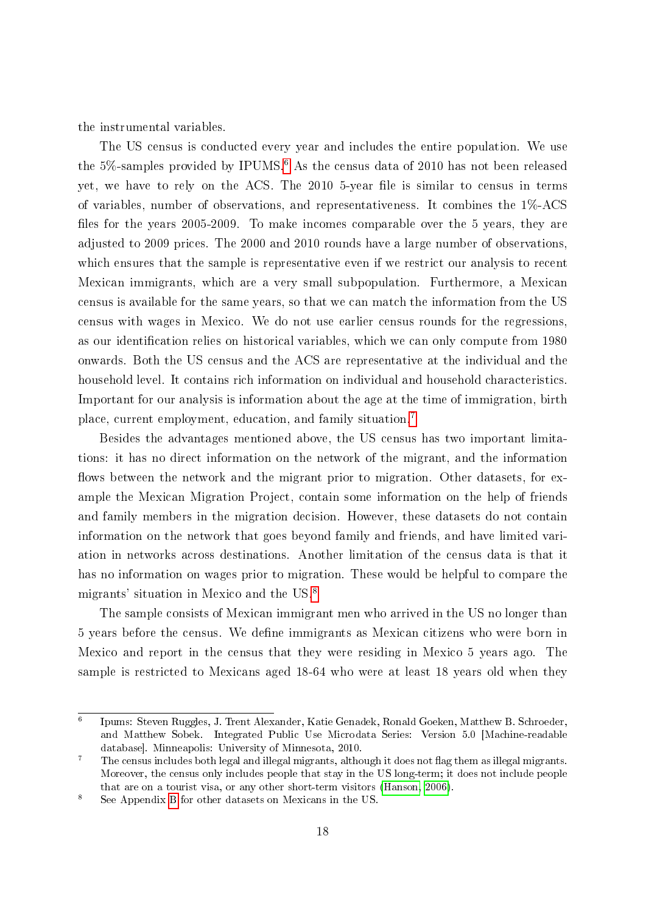the instrumental variables.

The US census is conducted every year and includes the entire population. We use the 5%-samples provided by IPUMS.[6] As the census data of 2010 has not been released yet, we have to rely on the ACS. The 2010 5-year file is similar to census in terms of variables, number of observations, and representativeness. It combines the 1%-ACS files for the years 2005-2009. To make incomes comparable over the 5 years, they are adjusted to 2009 prices. The 2000 and 2010 rounds have a large number of observations, which ensures that the sample is representative even if we restrict our analysis to recent Mexican immigrants, which are a very small subpopulation. Furthermore, a Mexican census is available for the same years, so that we can match the information from the US census with wages in Mexico. We do not use earlier census rounds for the regressions, as our identification relies on historical variables, which we can only compute from 1980 onwards. Both the US census and the ACS are representative at the individual and the household level. It contains rich information on individual and household characteristics. Important for our analysis is information about the age at the time of immigration, birth place, current employment, education, and family situation.[7]

Besides the advantages mentioned above, the US census has two important limitations: it has no direct information on the network of the migrant, and the information flows between the network and the migrant prior to migration. Other datasets, for example the Mexican Migration Project, contain some information on the help of friends and family members in the migration decision. However, these datasets do not contain information on the network that goes beyond family and friends, and have limited variation in networks across destinations. Another limitation of the census data is that it has no information on wages prior to migration. These would be helpful to compare the migrants' situation in Mexico and the US.[8]

The sample consists of Mexican immigrant men who arrived in the US no longer than 5 years before the census. We define immigrants as Mexican citizens who were born in Mexico and report in the census that they were residing in Mexico 5 years ago. The sample is restricted to Mexicans aged 18-64 who were at least 18 years old when they

---

[6] Ipums: Steven Ruggles, J. Trent Alexander, Katie Genadek, Ronald Goeken, Matthew B. Schroeder, and Matthew Sobek. Integrated Public Use Microdata Series: Version 5.0 [Machine-readable database]. Minneapolis: University of Minnesota, 2010.

[7] The census includes both legal and illegal migrants, although it does not flag them as illegal migrants. Moreover, the census only includes people that stay in the US long-term; it does not include people that are on a tourist visa, or any other short-term visitors (Hanson, 2006).

[8] See Appendix B for other datasets on Mexicans in the US.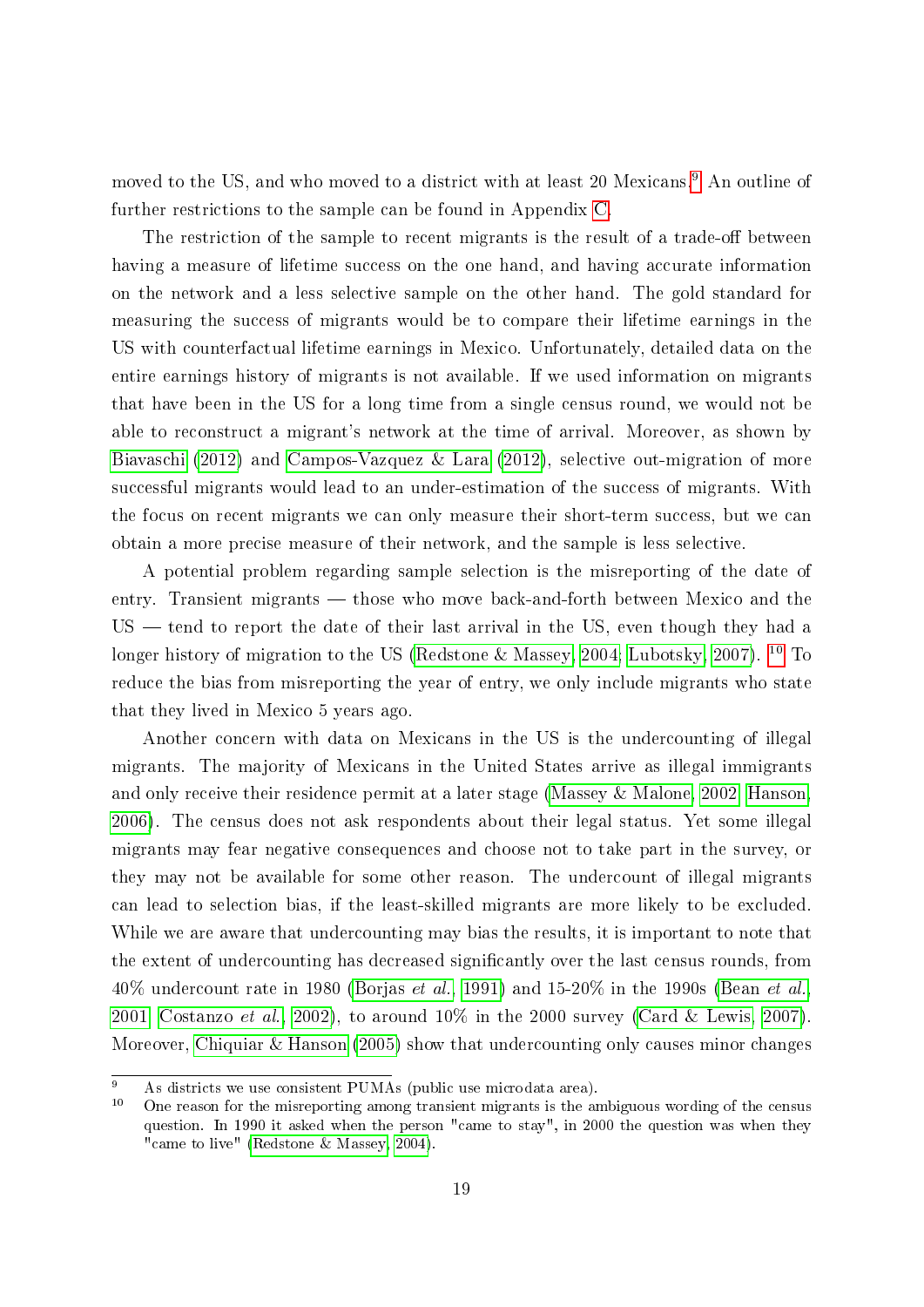moved to the US, and who moved to a district with at least 20 Mexicans.[9] An outline of further restrictions to the sample can be found in Appendix C.

The restriction of the sample to recent migrants is the result of a trade-off between having a measure of lifetime success on the one hand, and having accurate information on the network and a less selective sample on the other hand. The gold standard for measuring the success of migrants would be to compare their lifetime earnings in the US with counterfactual lifetime earnings in Mexico. Unfortunately, detailed data on the entire earnings history of migrants is not available. If we used information on migrants that have been in the US for a long time from a single census round, we would not be able to reconstruct a migrant's network at the time of arrival. Moreover, as shown by Biavaschi (2012) and Campos-Vazquez & Lara (2012), selective out-migration of more successful migrants would lead to an under-estimation of the success of migrants. With the focus on recent migrants we can only measure their short-term success, but we can obtain a more precise measure of their network, and the sample is less selective.

A potential problem regarding sample selection is the misreporting of the date of entry. Transient migrants — those who move back-and-forth between Mexico and the US — tend to report the date of their last arrival in the US, even though they had a longer history of migration to the US (Redstone & Massey, 2004; Lubotsky, 2007). [10] To reduce the bias from misreporting the year of entry, we only include migrants who state that they lived in Mexico 5 years ago.

Another concern with data on Mexicans in the US is the undercounting of illegal migrants. The majority of Mexicans in the United States arrive as illegal immigrants and only receive their residence permit at a later stage (Massey & Malone, 2002; Hanson, 2006). The census does not ask respondents about their legal status. Yet some illegal migrants may fear negative consequences and choose not to take part in the survey, or they may not be available for some other reason. The undercount of illegal migrants can lead to selection bias, if the least-skilled migrants are more likely to be excluded. While we are aware that undercounting may bias the results, it is important to note that the extent of undercounting has decreased significantly over the last census rounds, from 40% undercount rate in 1980 (Borjas *et al.*, 1991) and 15-20% in the 1990s (Bean *et al.*, 2001; Costanzo *et al.*, 2002), to around 10% in the 2000 survey (Card & Lewis, 2007). Moreover, Chiquiar & Hanson (2005) show that undercounting only causes minor changes

[9] As districts we use consistent PUMAs (public use microdata area).

[10] One reason for the misreporting among transient migrants is the ambiguous wording of the census question. In 1990 it asked when the person "came to stay", in 2000 the question was when they "came to live" (Redstone & Massey, 2004).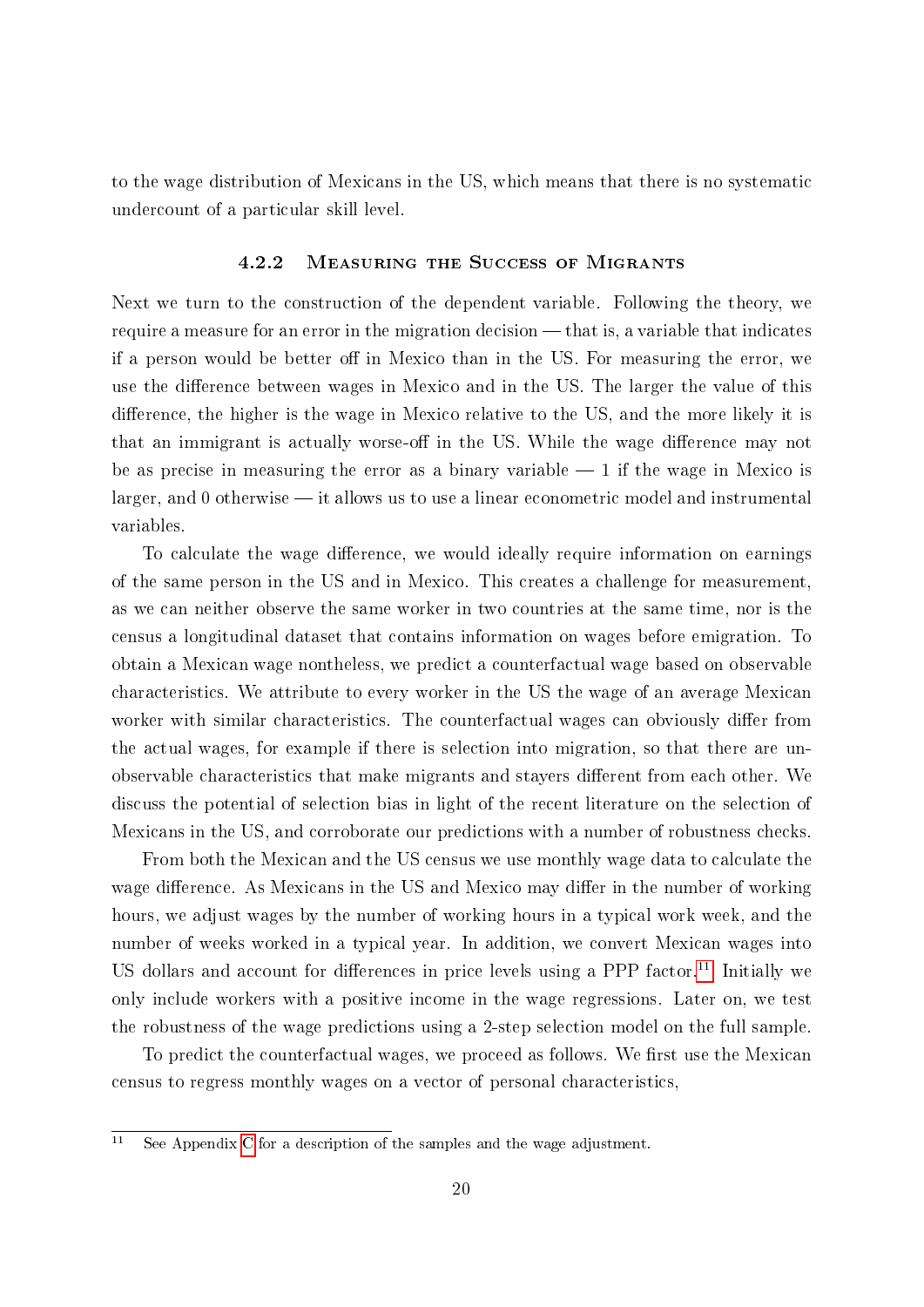to the wage distribution of Mexicans in the US, which means that there is no systematic undercount of a particular skill level.

### 4.2.2 Measuring the Success of Migrants

Next we turn to the construction of the dependent variable. Following the theory, we require a measure for an error in the migration decision — that is, a variable that indicates if a person would be better off in Mexico than in the US. For measuring the error, we use the difference between wages in Mexico and in the US. The larger the value of this difference, the higher is the wage in Mexico relative to the US, and the more likely it is that an immigrant is actually worse-off in the US. While the wage difference may not be as precise in measuring the error as a binary variable — 1 if the wage in Mexico is larger, and 0 otherwise — it allows us to use a linear econometric model and instrumental variables.

To calculate the wage difference, we would ideally require information on earnings of the same person in the US and in Mexico. This creates a challenge for measurement, as we can neither observe the same worker in two countries at the same time, nor is the census a longitudinal dataset that contains information on wages before emigration. To obtain a Mexican wage nontheless, we predict a counterfactual wage based on observable characteristics. We attribute to every worker in the US the wage of an average Mexican worker with similar characteristics. The counterfactual wages can obviously differ from the actual wages, for example if there is selection into migration, so that there are unobservable characteristics that make migrants and stayers different from each other. We discuss the potential of selection bias in light of the recent literature on the selection of Mexicans in the US, and corroborate our predictions with a number of robustness checks.

From both the Mexican and the US census we use monthly wage data to calculate the wage difference. As Mexicans in the US and Mexico may differ in the number of working hours, we adjust wages by the number of working hours in a typical work week, and the number of weeks worked in a typical year. In addition, we convert Mexican wages into US dollars and account for differences in price levels using a PPP factor.[11] Initially we only include workers with a positive income in the wage regressions. Later on, we test the robustness of the wage predictions using a 2-step selection model on the full sample.

To predict the counterfactual wages, we proceed as follows. We first use the Mexican census to regress monthly wages on a vector of personal characteristics,

[11] See Appendix C for a description of the samples and the wage adjustment.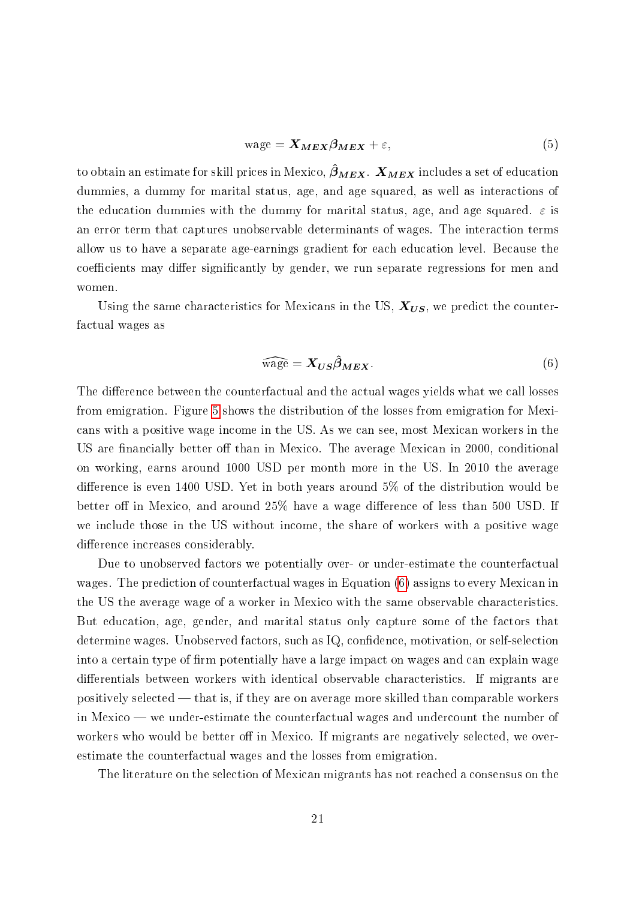$$\text{wage} = \boldsymbol{X_{MEX}\beta_{MEX}} + \varepsilon, \tag{5}$$

to obtain an estimate for skill prices in Mexico, $\hat{\boldsymbol{\beta}}_{\boldsymbol{MEX}}$. $\boldsymbol{X_{MEX}}$ includes a set of education dummies, a dummy for marital status, age, and age squared, as well as interactions of the education dummies with the dummy for marital status, age, and age squared. $\varepsilon$ is an error term that captures unobservable determinants of wages. The interaction terms allow us to have a separate age-earnings gradient for each education level. Because the coefficients may differ significantly by gender, we run separate regressions for men and women.

Using the same characteristics for Mexicans in the US, $\boldsymbol{X_{US}}$, we predict the counterfactual wages as

$$\widehat{\text{wage}} = \boldsymbol{X_{US}}\hat{\boldsymbol{\beta}}_{\boldsymbol{MEX}}. \tag{6}$$

The difference between the counterfactual and the actual wages yields what we call losses from emigration. Figure 5 shows the distribution of the losses from emigration for Mexicans with a positive wage income in the US. As we can see, most Mexican workers in the US are financially better off than in Mexico. The average Mexican in 2000, conditional on working, earns around 1000 USD per month more in the US. In 2010 the average difference is even 1400 USD. Yet in both years around 5% of the distribution would be better off in Mexico, and around 25% have a wage difference of less than 500 USD. If we include those in the US without income, the share of workers with a positive wage difference increases considerably.

Due to unobserved factors we potentially over- or under-estimate the counterfactual wages. The prediction of counterfactual wages in Equation (6) assigns to every Mexican in the US the average wage of a worker in Mexico with the same observable characteristics. But education, age, gender, and marital status only capture some of the factors that determine wages. Unobserved factors, such as IQ, confidence, motivation, or self-selection into a certain type of firm potentially have a large impact on wages and can explain wage differentials between workers with identical observable characteristics. If migrants are positively selected — that is, if they are on average more skilled than comparable workers in Mexico — we under-estimate the counterfactual wages and undercount the number of workers who would be better off in Mexico. If migrants are negatively selected, we over-estimate the counterfactual wages and the losses from emigration.

The literature on the selection of Mexican migrants has not reached a consensus on the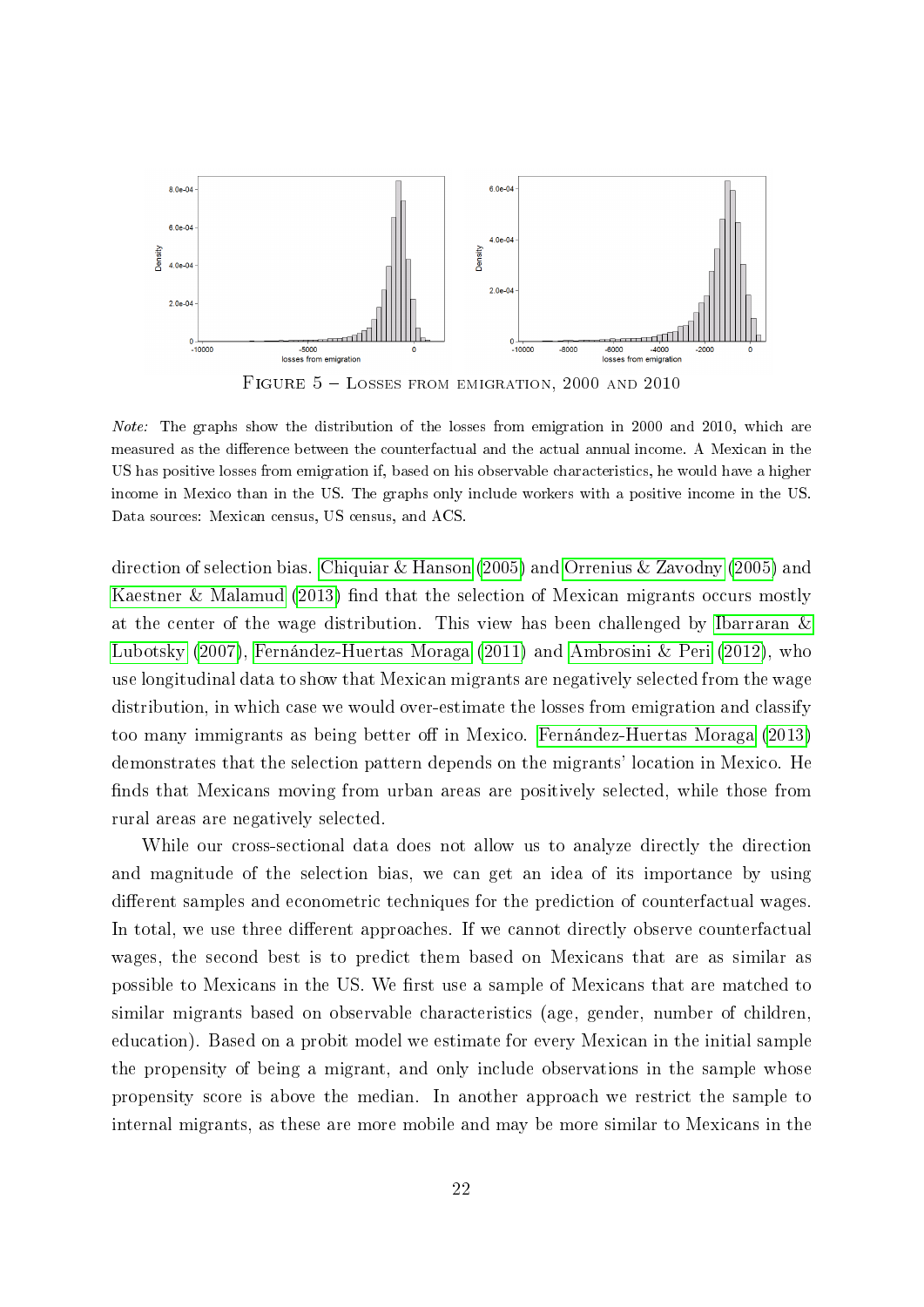FIGURE 5 – LOSSES FROM EMIGRATION, 2000 AND 2010

*Note:* The graphs show the distribution of the losses from emigration in 2000 and 2010, which are measured as the difference between the counterfactual and the actual annual income. A Mexican in the US has positive losses from emigration if, based on his observable characteristics, he would have a higher income in Mexico than in the US. The graphs only include workers with a positive income in the US. Data sources: Mexican census, US census, and ACS.

direction of selection bias. Chiquiar & Hanson (2005) and Orrenius & Zavodny (2005) and Kaestner & Malamud (2013) find that the selection of Mexican migrants occurs mostly at the center of the wage distribution. This view has been challenged by Ibarraran & Lubotsky (2007), Fernández-Huertas Moraga (2011) and Ambrosini & Peri (2012), who use longitudinal data to show that Mexican migrants are negatively selected from the wage distribution, in which case we would over-estimate the losses from emigration and classify too many immigrants as being better off in Mexico. Fernández-Huertas Moraga (2013) demonstrates that the selection pattern depends on the migrants' location in Mexico. He finds that Mexicans moving from urban areas are positively selected, while those from rural areas are negatively selected.

While our cross-sectional data does not allow us to analyze directly the direction and magnitude of the selection bias, we can get an idea of its importance by using different samples and econometric techniques for the prediction of counterfactual wages. In total, we use three different approaches. If we cannot directly observe counterfactual wages, the second best is to predict them based on Mexicans that are as similar as possible to Mexicans in the US. We first use a sample of Mexicans that are matched to similar migrants based on observable characteristics (age, gender, number of children, education). Based on a probit model we estimate for every Mexican in the initial sample the propensity of being a migrant, and only include observations in the sample whose propensity score is above the median. In another approach we restrict the sample to internal migrants, as these are more mobile and may be more similar to Mexicans in the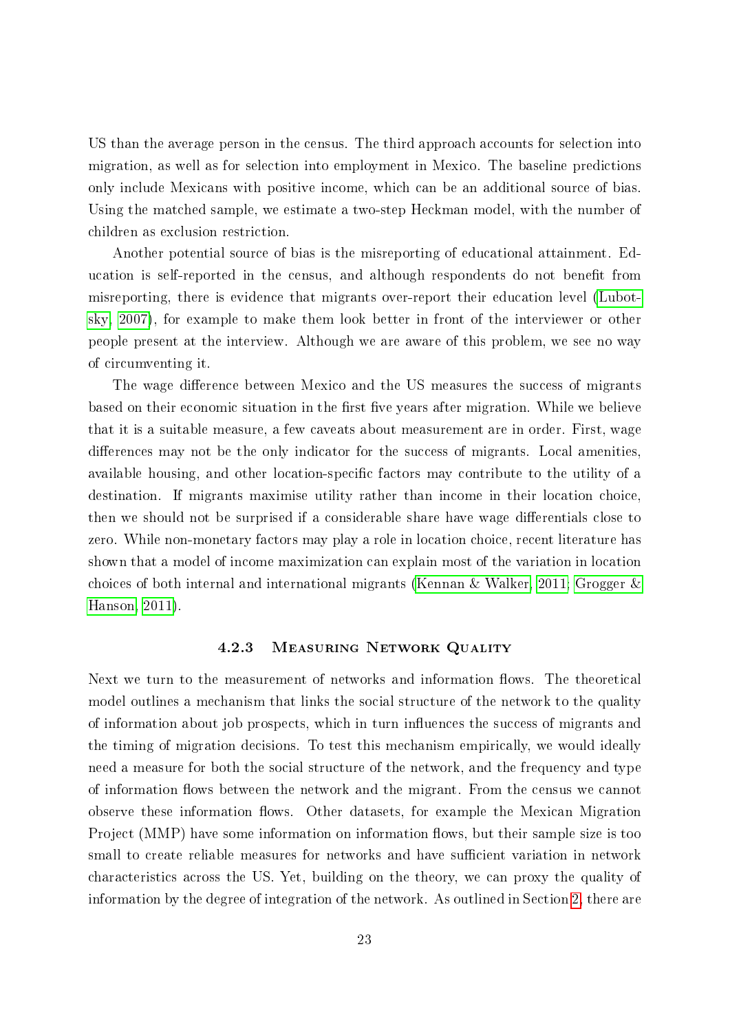US than the average person in the census. The third approach accounts for selection into migration, as well as for selection into employment in Mexico. The baseline predictions only include Mexicans with positive income, which can be an additional source of bias. Using the matched sample, we estimate a two-step Heckman model, with the number of children as exclusion restriction.

Another potential source of bias is the misreporting of educational attainment. Education is self-reported in the census, and although respondents do not benefit from misreporting, there is evidence that migrants over-report their education level (Lubotsky, 2007), for example to make them look better in front of the interviewer or other people present at the interview. Although we are aware of this problem, we see no way of circumventing it.

The wage difference between Mexico and the US measures the success of migrants based on their economic situation in the first five years after migration. While we believe that it is a suitable measure, a few caveats about measurement are in order. First, wage differences may not be the only indicator for the success of migrants. Local amenities, available housing, and other location-specific factors may contribute to the utility of a destination. If migrants maximise utility rather than income in their location choice, then we should not be surprised if a considerable share have wage differentials close to zero. While non-monetary factors may play a role in location choice, recent literature has shown that a model of income maximization can explain most of the variation in location choices of both internal and international migrants (Kennan & Walker, 2011; Grogger & Hanson, 2011).

#### 4.2.3 Measuring Network Quality

Next we turn to the measurement of networks and information flows. The theoretical model outlines a mechanism that links the social structure of the network to the quality of information about job prospects, which in turn influences the success of migrants and the timing of migration decisions. To test this mechanism empirically, we would ideally need a measure for both the social structure of the network, and the frequency and type of information flows between the network and the migrant. From the census we cannot observe these information flows. Other datasets, for example the Mexican Migration Project (MMP) have some information on information flows, but their sample size is too small to create reliable measures for networks and have sufficient variation in network characteristics across the US. Yet, building on the theory, we can proxy the quality of information by the degree of integration of the network. As outlined in Section 2, there are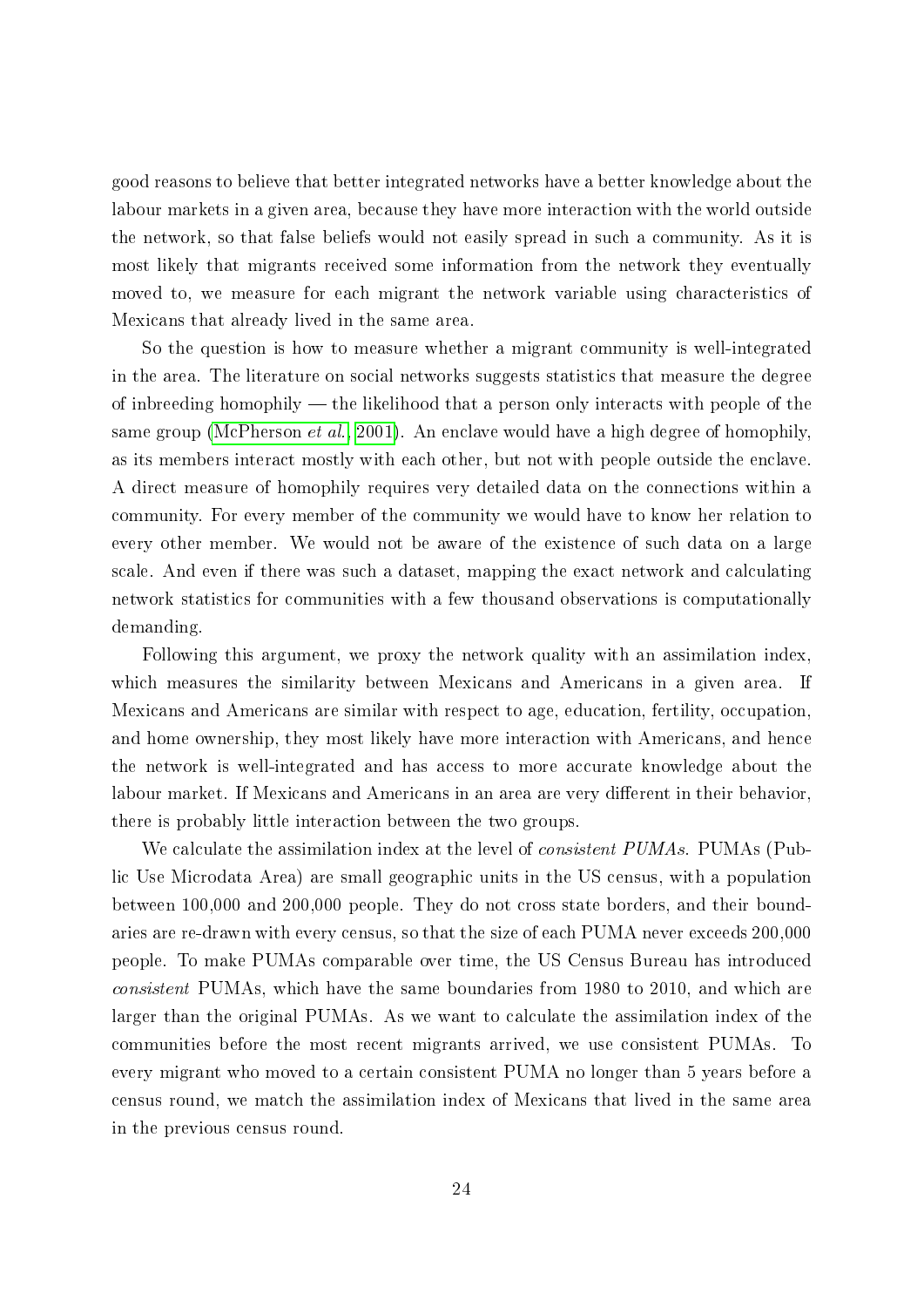good reasons to believe that better integrated networks have a better knowledge about the labour markets in a given area, because they have more interaction with the world outside the network, so that false beliefs would not easily spread in such a community. As it is most likely that migrants received some information from the network they eventually moved to, we measure for each migrant the network variable using characteristics of Mexicans that already lived in the same area.

So the question is how to measure whether a migrant community is well-integrated in the area. The literature on social networks suggests statistics that measure the degree of inbreeding homophily — the likelihood that a person only interacts with people of the same group (McPherson *et al.*, 2001). An enclave would have a high degree of homophily, as its members interact mostly with each other, but not with people outside the enclave. A direct measure of homophily requires very detailed data on the connections within a community. For every member of the community we would have to know her relation to every other member. We would not be aware of the existence of such data on a large scale. And even if there was such a dataset, mapping the exact network and calculating network statistics for communities with a few thousand observations is computationally demanding.

Following this argument, we proxy the network quality with an assimilation index, which measures the similarity between Mexicans and Americans in a given area. If Mexicans and Americans are similar with respect to age, education, fertility, occupation, and home ownership, they most likely have more interaction with Americans, and hence the network is well-integrated and has access to more accurate knowledge about the labour market. If Mexicans and Americans in an area are very different in their behavior, there is probably little interaction between the two groups.

We calculate the assimilation index at the level of *consistent PUMAs*. PUMAs (Public Use Microdata Area) are small geographic units in the US census, with a population between 100,000 and 200,000 people. They do not cross state borders, and their boundaries are re-drawn with every census, so that the size of each PUMA never exceeds 200,000 people. To make PUMAs comparable over time, the US Census Bureau has introduced *consistent* PUMAs, which have the same boundaries from 1980 to 2010, and which are larger than the original PUMAs. As we want to calculate the assimilation index of the communities before the most recent migrants arrived, we use consistent PUMAs. To every migrant who moved to a certain consistent PUMA no longer than 5 years before a census round, we match the assimilation index of Mexicans that lived in the same area in the previous census round.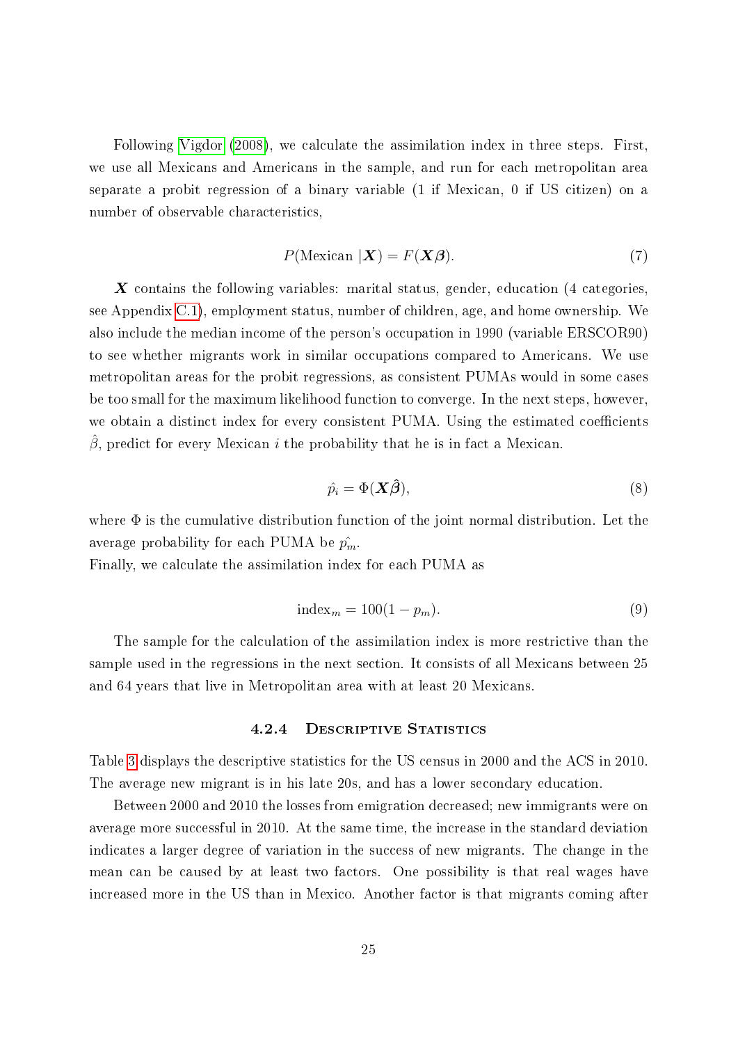Following Vigdor (2008), we calculate the assimilation index in three steps. First, we use all Mexicans and Americans in the sample, and run for each metropolitan area separate a probit regression of a binary variable (1 if Mexican, 0 if US citizen) on a number of observable characteristics,

$$P(\text{Mexican } |\boldsymbol{X}) = F(\boldsymbol{X\beta}). \tag{7}$$

$\boldsymbol{X}$ contains the following variables: marital status, gender, education (4 categories, see Appendix C.1), employment status, number of children, age, and home ownership. We also include the median income of the person's occupation in 1990 (variable ERSCOR90) to see whether migrants work in similar occupations compared to Americans. We use metropolitan areas for the probit regressions, as consistent PUMAs would in some cases be too small for the maximum likelihood function to converge. In the next steps, however, we obtain a distinct index for every consistent PUMA. Using the estimated coefficients $\hat{\beta}$, predict for every Mexican $i$ the probability that he is in fact a Mexican.

$$\hat{p_i} = \Phi(\boldsymbol{X}\hat{\boldsymbol{\beta}}), \tag{8}$$

where $\Phi$ is the cumulative distribution function of the joint normal distribution. Let the average probability for each PUMA be $\hat{p_m}$.
Finally, we calculate the assimilation index for each PUMA as

$$\text{index}_m = 100(1 - p_m). \tag{9}$$

The sample for the calculation of the assimilation index is more restrictive than the sample used in the regressions in the next section. It consists of all Mexicans between 25 and 64 years that live in Metropolitan area with at least 20 Mexicans.

### 4.2.4 Descriptive Statistics

Table 3 displays the descriptive statistics for the US census in 2000 and the ACS in 2010. The average new migrant is in his late 20s, and has a lower secondary education.

Between 2000 and 2010 the losses from emigration decreased; new immigrants were on average more successful in 2010. At the same time, the increase in the standard deviation indicates a larger degree of variation in the success of new migrants. The change in the mean can be caused by at least two factors. One possibility is that real wages have increased more in the US than in Mexico. Another factor is that migrants coming after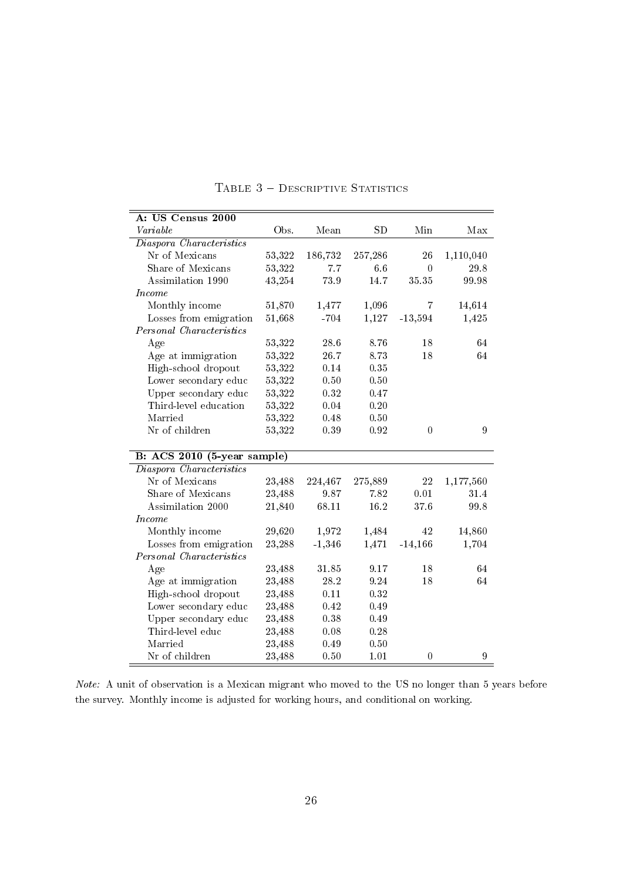Table 3 – Descriptive Statistics

| **A: US Census 2000** | | | | | |
|---|---|---|---|---|---|
| *Variable* | Obs. | Mean | SD | Min | Max |
| *Diaspora Characteristics* | | | | | |
| Nr of Mexicans | 53,322 | 186,732 | 257,286 | 26 | 1,110,040 |
| Share of Mexicans | 53,322 | 7.7 | 6.6 | 0 | 29.8 |
| Assimilation 1990 | 43,254 | 73.9 | 14.7 | 35.35 | 99.98 |
| *Income* | | | | | |
| Monthly income | 51,870 | 1,477 | 1,096 | 7 | 14,614 |
| Losses from emigration | 51,668 | -704 | 1,127 | -13,594 | 1,425 |
| *Personal Characteristics* | | | | | |
| Age | 53,322 | 28.6 | 8.76 | 18 | 64 |
| Age at immigration | 53,322 | 26.7 | 8.73 | 18 | 64 |
| High-school dropout | 53,322 | 0.14 | 0.35 | | |
| Lower secondary educ | 53,322 | 0.50 | 0.50 | | |
| Upper secondary educ | 53,322 | 0.32 | 0.47 | | |
| Third-level education | 53,322 | 0.04 | 0.20 | | |
| Married | 53,322 | 0.48 | 0.50 | | |
| Nr of children | 53,322 | 0.39 | 0.92 | 0 | 9 |
| **B: ACS 2010 (5-year sample)** | | | | | |
| *Diaspora Characteristics* | | | | | |
| Nr of Mexicans | 23,488 | 224,467 | 275,889 | 22 | 1,177,560 |
| Share of Mexicans | 23,488 | 9.87 | 7.82 | 0.01 | 31.4 |
| Assimilation 2000 | 21,840 | 68.11 | 16.2 | 37.6 | 99.8 |
| *Income* | | | | | |
| Monthly income | 29,620 | 1,972 | 1,484 | 42 | 14,860 |
| Losses from emigration | 23,288 | -1,346 | 1,471 | -14,166 | 1,704 |
| *Personal Characteristics* | | | | | |
| Age | 23,488 | 31.85 | 9.17 | 18 | 64 |
| Age at immigration | 23,488 | 28.2 | 9.24 | 18 | 64 |
| High-school dropout | 23,488 | 0.11 | 0.32 | | |
| Lower secondary educ | 23,488 | 0.42 | 0.49 | | |
| Upper secondary educ | 23,488 | 0.38 | 0.49 | | |
| Third-level educ | 23,488 | 0.08 | 0.28 | | |
| Married | 23,488 | 0.49 | 0.50 | | |
| Nr of children | 23,488 | 0.50 | 1.01 | 0 | 9 |

*Note:* A unit of observation is a Mexican migrant who moved to the US no longer than 5 years before the survey. Monthly income is adjusted for working hours, and conditional on working.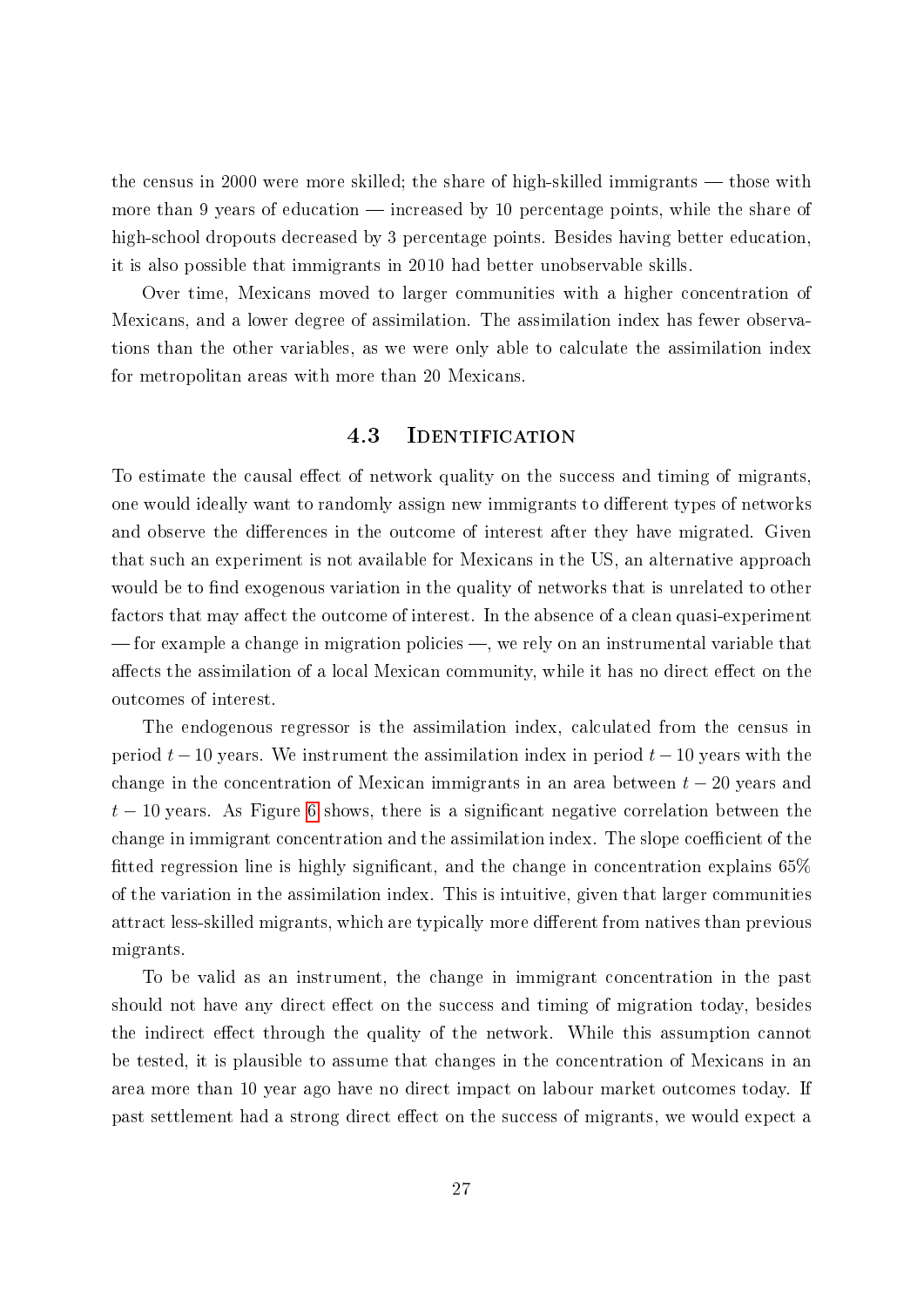the census in 2000 were more skilled; the share of high-skilled immigrants — those with more than 9 years of education — increased by 10 percentage points, while the share of high-school dropouts decreased by 3 percentage points. Besides having better education, it is also possible that immigrants in 2010 had better unobservable skills.

Over time, Mexicans moved to larger communities with a higher concentration of Mexicans, and a lower degree of assimilation. The assimilation index has fewer observations than the other variables, as we were only able to calculate the assimilation index for metropolitan areas with more than 20 Mexicans.

### 4.3 Identification

To estimate the causal effect of network quality on the success and timing of migrants, one would ideally want to randomly assign new immigrants to different types of networks and observe the differences in the outcome of interest after they have migrated. Given that such an experiment is not available for Mexicans in the US, an alternative approach would be to find exogenous variation in the quality of networks that is unrelated to other factors that may affect the outcome of interest. In the absence of a clean quasi-experiment — for example a change in migration policies —, we rely on an instrumental variable that affects the assimilation of a local Mexican community, while it has no direct effect on the outcomes of interest.

The endogenous regressor is the assimilation index, calculated from the census in period $t-10$ years. We instrument the assimilation index in period $t-10$ years with the change in the concentration of Mexican immigrants in an area between $t-20$ years and $t-10$ years. As Figure 6 shows, there is a significant negative correlation between the change in immigrant concentration and the assimilation index. The slope coefficient of the fitted regression line is highly significant, and the change in concentration explains 65% of the variation in the assimilation index. This is intuitive, given that larger communities attract less-skilled migrants, which are typically more different from natives than previous migrants.

To be valid as an instrument, the change in immigrant concentration in the past should not have any direct effect on the success and timing of migration today, besides the indirect effect through the quality of the network. While this assumption cannot be tested, it is plausible to assume that changes in the concentration of Mexicans in an area more than 10 year ago have no direct impact on labour market outcomes today. If past settlement had a strong direct effect on the success of migrants, we would expect a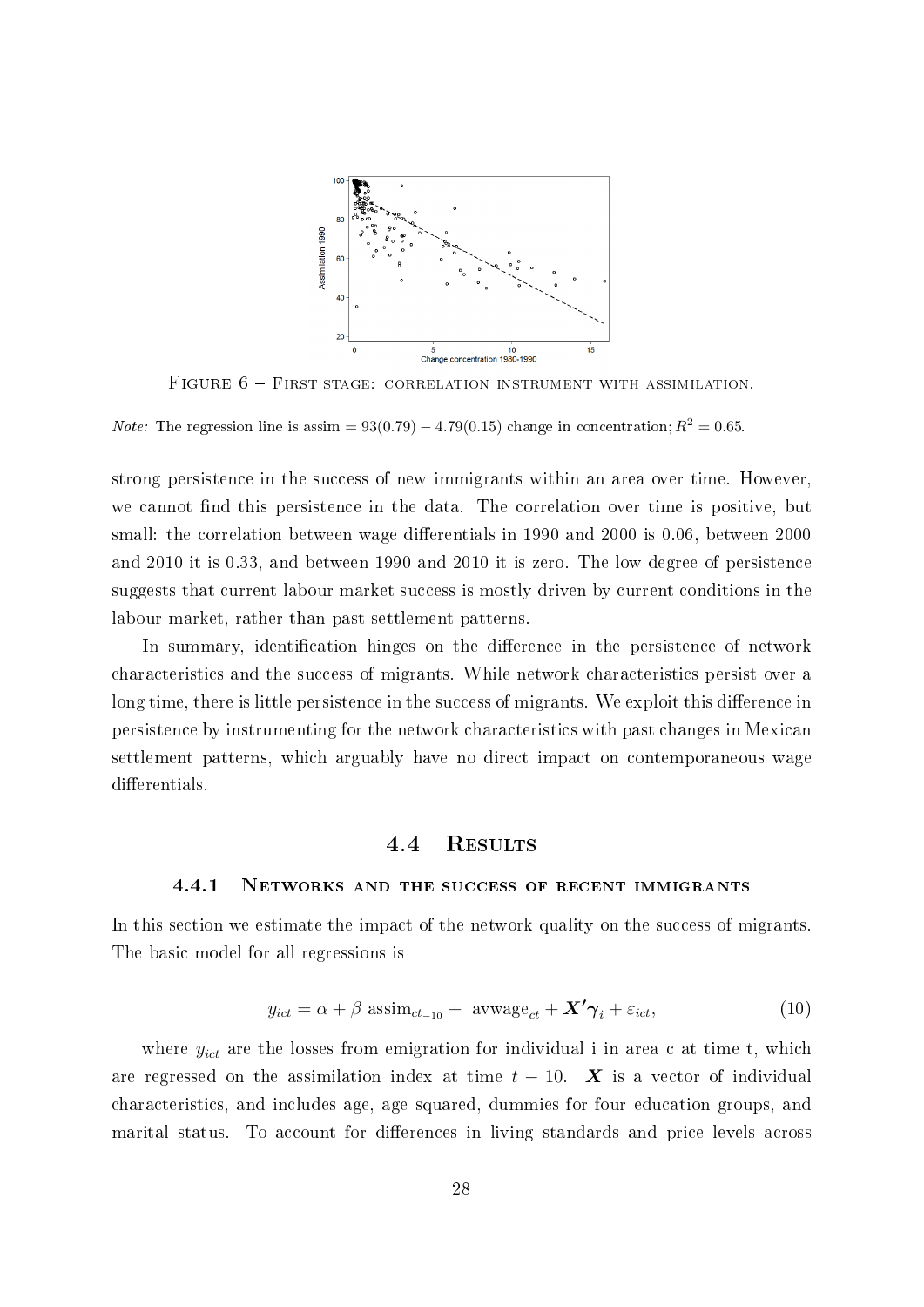FIGURE 6 – FIRST STAGE: CORRELATION INSTRUMENT WITH ASSIMILATION.

*Note:* The regression line is assim = 93(0.79) − 4.79(0.15) change in concentration; $R^2 = 0.65$.

strong persistence in the success of new immigrants within an area over time. However, we cannot find this persistence in the data. The correlation over time is positive, but small: the correlation between wage differentials in 1990 and 2000 is 0.06, between 2000 and 2010 it is 0.33, and between 1990 and 2010 it is zero. The low degree of persistence suggests that current labour market success is mostly driven by current conditions in the labour market, rather than past settlement patterns.

In summary, identification hinges on the difference in the persistence of network characteristics and the success of migrants. While network characteristics persist over a long time, there is little persistence in the success of migrants. We exploit this difference in persistence by instrumenting for the network characteristics with past changes in Mexican settlement patterns, which arguably have no direct impact on contemporaneous wage differentials.

## 4.4 RESULTS

### 4.4.1 NETWORKS AND THE SUCCESS OF RECENT IMMIGRANTS

In this section we estimate the impact of the network quality on the success of migrants. The basic model for all regressions is

$$y_{ict} = \alpha + \beta \text{ assim}_{ct_{-10}} + \text{ avwage}_{ct} + \boldsymbol{X'}\boldsymbol{\gamma}_i + \varepsilon_{ict}, \tag{10}$$

where $y_{ict}$ are the losses from emigration for individual i in area c at time t, which are regressed on the assimilation index at time $t-10$. $\boldsymbol{X}$ is a vector of individual characteristics, and includes age, age squared, dummies for four education groups, and marital status. To account for differences in living standards and price levels across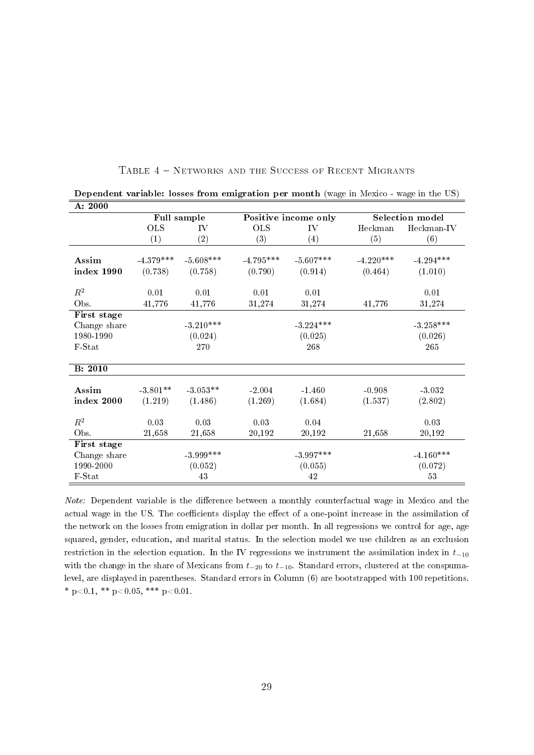Table 4 – Networks and the Success of Recent Migrants

**Dependent variable: losses from emigration per month** (wage in Mexico - wage in the US)

| **A: 2000** | | | | | | |
|---|---|---|---|---|---|---|
| | **Full sample** | | **Positive income only** | | **Selection model** | |
| | OLS | IV | OLS | IV | Heckman | Heckman-IV |
| | (1) | (2) | (3) | (4) | (5) | (6) |
| **Assim index 1990** | -4.379*** | -5.608*** | -4.795*** | -5.607*** | -4.220*** | -4.294*** |
| | (0.738) | (0.758) | (0.790) | (0.914) | (0.464) | (1.010) |
| $R^2$ | 0.01 | 0.01 | 0.01 | 0.01 | | 0.01 |
| Obs. | 41,776 | 41,776 | 31,274 | 31,274 | 41,776 | 31,274 |
| **First stage** | | | | | | |
| Change share 1980-1990 | | -3.210*** | | -3.224*** | | -3.258*** |
| | | (0.024) | | (0.025) | | (0.026) |
| F-Stat | | 270 | | 268 | | 265 |
| **B: 2010** | | | | | | |
| **Assim index 2000** | -3.801** | -3.053** | -2.004 | -1.460 | -0.908 | -3.032 |
| | (1.219) | (1.486) | (1.269) | (1.684) | (1.537) | (2.802) |
| $R^2$ | 0.03 | 0.03 | 0.03 | 0.04 | | 0.03 |
| Obs. | 21,658 | 21,658 | 20,192 | 20,192 | 21,658 | 20,192 |
| **First stage** | | | | | | |
| Change share 1990-2000 | | -3.999*** | | -3.997*** | | -4.160*** |
| | | (0.052) | | (0.055) | | (0.072) |
| F-Stat | | 43 | | 42 | | 53 |

*Note:* Dependent variable is the difference between a monthly counterfactual wage in Mexico and the actual wage in the US. The coefficients display the effect of a one-point increase in the assimilation of the network on the losses from emigration in dollar per month. In all regressions we control for age, age squared, gender, education, and marital status. In the selection model we use children as an exclusion restriction in the selection equation. In the IV regressions we instrument the assimilation index in $t_{-10}$ with the change in the share of Mexicans from $t_{-20}$ to $t_{-10}$. Standard errors, clustered at the conspuma-level, are displayed in parentheses. Standard errors in Column (6) are bootstrapped with 100 repetitions. * p<0.1, ** p<0.05, *** p<0.01.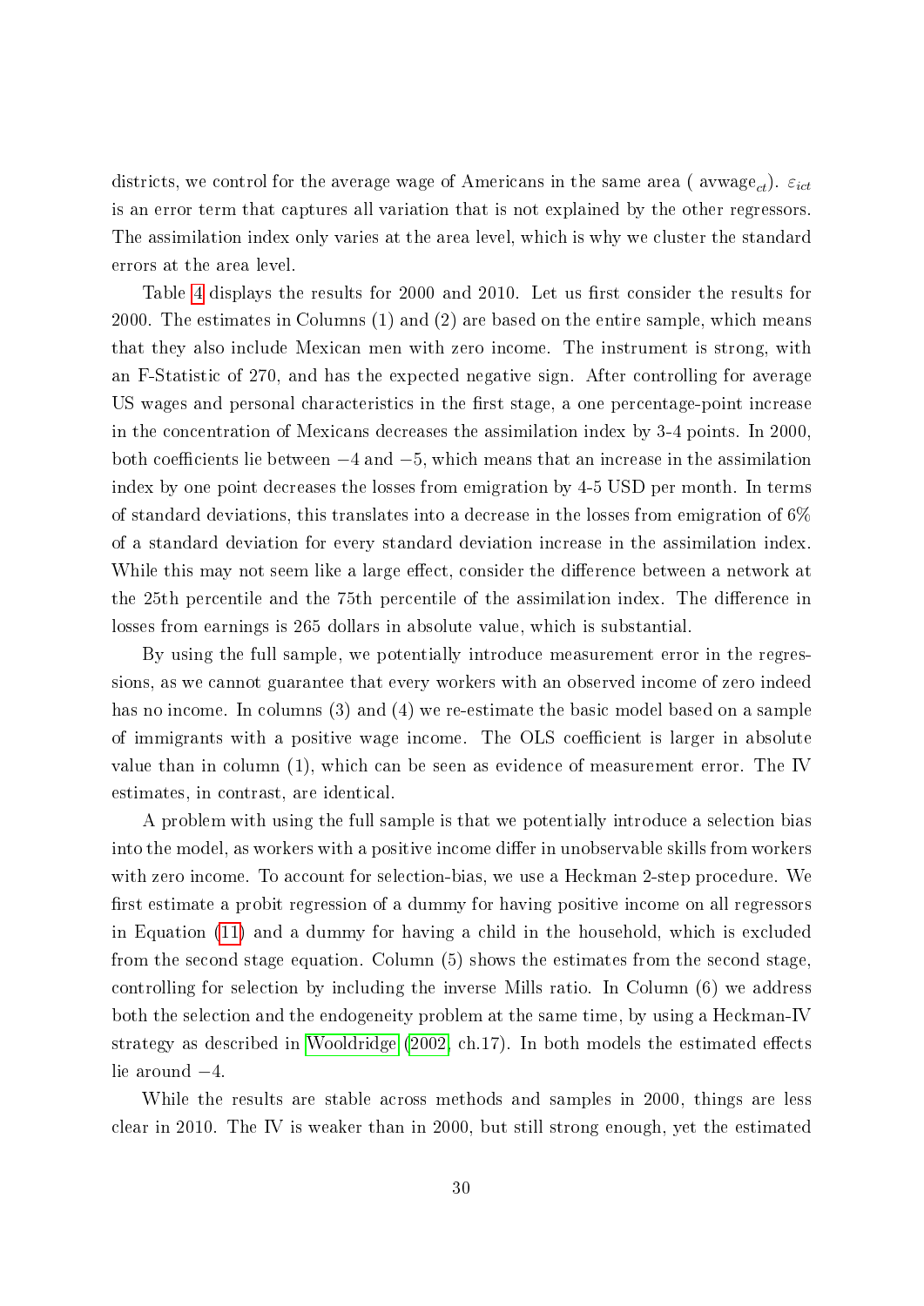districts, we control for the average wage of Americans in the same area ( $\text{avwage}_{ct}$). $\varepsilon_{ict}$ is an error term that captures all variation that is not explained by the other regressors. The assimilation index only varies at the area level, which is why we cluster the standard errors at the area level.

Table 4 displays the results for 2000 and 2010. Let us first consider the results for 2000. The estimates in Columns (1) and (2) are based on the entire sample, which means that they also include Mexican men with zero income. The instrument is strong, with an F-Statistic of 270, and has the expected negative sign. After controlling for average US wages and personal characteristics in the first stage, a one percentage-point increase in the concentration of Mexicans decreases the assimilation index by 3-4 points. In 2000, both coefficients lie between $-4$ and $-5$, which means that an increase in the assimilation index by one point decreases the losses from emigration by 4-5 USD per month. In terms of standard deviations, this translates into a decrease in the losses from emigration of 6% of a standard deviation for every standard deviation increase in the assimilation index. While this may not seem like a large effect, consider the difference between a network at the 25th percentile and the 75th percentile of the assimilation index. The difference in losses from earnings is 265 dollars in absolute value, which is substantial.

By using the full sample, we potentially introduce measurement error in the regressions, as we cannot guarantee that every workers with an observed income of zero indeed has no income. In columns (3) and (4) we re-estimate the basic model based on a sample of immigrants with a positive wage income. The OLS coefficient is larger in absolute value than in column (1), which can be seen as evidence of measurement error. The IV estimates, in contrast, are identical.

A problem with using the full sample is that we potentially introduce a selection bias into the model, as workers with a positive income differ in unobservable skills from workers with zero income. To account for selection-bias, we use a Heckman 2-step procedure. We first estimate a probit regression of a dummy for having positive income on all regressors in Equation (11) and a dummy for having a child in the household, which is excluded from the second stage equation. Column (5) shows the estimates from the second stage, controlling for selection by including the inverse Mills ratio. In Column (6) we address both the selection and the endogeneity problem at the same time, by using a Heckman-IV strategy as described in Wooldridge (2002, ch.17). In both models the estimated effects lie around $-4$.

While the results are stable across methods and samples in 2000, things are less clear in 2010. The IV is weaker than in 2000, but still strong enough, yet the estimated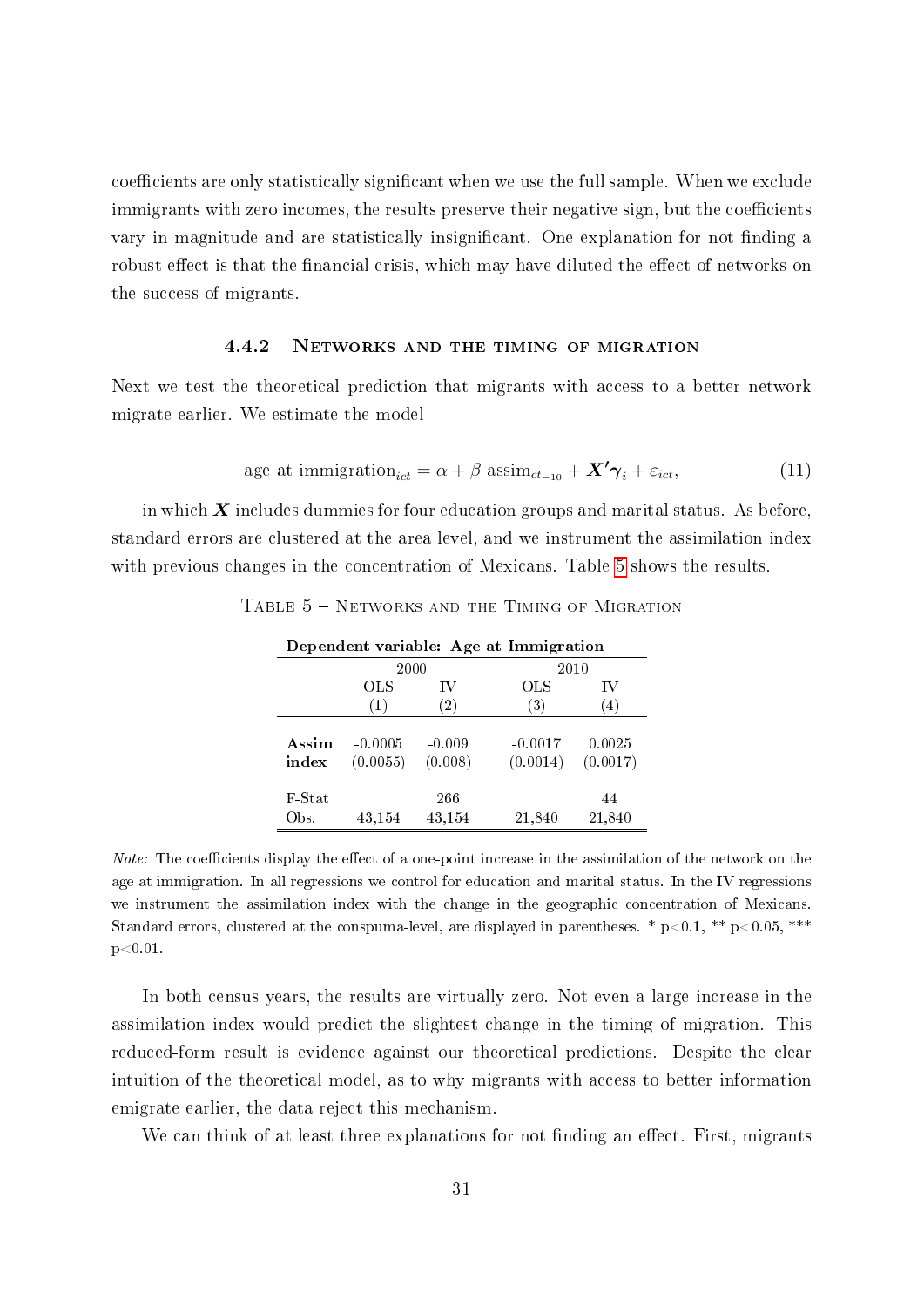coefficients are only statistically significant when we use the full sample. When we exclude immigrants with zero incomes, the results preserve their negative sign, but the coefficients vary in magnitude and are statistically insignificant. One explanation for not finding a robust effect is that the financial crisis, which may have diluted the effect of networks on the success of migrants.

### 4.4.2 Networks and the timing of migration

Next we test the theoretical prediction that migrants with access to a better network migrate earlier. We estimate the model

$$\text{age at immigration}_{ict} = \alpha + \beta \text{ assim}_{ct_{-10}} + \boldsymbol{X'}\boldsymbol{\gamma}_i + \varepsilon_{ict}, \tag{11}$$

in which $\boldsymbol{X}$ includes dummies for four education groups and marital status. As before, standard errors are clustered at the area level, and we instrument the assimilation index with previous changes in the concentration of Mexicans. Table 5 shows the results.

Table 5 – Networks and the Timing of Migration

| **Dependent variable: Age at Immigration** | | | | |
|---|---|---|---|---|
| | 2000 | | 2010 | |
| | OLS | IV | OLS | IV |
| | (1) | (2) | (3) | (4) |
| **Assim index** | -0.0005 | -0.009 | -0.0017 | 0.0025 |
| | (0.0055) | (0.008) | (0.0014) | (0.0017) |
| F-Stat | | 266 | | 44 |
| Obs. | 43,154 | 43,154 | 21,840 | 21,840 |

*Note:* The coefficients display the effect of a one-point increase in the assimilation of the network on the age at immigration. In all regressions we control for education and marital status. In the IV regressions we instrument the assimilation index with the change in the geographic concentration of Mexicans. Standard errors, clustered at the conspuma-level, are displayed in parentheses. * p<0.1, ** p<0.05, *** p<0.01.

In both census years, the results are virtually zero. Not even a large increase in the assimilation index would predict the slightest change in the timing of migration. This reduced-form result is evidence against our theoretical predictions. Despite the clear intuition of the theoretical model, as to why migrants with access to better information emigrate earlier, the data reject this mechanism.

We can think of at least three explanations for not finding an effect. First, migrants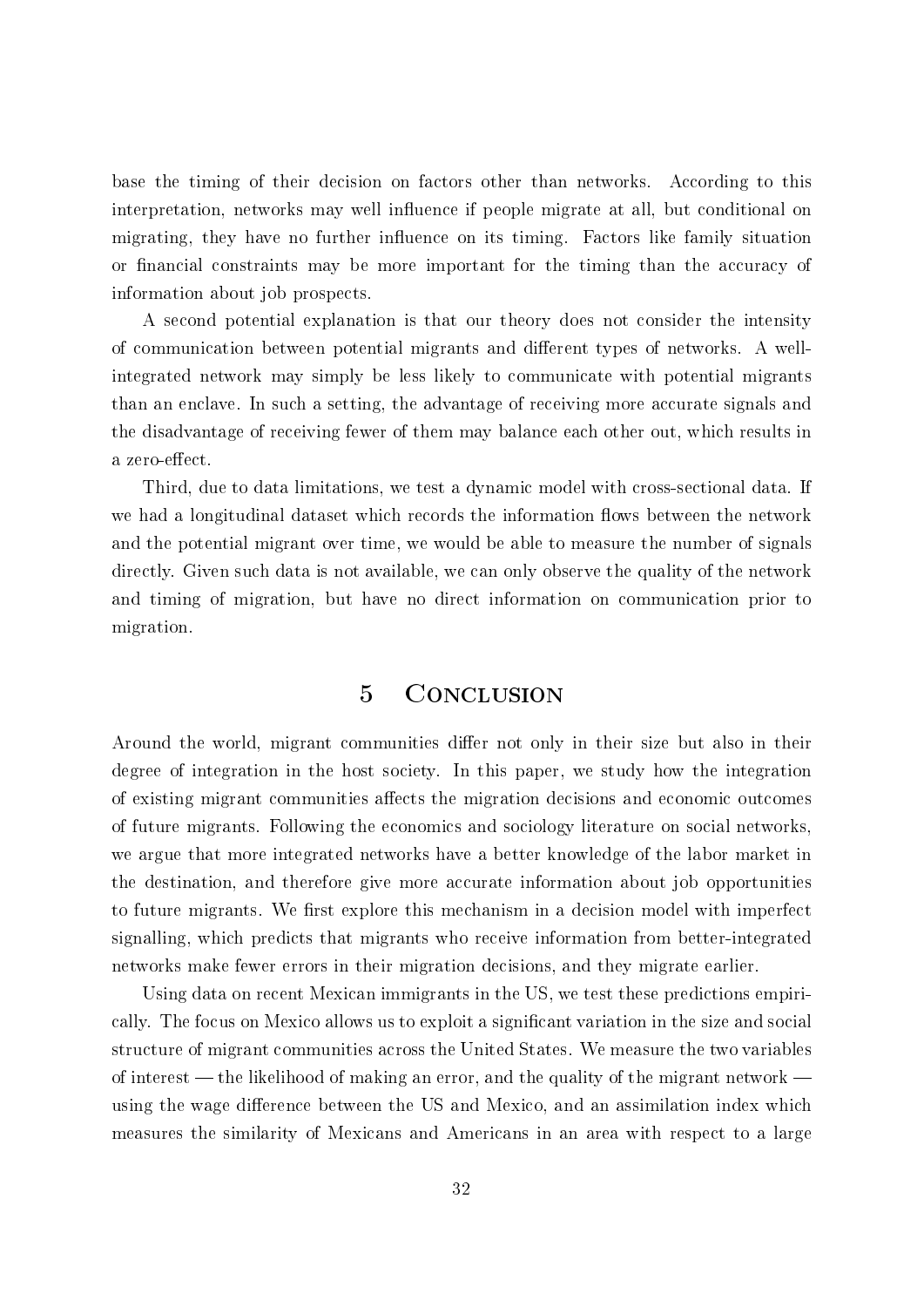base the timing of their decision on factors other than networks. According to this interpretation, networks may well influence if people migrate at all, but conditional on migrating, they have no further influence on its timing. Factors like family situation or financial constraints may be more important for the timing than the accuracy of information about job prospects.

A second potential explanation is that our theory does not consider the intensity of communication between potential migrants and different types of networks. A well-integrated network may simply be less likely to communicate with potential migrants than an enclave. In such a setting, the advantage of receiving more accurate signals and the disadvantage of receiving fewer of them may balance each other out, which results in a zero-effect.

Third, due to data limitations, we test a dynamic model with cross-sectional data. If we had a longitudinal dataset which records the information flows between the network and the potential migrant over time, we would be able to measure the number of signals directly. Given such data is not available, we can only observe the quality of the network and timing of migration, but have no direct information on communication prior to migration.

# 5 Conclusion

Around the world, migrant communities differ not only in their size but also in their degree of integration in the host society. In this paper, we study how the integration of existing migrant communities affects the migration decisions and economic outcomes of future migrants. Following the economics and sociology literature on social networks, we argue that more integrated networks have a better knowledge of the labor market in the destination, and therefore give more accurate information about job opportunities to future migrants. We first explore this mechanism in a decision model with imperfect signalling, which predicts that migrants who receive information from better-integrated networks make fewer errors in their migration decisions, and they migrate earlier.

Using data on recent Mexican immigrants in the US, we test these predictions empirically. The focus on Mexico allows us to exploit a significant variation in the size and social structure of migrant communities across the United States. We measure the two variables of interest — the likelihood of making an error, and the quality of the migrant network — using the wage difference between the US and Mexico, and an assimilation index which measures the similarity of Mexicans and Americans in an area with respect to a large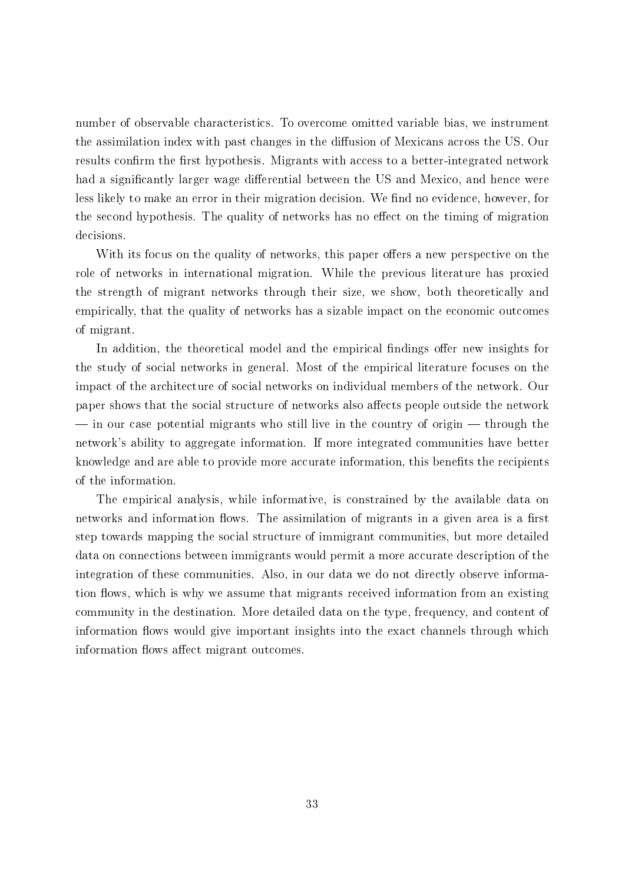number of observable characteristics. To overcome omitted variable bias, we instrument the assimilation index with past changes in the diffusion of Mexicans across the US. Our results confirm the first hypothesis. Migrants with access to a better-integrated network had a significantly larger wage differential between the US and Mexico, and hence were less likely to make an error in their migration decision. We find no evidence, however, for the second hypothesis. The quality of networks has no effect on the timing of migration decisions.

With its focus on the quality of networks, this paper offers a new perspective on the role of networks in international migration. While the previous literature has proxied the strength of migrant networks through their size, we show, both theoretically and empirically, that the quality of networks has a sizable impact on the economic outcomes of migrant.

In addition, the theoretical model and the empirical findings offer new insights for the study of social networks in general. Most of the empirical literature focuses on the impact of the architecture of social networks on individual members of the network. Our paper shows that the social structure of networks also affects people outside the network — in our case potential migrants who still live in the country of origin — through the network's ability to aggregate information. If more integrated communities have better knowledge and are able to provide more accurate information, this benefits the recipients of the information.

The empirical analysis, while informative, is constrained by the available data on networks and information flows. The assimilation of migrants in a given area is a first step towards mapping the social structure of immigrant communities, but more detailed data on connections between immigrants would permit a more accurate description of the integration of these communities. Also, in our data we do not directly observe information flows, which is why we assume that migrants received information from an existing community in the destination. More detailed data on the type, frequency, and content of information flows would give important insights into the exact channels through which information flows affect migrant outcomes.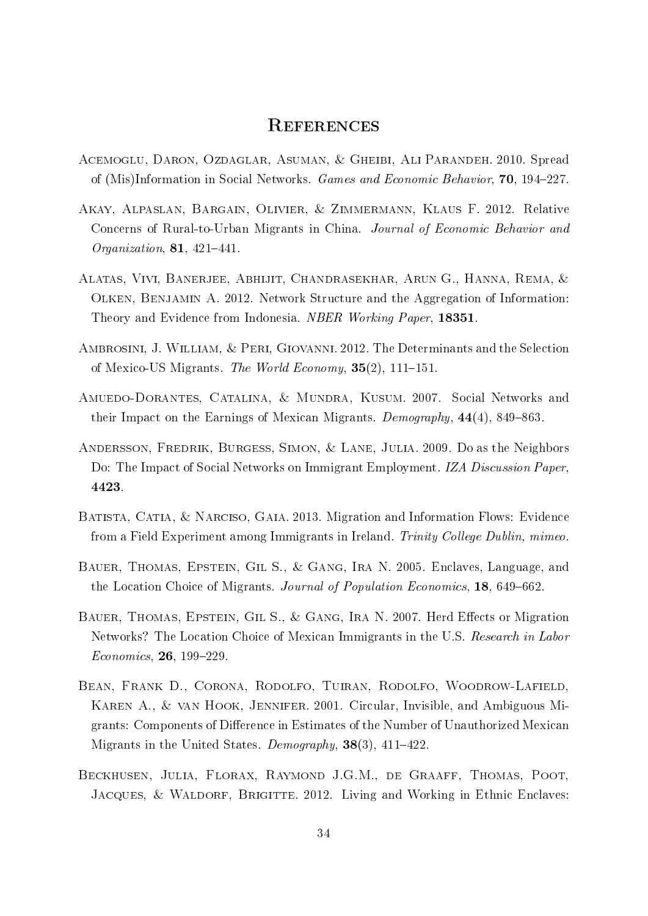# References

Acemoglu, Daron, Ozdaglar, Asuman, & Gheibi, Ali Parandeh. 2010. Spread of (Mis)Information in Social Networks. *Games and Economic Behavior*, **70**, 194–227.

Akay, Alpaslan, Bargain, Olivier, & Zimmermann, Klaus F. 2012. Relative Concerns of Rural-to-Urban Migrants in China. *Journal of Economic Behavior and Organization*, **81**, 421–441.

Alatas, Vivi, Banerjee, Abhijit, Chandrasekhar, Arun G., Hanna, Rema, & Olken, Benjamin A. 2012. Network Structure and the Aggregation of Information: Theory and Evidence from Indonesia. *NBER Working Paper*, **18351**.

Ambrosini, J. William, & Peri, Giovanni. 2012. The Determinants and the Selection of Mexico-US Migrants. *The World Economy*, **35**(2), 111–151.

Amuedo-Dorantes, Catalina, & Mundra, Kusum. 2007. Social Networks and their Impact on the Earnings of Mexican Migrants. *Demography*, **44**(4), 849–863.

Andersson, Fredrik, Burgess, Simon, & Lane, Julia. 2009. Do as the Neighbors Do: The Impact of Social Networks on Immigrant Employment. *IZA Discussion Paper*, **4423**.

Batista, Catia, & Narciso, Gaia. 2013. Migration and Information Flows: Evidence from a Field Experiment among Immigrants in Ireland. *Trinity College Dublin, mimeo*.

Bauer, Thomas, Epstein, Gil S., & Gang, Ira N. 2005. Enclaves, Language, and the Location Choice of Migrants. *Journal of Population Economics*, **18**, 649–662.

Bauer, Thomas, Epstein, Gil S., & Gang, Ira N. 2007. Herd Effects or Migration Networks? The Location Choice of Mexican Immigrants in the U.S. *Research in Labor Economics*, **26**, 199–229.

Bean, Frank D., Corona, Rodolfo, Tuiran, Rodolfo, Woodrow-Lafield, Karen A., & van Hook, Jennifer. 2001. Circular, Invisible, and Ambiguous Migrants: Components of Difference in Estimates of the Number of Unauthorized Mexican Migrants in the United States. *Demography*, **38**(3), 411–422.

Beckhusen, Julia, Florax, Raymond J.G.M., de Graaff, Thomas, Poot, Jacques, & Waldorf, Brigitte. 2012. Living and Working in Ethnic Enclaves: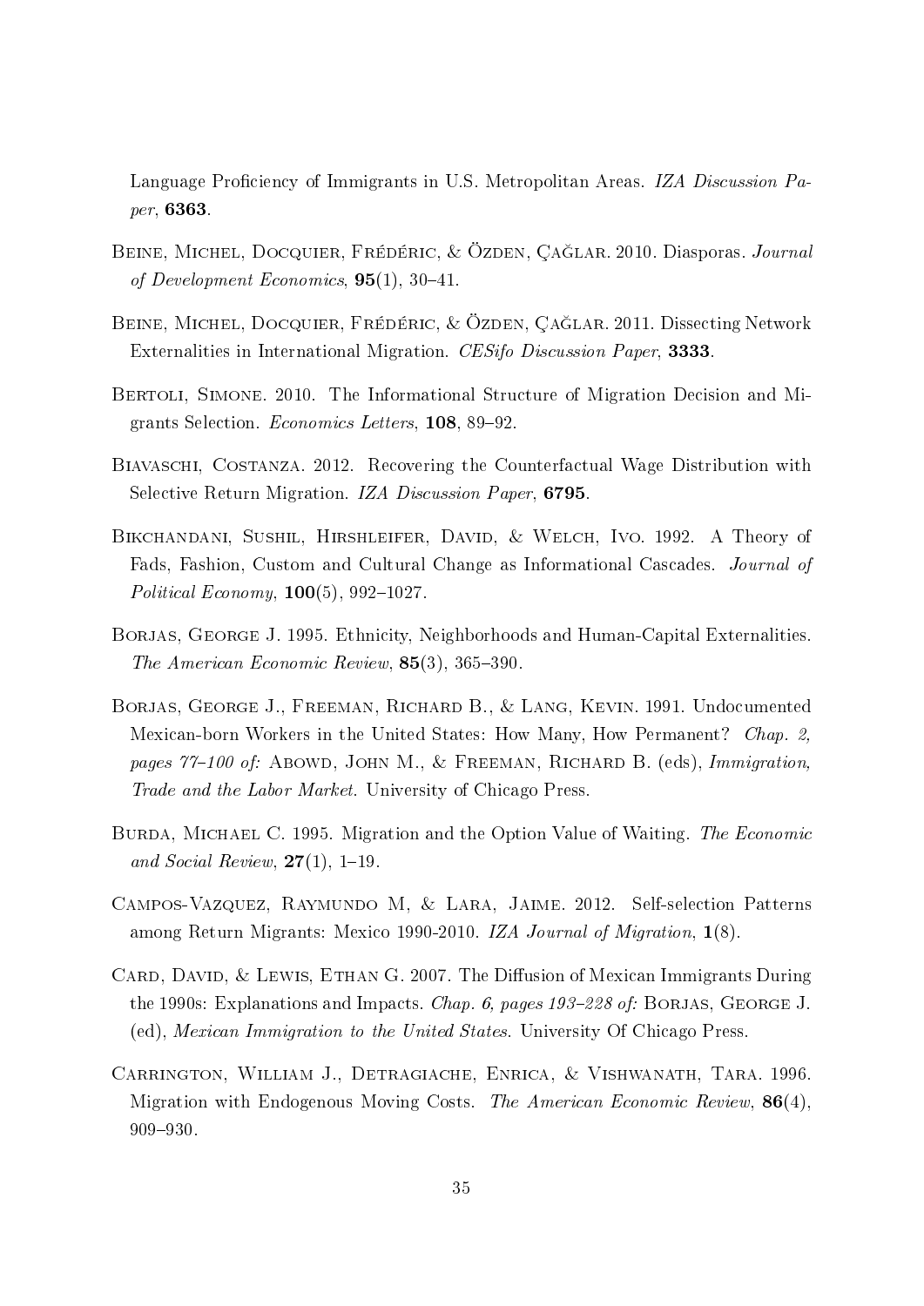Language Proficiency of Immigrants in U.S. Metropolitan Areas. *IZA Discussion Paper*, **6363**.

Beine, Michel, Docquier, Frédéric, & Özden, Çağlar. 2010. Diasporas. *Journal of Development Economics*, **95**(1), 30–41.

Beine, Michel, Docquier, Frédéric, & Özden, Çağlar. 2011. Dissecting Network Externalities in International Migration. *CESifo Discussion Paper*, **3333**.

Bertoli, Simone. 2010. The Informational Structure of Migration Decision and Migrants Selection. *Economics Letters*, **108**, 89–92.

Biavaschi, Costanza. 2012. Recovering the Counterfactual Wage Distribution with Selective Return Migration. *IZA Discussion Paper*, **6795**.

Bikchandani, Sushil, Hirshleifer, David, & Welch, Ivo. 1992. A Theory of Fads, Fashion, Custom and Cultural Change as Informational Cascades. *Journal of Political Economy*, **100**(5), 992–1027.

Borjas, George J. 1995. Ethnicity, Neighborhoods and Human-Capital Externalities. *The American Economic Review*, **85**(3), 365–390.

Borjas, George J., Freeman, Richard B., & Lang, Kevin. 1991. Undocumented Mexican-born Workers in the United States: How Many, How Permanent? *Chap. 2, pages 77–100 of:* Abowd, John M., & Freeman, Richard B. (eds), *Immigration, Trade and the Labor Market*. University of Chicago Press.

Burda, Michael C. 1995. Migration and the Option Value of Waiting. *The Economic and Social Review*, **27**(1), 1–19.

Campos-Vazquez, Raymundo M, & Lara, Jaime. 2012. Self-selection Patterns among Return Migrants: Mexico 1990-2010. *IZA Journal of Migration*, **1**(8).

Card, David, & Lewis, Ethan G. 2007. The Diffusion of Mexican Immigrants During the 1990s: Explanations and Impacts. *Chap. 6, pages 193–228 of:* Borjas, George J. (ed), *Mexican Immigration to the United States*. University Of Chicago Press.

Carrington, William J., Detragiache, Enrica, & Vishwanath, Tara. 1996. Migration with Endogenous Moving Costs. *The American Economic Review*, **86**(4), 909–930.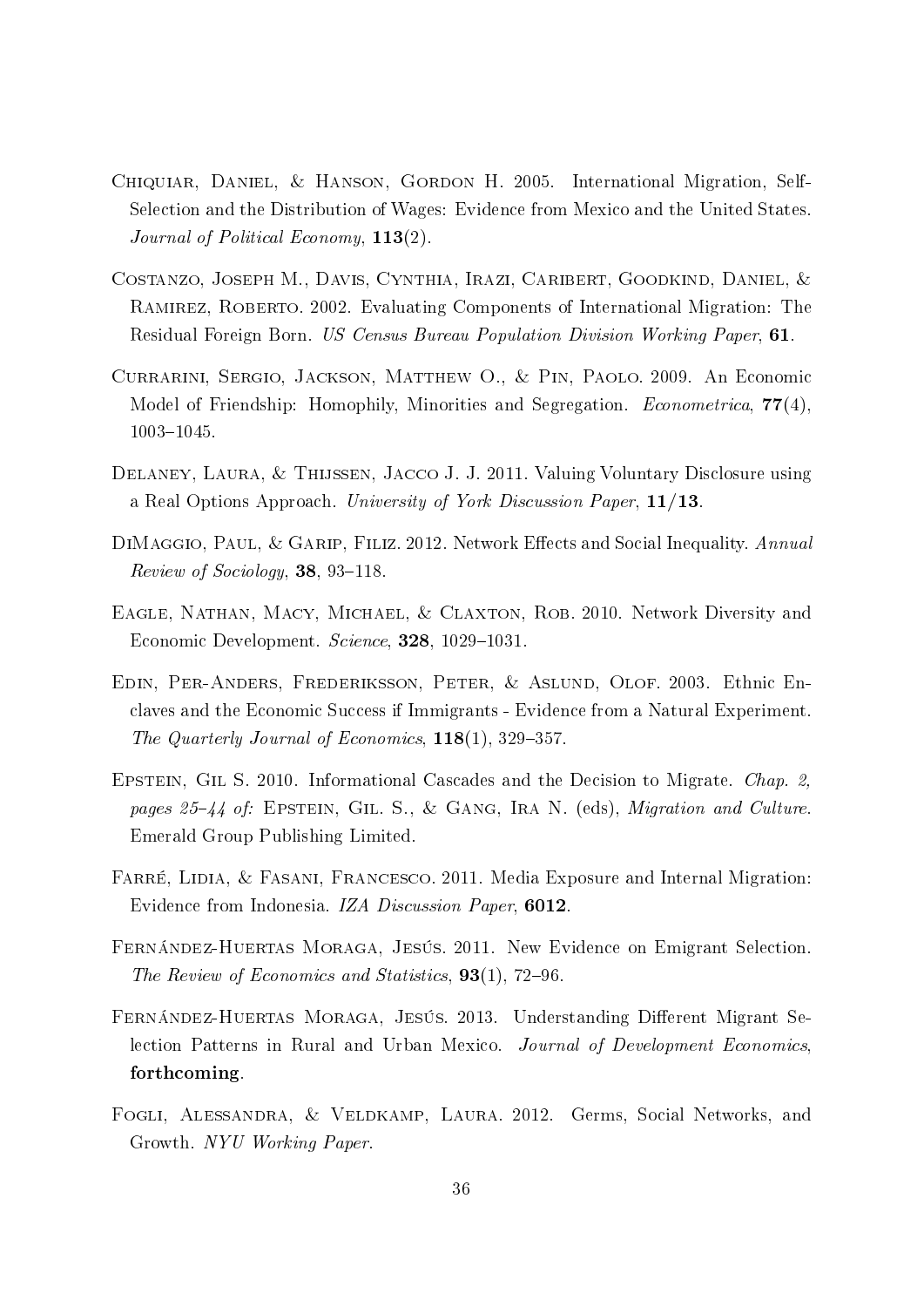Chiquiar, Daniel, & Hanson, Gordon H. 2005. International Migration, Self-Selection and the Distribution of Wages: Evidence from Mexico and the United States. *Journal of Political Economy*, **113**(2).

Costanzo, Joseph M., Davis, Cynthia, Irazi, Caribert, Goodkind, Daniel, & Ramirez, Roberto. 2002. Evaluating Components of International Migration: The Residual Foreign Born. *US Census Bureau Population Division Working Paper*, **61**.

Currarini, Sergio, Jackson, Matthew O., & Pin, Paolo. 2009. An Economic Model of Friendship: Homophily, Minorities and Segregation. *Econometrica*, **77**(4), 1003–1045.

Delaney, Laura, & Thijssen, Jacco J. J. 2011. Valuing Voluntary Disclosure using a Real Options Approach. *University of York Discussion Paper*, **11/13**.

DiMaggio, Paul, & Garip, Filiz. 2012. Network Effects and Social Inequality. *Annual Review of Sociology*, **38**, 93–118.

Eagle, Nathan, Macy, Michael, & Claxton, Rob. 2010. Network Diversity and Economic Development. *Science*, **328**, 1029–1031.

Edin, Per-Anders, Frederiksson, Peter, & Aslund, Olof. 2003. Ethnic Enclaves and the Economic Success if Immigrants - Evidence from a Natural Experiment. *The Quarterly Journal of Economics*, **118**(1), 329–357.

Epstein, Gil S. 2010. Informational Cascades and the Decision to Migrate. *Chap. 2, pages 25–44 of:* Epstein, Gil. S., & Gang, Ira N. (eds), *Migration and Culture*. Emerald Group Publishing Limited.

Farré, Lidia, & Fasani, Francesco. 2011. Media Exposure and Internal Migration: Evidence from Indonesia. *IZA Discussion Paper*, **6012**.

Fernández-Huertas Moraga, Jesús. 2011. New Evidence on Emigrant Selection. *The Review of Economics and Statistics*, **93**(1), 72–96.

Fernández-Huertas Moraga, Jesús. 2013. Understanding Different Migrant Selection Patterns in Rural and Urban Mexico. *Journal of Development Economics*, **forthcoming**.

Fogli, Alessandra, & Veldkamp, Laura. 2012. Germs, Social Networks, and Growth. *NYU Working Paper*.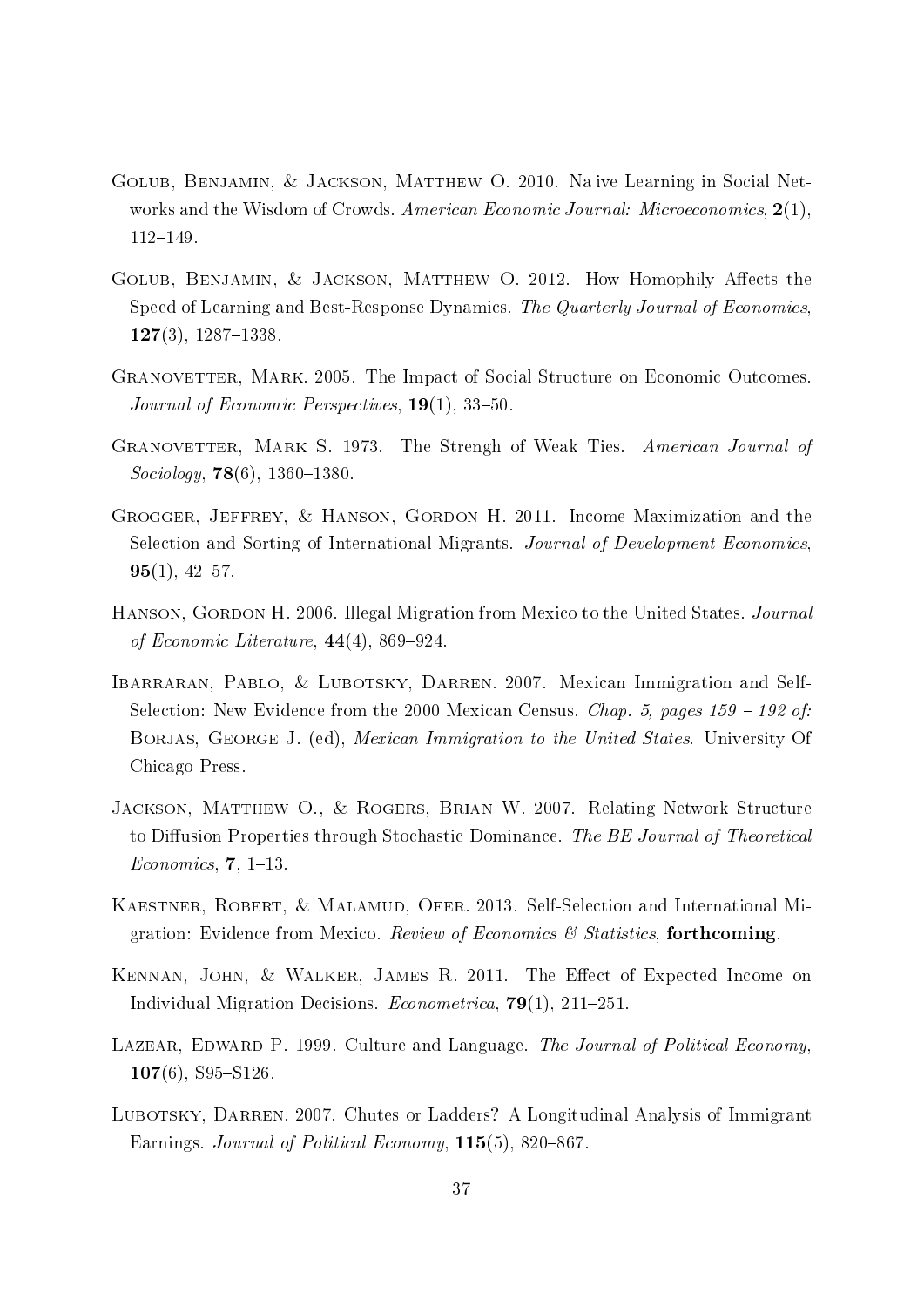Golub, Benjamin, & Jackson, Matthew O. 2010. Na ive Learning in Social Networks and the Wisdom of Crowds. *American Economic Journal: Microeconomics*, **2**(1), 112–149.

Golub, Benjamin, & Jackson, Matthew O. 2012. How Homophily Affects the Speed of Learning and Best-Response Dynamics. *The Quarterly Journal of Economics*, **127**(3), 1287–1338.

Granovetter, Mark. 2005. The Impact of Social Structure on Economic Outcomes. *Journal of Economic Perspectives*, **19**(1), 33–50.

Granovetter, Mark S. 1973. The Strengh of Weak Ties. *American Journal of Sociology*, **78**(6), 1360–1380.

Grogger, Jeffrey, & Hanson, Gordon H. 2011. Income Maximization and the Selection and Sorting of International Migrants. *Journal of Development Economics*, **95**(1), 42–57.

Hanson, Gordon H. 2006. Illegal Migration from Mexico to the United States. *Journal of Economic Literature*, **44**(4), 869–924.

Ibarraran, Pablo, & Lubotsky, Darren. 2007. Mexican Immigration and Self-Selection: New Evidence from the 2000 Mexican Census. *Chap. 5, pages 159 – 192 of:* Borjas, George J. (ed), *Mexican Immigration to the United States*. University Of Chicago Press.

Jackson, Matthew O., & Rogers, Brian W. 2007. Relating Network Structure to Diffusion Properties through Stochastic Dominance. *The BE Journal of Theoretical Economics*, **7**, 1–13.

Kaestner, Robert, & Malamud, Ofer. 2013. Self-Selection and International Migration: Evidence from Mexico. *Review of Economics & Statistics*, **forthcoming**.

Kennan, John, & Walker, James R. 2011. The Effect of Expected Income on Individual Migration Decisions. *Econometrica*, **79**(1), 211–251.

Lazear, Edward P. 1999. Culture and Language. *The Journal of Political Economy*, **107**(6), S95–S126.

Lubotsky, Darren. 2007. Chutes or Ladders? A Longitudinal Analysis of Immigrant Earnings. *Journal of Political Economy*, **115**(5), 820–867.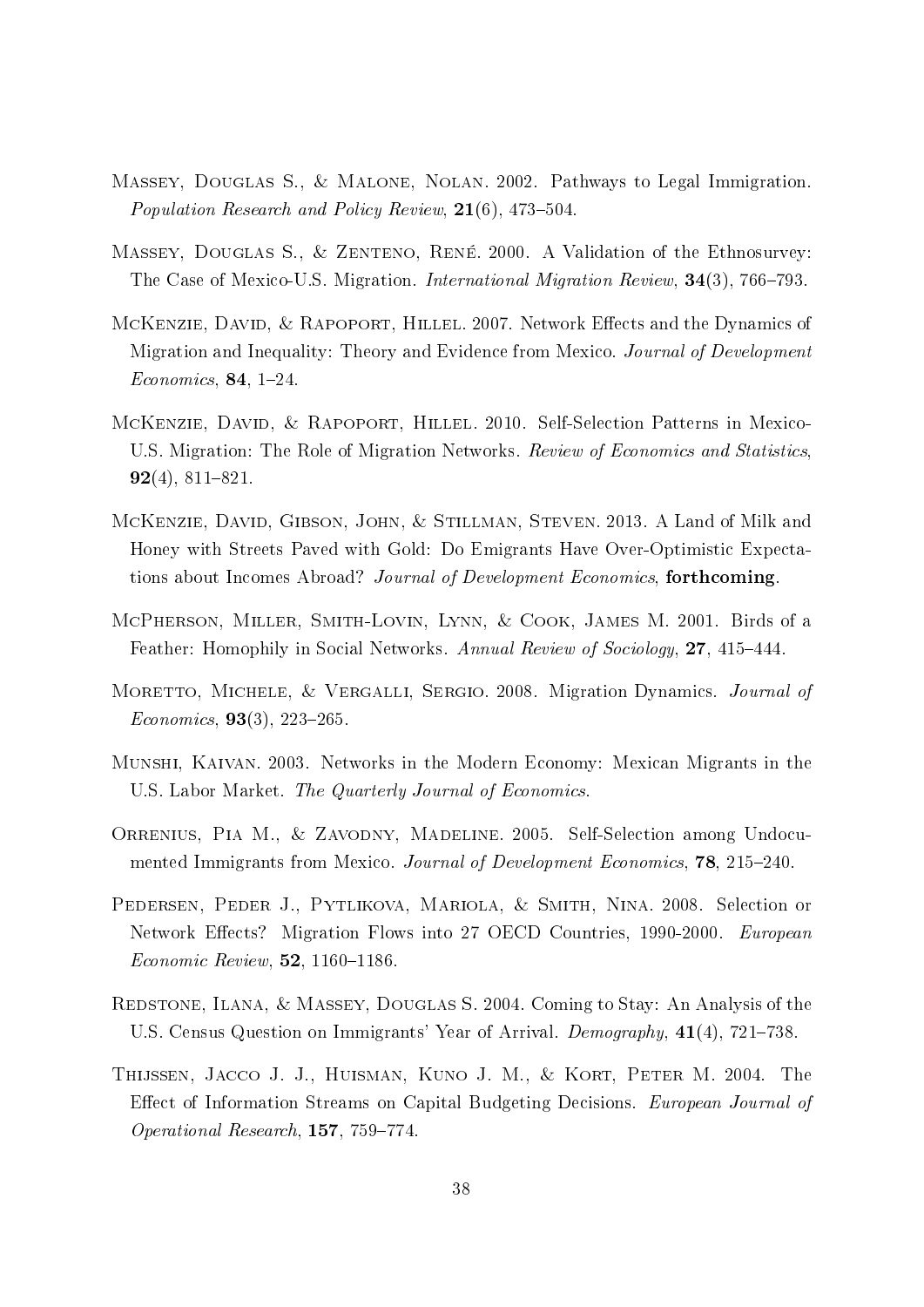Massey, Douglas S., & Malone, Nolan. 2002. Pathways to Legal Immigration. *Population Research and Policy Review*, **21**(6), 473–504.

Massey, Douglas S., & Zenteno, René. 2000. A Validation of the Ethnosurvey: The Case of Mexico-U.S. Migration. *International Migration Review*, **34**(3), 766–793.

McKenzie, David, & Rapoport, Hillel. 2007. Network Effects and the Dynamics of Migration and Inequality: Theory and Evidence from Mexico. *Journal of Development Economics*, **84**, 1–24.

McKenzie, David, & Rapoport, Hillel. 2010. Self-Selection Patterns in Mexico-U.S. Migration: The Role of Migration Networks. *Review of Economics and Statistics*, **92**(4), 811–821.

McKenzie, David, Gibson, John, & Stillman, Steven. 2013. A Land of Milk and Honey with Streets Paved with Gold: Do Emigrants Have Over-Optimistic Expectations about Incomes Abroad? *Journal of Development Economics*, **forthcoming**.

McPherson, Miller, Smith-Lovin, Lynn, & Cook, James M. 2001. Birds of a Feather: Homophily in Social Networks. *Annual Review of Sociology*, **27**, 415–444.

Moretto, Michele, & Vergalli, Sergio. 2008. Migration Dynamics. *Journal of Economics*, **93**(3), 223–265.

Munshi, Kaivan. 2003. Networks in the Modern Economy: Mexican Migrants in the U.S. Labor Market. *The Quarterly Journal of Economics*.

Orrenius, Pia M., & Zavodny, Madeline. 2005. Self-Selection among Undocumented Immigrants from Mexico. *Journal of Development Economics*, **78**, 215–240.

Pedersen, Peder J., Pytlikova, Mariola, & Smith, Nina. 2008. Selection or Network Effects? Migration Flows into 27 OECD Countries, 1990-2000. *European Economic Review*, **52**, 1160–1186.

Redstone, Ilana, & Massey, Douglas S. 2004. Coming to Stay: An Analysis of the U.S. Census Question on Immigrants' Year of Arrival. *Demography*, **41**(4), 721–738.

Thijssen, Jacco J. J., Huisman, Kuno J. M., & Kort, Peter M. 2004. The Effect of Information Streams on Capital Budgeting Decisions. *European Journal of Operational Research*, **157**, 759–774.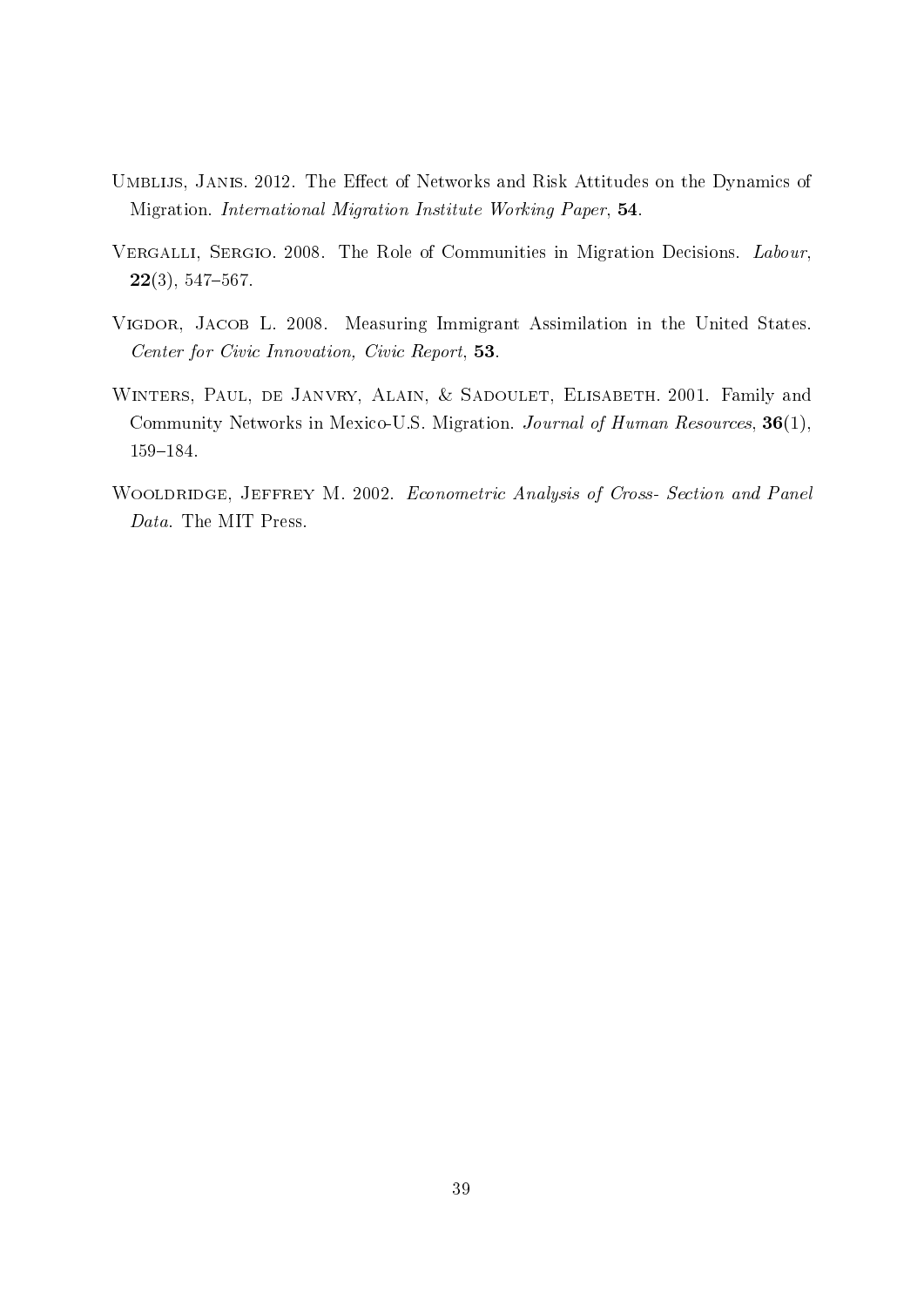Umblijs, Janis. 2012. The Effect of Networks and Risk Attitudes on the Dynamics of Migration. *International Migration Institute Working Paper*, **54**.

Vergalli, Sergio. 2008. The Role of Communities in Migration Decisions. *Labour*, **22**(3), 547–567.

Vigdor, Jacob L. 2008. Measuring Immigrant Assimilation in the United States. *Center for Civic Innovation, Civic Report*, **53**.

Winters, Paul, de Janvry, Alain, & Sadoulet, Elisabeth. 2001. Family and Community Networks in Mexico-U.S. Migration. *Journal of Human Resources*, **36**(1), 159–184.

Wooldridge, Jeffrey M. 2002. *Econometric Analysis of Cross- Section and Panel Data*. The MIT Press.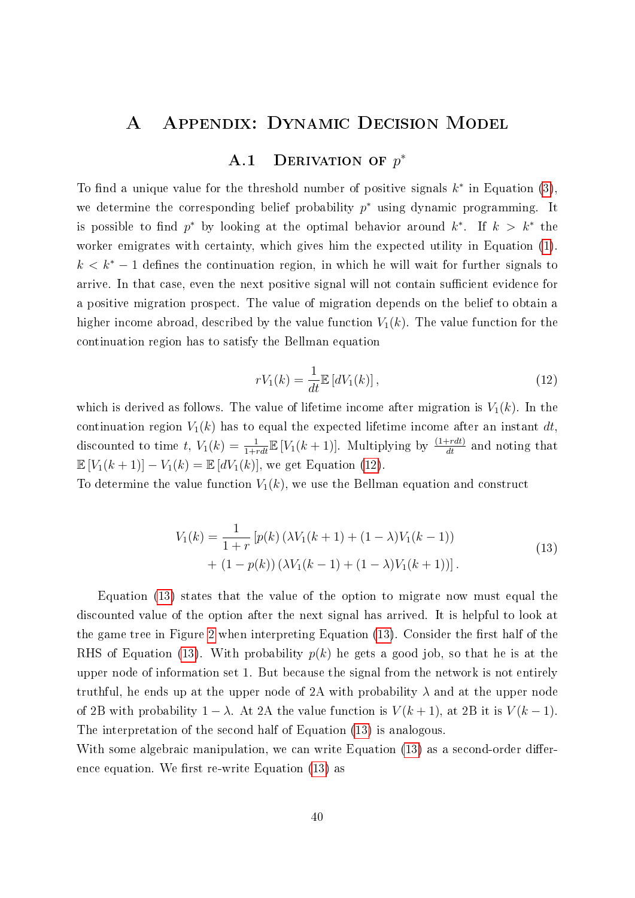# A Appendix: Dynamic Decision Model

## A.1 Derivation of $p^*$

To find a unique value for the threshold number of positive signals $k^*$ in Equation (3), we determine the corresponding belief probability $p^*$ using dynamic programming. It is possible to find $p^*$ by looking at the optimal behavior around $k^*$. If $k > k^*$ the worker emigrates with certainty, which gives him the expected utility in Equation (1). $k < k^* - 1$ defines the continuation region, in which he will wait for further signals to arrive. In that case, even the next positive signal will not contain sufficient evidence for a positive migration prospect. The value of migration depends on the belief to obtain a higher income abroad, described by the value function $V_1(k)$. The value function for the continuation region has to satisfy the Bellman equation

$$rV_1(k) = \frac{1}{dt}\mathbb{E}\left[dV_1(k)\right], \tag{12}$$

which is derived as follows. The value of lifetime income after migration is $V_1(k)$. In the continuation region $V_1(k)$ has to equal the expected lifetime income after an instant $dt$, discounted to time $t$, $V_1(k) = \frac{1}{1+rdt}\mathbb{E}\left[V_1(k+1)\right]$. Multiplying by $\frac{(1+rdt)}{dt}$ and noting that $\mathbb{E}\left[V_1(k+1)\right] - V_1(k) = \mathbb{E}\left[dV_1(k)\right]$, we get Equation (12).
To determine the value function $V_1(k)$, we use the Bellman equation and construct

$$\begin{aligned} V_1(k) = \frac{1}{1+r} & \left[p(k)\left(\lambda V_1(k+1) + (1-\lambda)V_1(k-1)\right)\right. \\ & \left. + (1-p(k))\left(\lambda V_1(k-1) + (1-\lambda)V_1(k+1)\right)\right]. \end{aligned} \tag{13}$$

Equation (13) states that the value of the option to migrate now must equal the discounted value of the option after the next signal has arrived. It is helpful to look at the game tree in Figure 2 when interpreting Equation (13). Consider the first half of the RHS of Equation (13). With probability $p(k)$ he gets a good job, so that he is at the upper node of information set 1. But because the signal from the network is not entirely truthful, he ends up at the upper node of 2A with probability $\lambda$ and at the upper node of 2B with probability $1 - \lambda$. At 2A the value function is $V(k+1)$, at 2B it is $V(k-1)$. The interpretation of the second half of Equation (13) is analogous.
With some algebraic manipulation, we can write Equation (13) as a second-order difference equation. We first re-write Equation (13) as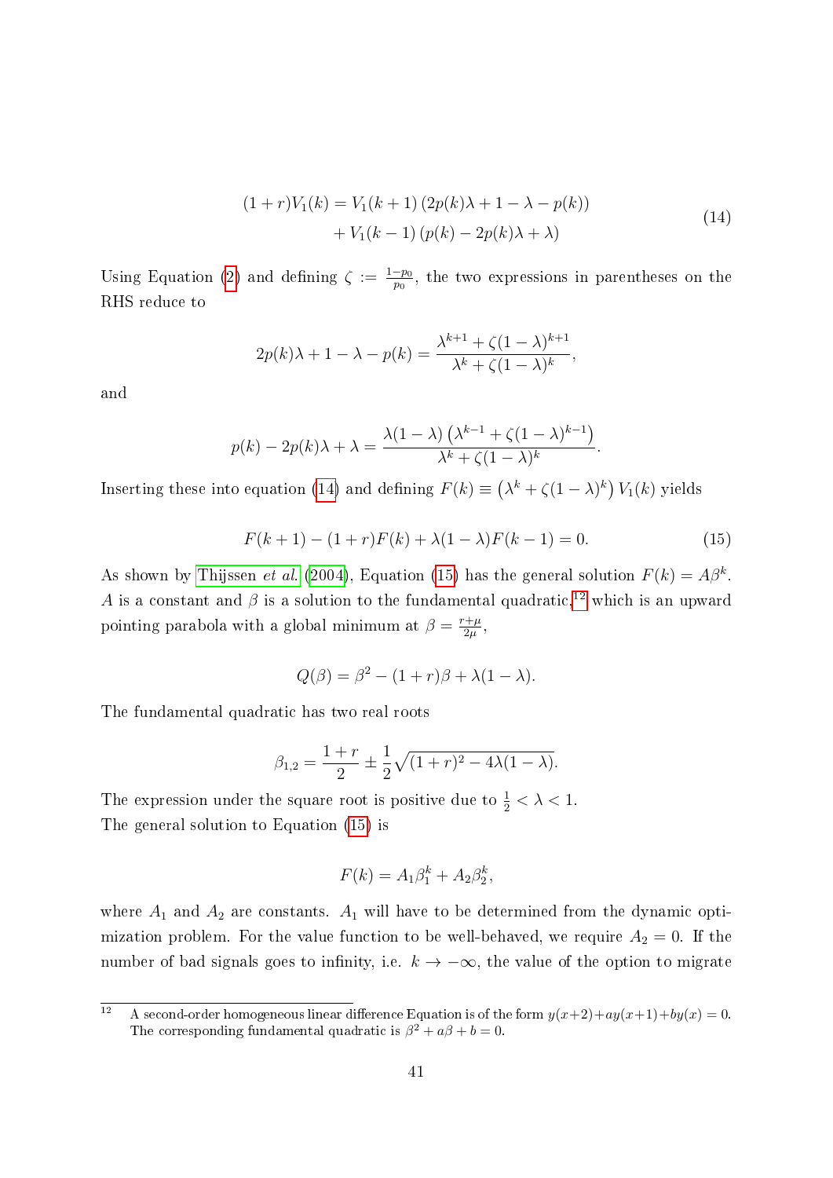$$
\begin{aligned}
(1+r)V_1(k) &= V_1(k+1)\left(2p(k)\lambda + 1 - \lambda - p(k)\right) \\
&\quad + V_1(k-1)\left(p(k) - 2p(k)\lambda + \lambda\right)
\end{aligned}
\tag{14}
$$

Using Equation (2) and defining $\zeta := \frac{1-p_0}{p_0}$, the two expressions in parentheses on the RHS reduce to

$$
2p(k)\lambda + 1 - \lambda - p(k) = \frac{\lambda^{k+1} + \zeta(1-\lambda)^{k+1}}{\lambda^k + \zeta(1-\lambda)^k},
$$

and

$$
p(k) - 2p(k)\lambda + \lambda = \frac{\lambda(1-\lambda)\left(\lambda^{k-1} + \zeta(1-\lambda)^{k-1}\right)}{\lambda^k + \zeta(1-\lambda)^k}.
$$

Inserting these into equation (14) and defining $F(k) \equiv \left(\lambda^k + \zeta(1-\lambda)^k\right)V_1(k)$ yields

$$
F(k+1) - (1+r)F(k) + \lambda(1-\lambda)F(k-1) = 0. \tag{15}
$$

As shown by Thijssen *et al.* (2004), Equation (15) has the general solution $F(k) = A\beta^k$. $A$ is a constant and $\beta$ is a solution to the fundamental quadratic,[12] which is an upward pointing parabola with a global minimum at $\beta = \frac{r+\mu}{2\mu}$,

$$
Q(\beta) = \beta^2 - (1+r)\beta + \lambda(1-\lambda).
$$

The fundamental quadratic has two real roots

$$
\beta_{1,2} = \frac{1+r}{2} \pm \frac{1}{2}\sqrt{(1+r)^2 - 4\lambda(1-\lambda)}.
$$

The expression under the square root is positive due to $\frac{1}{2} < \lambda < 1$.

The general solution to Equation (15) is

$$
F(k) = A_1\beta_1^k + A_2\beta_2^k,
$$

where $A_1$ and $A_2$ are constants. $A_1$ will have to be determined from the dynamic optimization problem. For the value function to be well-behaved, we require $A_2 = 0$. If the number of bad signals goes to infinity, i.e. $k \to -\infty$, the value of the option to migrate

[12] A second-order homogeneous linear difference Equation is of the form $y(x+2)+ay(x+1)+by(x) = 0$. The corresponding fundamental quadratic is $\beta^2 + a\beta + b = 0$.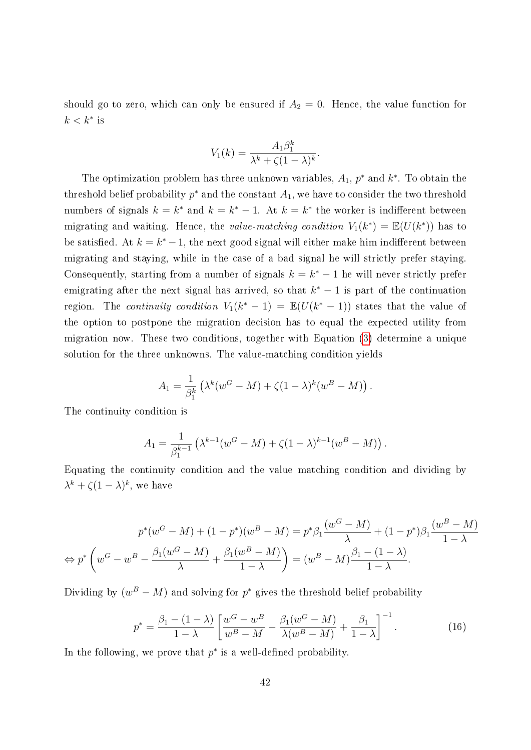should go to zero, which can only be ensured if $A_2 = 0$. Hence, the value function for $k < k^*$ is

$$V_1(k) = \frac{A_1 \beta_1^k}{\lambda^k + \zeta(1-\lambda)^k}.$$

The optimization problem has three unknown variables, $A_1$, $p^*$ and $k^*$. To obtain the threshold belief probability $p^*$ and the constant $A_1$, we have to consider the two threshold numbers of signals $k = k^*$ and $k = k^* - 1$. At $k = k^*$ the worker is indifferent between migrating and waiting. Hence, the *value-matching condition* $V_1(k^*) = \mathbb{E}(U(k^*))$ has to be satisfied. At $k = k^* - 1$, the next good signal will either make him indifferent between migrating and staying, while in the case of a bad signal he will strictly prefer staying. Consequently, starting from a number of signals $k = k^* - 1$ he will never strictly prefer emigrating after the next signal has arrived, so that $k^* - 1$ is part of the continuation region. The *continuity condition* $V_1(k^* - 1) = \mathbb{E}(U(k^* - 1))$ states that the value of the option to postpone the migration decision has to equal the expected utility from migration now. These two conditions, together with Equation (3) determine a unique solution for the three unknowns. The value-matching condition yields

$$A_1 = \frac{1}{\beta_1^k}\left(\lambda^k(w^G - M) + \zeta(1-\lambda)^k(w^B - M)\right).$$

The continuity condition is

$$A_1 = \frac{1}{\beta_1^{k-1}}\left(\lambda^{k-1}(w^G - M) + \zeta(1-\lambda)^{k-1}(w^B - M)\right).$$

Equating the continuity condition and the value matching condition and dividing by $\lambda^k + \zeta(1-\lambda)^k$, we have

$$\begin{aligned}
& p^*(w^G - M) + (1-p^*)(w^B - M) = p^*\beta_1\frac{(w^G - M)}{\lambda} + (1-p^*)\beta_1\frac{(w^B - M)}{1-\lambda} \\
\Leftrightarrow\ & p^*\left(w^G - w^B - \frac{\beta_1(w^G - M)}{\lambda} + \frac{\beta_1(w^B - M)}{1-\lambda}\right) = (w^B - M)\frac{\beta_1 - (1-\lambda)}{1-\lambda}.
\end{aligned}$$

Dividing by $(w^B - M)$ and solving for $p^*$ gives the threshold belief probability

$$p^* = \frac{\beta_1 - (1-\lambda)}{1-\lambda}\left[\frac{w^G - w^B}{w^B - M} - \frac{\beta_1(w^G - M)}{\lambda(w^B - M)} + \frac{\beta_1}{1-\lambda}\right]^{-1}. \tag{16}$$

In the following, we prove that $p^*$ is a well-defined probability.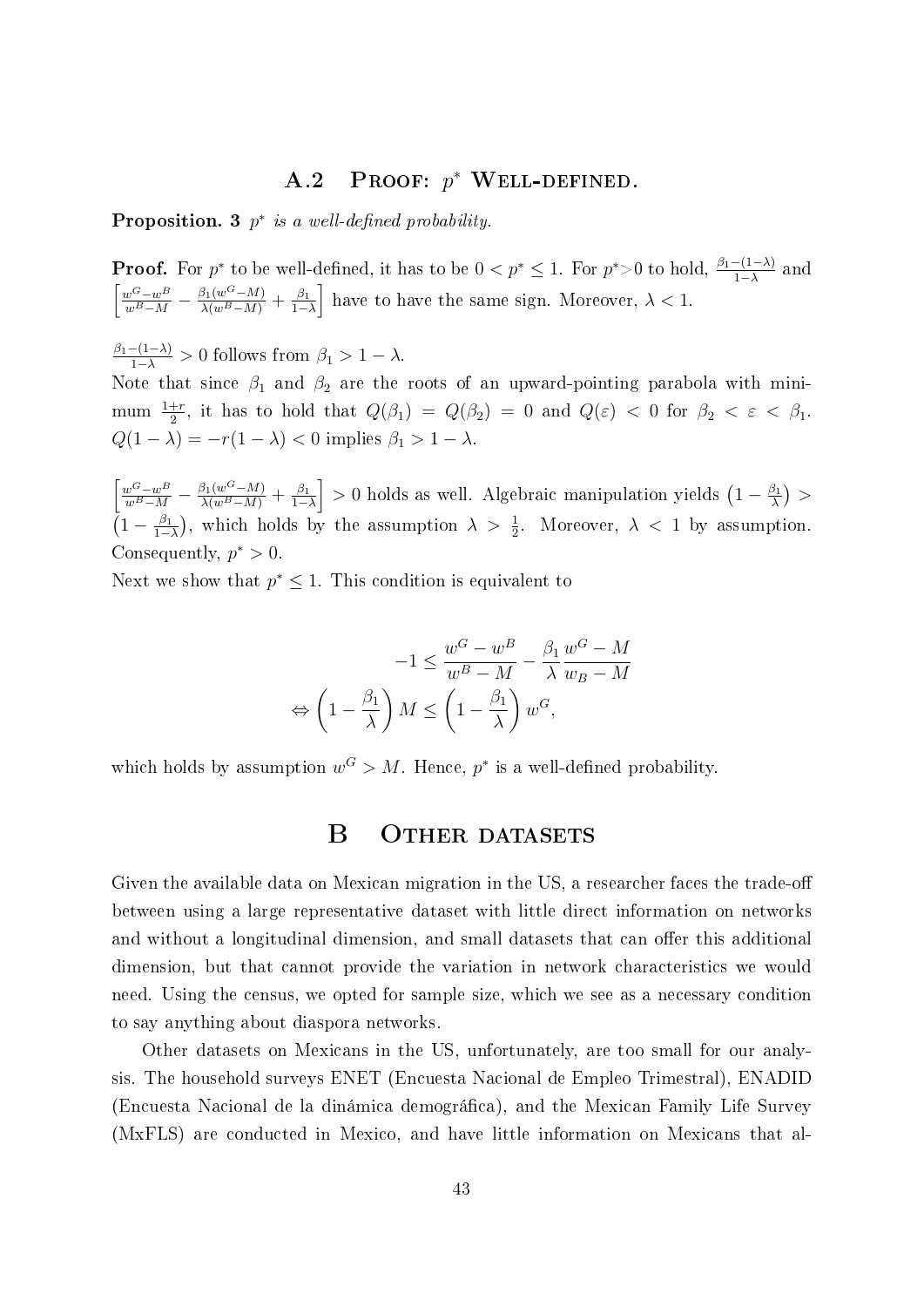## A.2 Proof: $p^*$ Well-defined.

**Proposition. 3** *$p^*$ is a well-defined probability.*

**Proof.** For $p^*$ to be well-defined, it has to be $0 < p^* \leq 1$. For $p^*{>}0$ to hold, $\frac{\beta_1-(1-\lambda)}{1-\lambda}$ and $\left[\frac{w^G-w^B}{w^B-M} - \frac{\beta_1(w^G-M)}{\lambda(w^B-M)} + \frac{\beta_1}{1-\lambda}\right]$ have to have the same sign. Moreover, $\lambda < 1$.

$\frac{\beta_1-(1-\lambda)}{1-\lambda} > 0$ follows from $\beta_1 > 1-\lambda$.
Note that since $\beta_1$ and $\beta_2$ are the roots of an upward-pointing parabola with minimum $\frac{1+r}{2}$, it has to hold that $Q(\beta_1) = Q(\beta_2) = 0$ and $Q(\varepsilon) < 0$ for $\beta_2 < \varepsilon < \beta_1$. $Q(1-\lambda) = -r(1-\lambda) < 0$ implies $\beta_1 > 1-\lambda$.

$\left[\frac{w^G-w^B}{w^B-M} - \frac{\beta_1(w^G-M)}{\lambda(w^B-M)} + \frac{\beta_1}{1-\lambda}\right] > 0$ holds as well. Algebraic manipulation yields $\left(1-\frac{\beta_1}{\lambda}\right) > \left(1-\frac{\beta_1}{1-\lambda}\right)$, which holds by the assumption $\lambda > \frac{1}{2}$. Moreover, $\lambda < 1$ by assumption. Consequently, $p^* > 0$.
Next we show that $p^* \leq 1$. This condition is equivalent to

$$
\begin{aligned}
-1 &\leq \frac{w^G-w^B}{w^B-M} - \frac{\beta_1}{\lambda}\frac{w^G-M}{w_B-M} \\
\Leftrightarrow \left(1-\frac{\beta_1}{\lambda}\right) M &\leq \left(1-\frac{\beta_1}{\lambda}\right) w^G,
\end{aligned}
$$

which holds by assumption $w^G > M$. Hence, $p^*$ is a well-defined probability.

# B Other datasets

Given the available data on Mexican migration in the US, a researcher faces the trade-off between using a large representative dataset with little direct information on networks and without a longitudinal dimension, and small datasets that can offer this additional dimension, but that cannot provide the variation in network characteristics we would need. Using the census, we opted for sample size, which we see as a necessary condition to say anything about diaspora networks.

Other datasets on Mexicans in the US, unfortunately, are too small for our analysis. The household surveys ENET (Encuesta Nacional de Empleo Trimestral), ENADID (Encuesta Nacional de la dinámica demográfica), and the Mexican Family Life Survey (MxFLS) are conducted in Mexico, and have little information on Mexicans that al-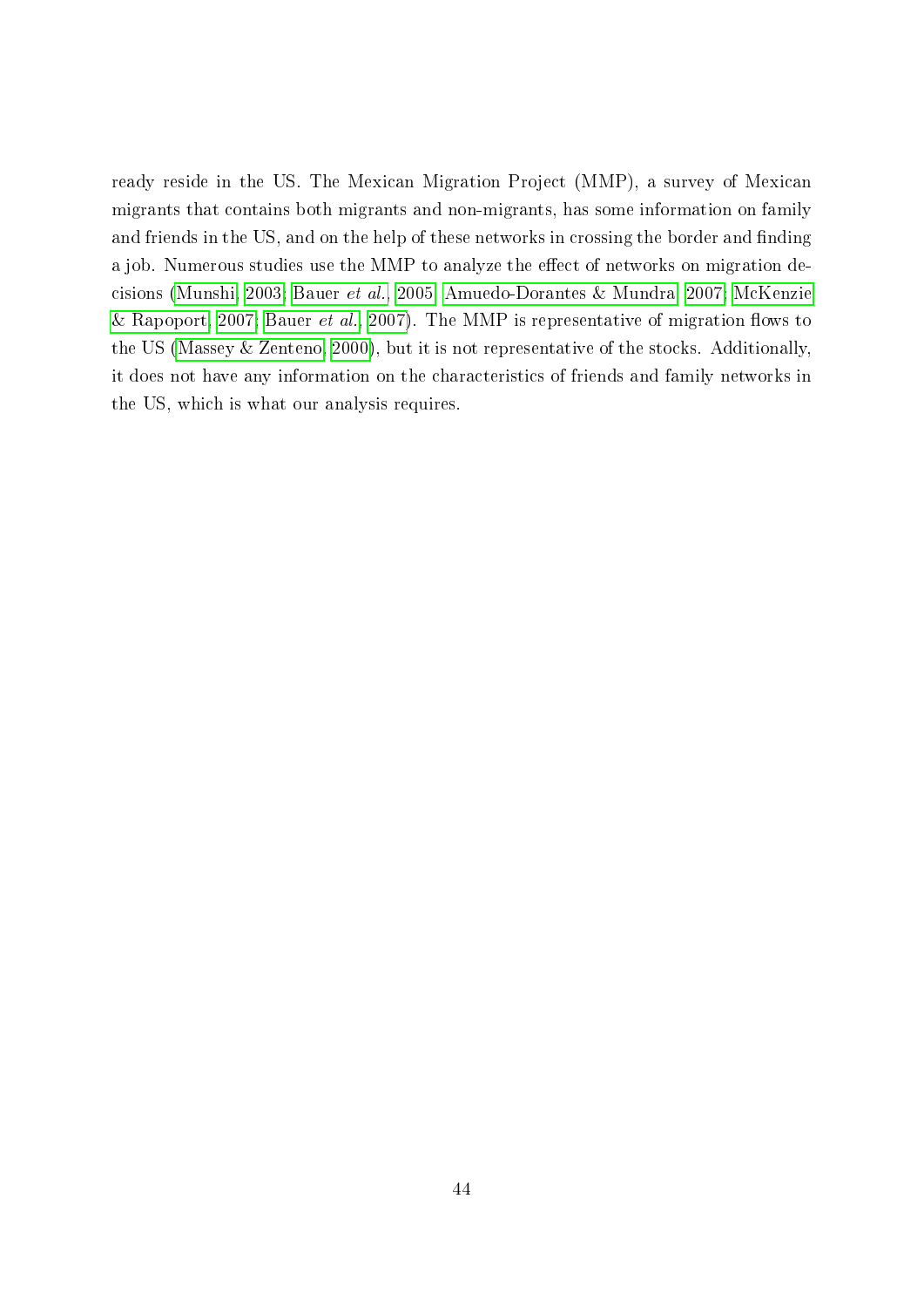ready reside in the US. The Mexican Migration Project (MMP), a survey of Mexican migrants that contains both migrants and non-migrants, has some information on family and friends in the US, and on the help of these networks in crossing the border and finding a job. Numerous studies use the MMP to analyze the effect of networks on migration decisions (Munshi, 2003; Bauer *et al.*, 2005; Amuedo-Dorantes & Mundra, 2007; McKenzie & Rapoport, 2007; Bauer *et al.*, 2007). The MMP is representative of migration flows to the US (Massey & Zenteno, 2000), but it is not representative of the stocks. Additionally, it does not have any information on the characteristics of friends and family networks in the US, which is what our analysis requires.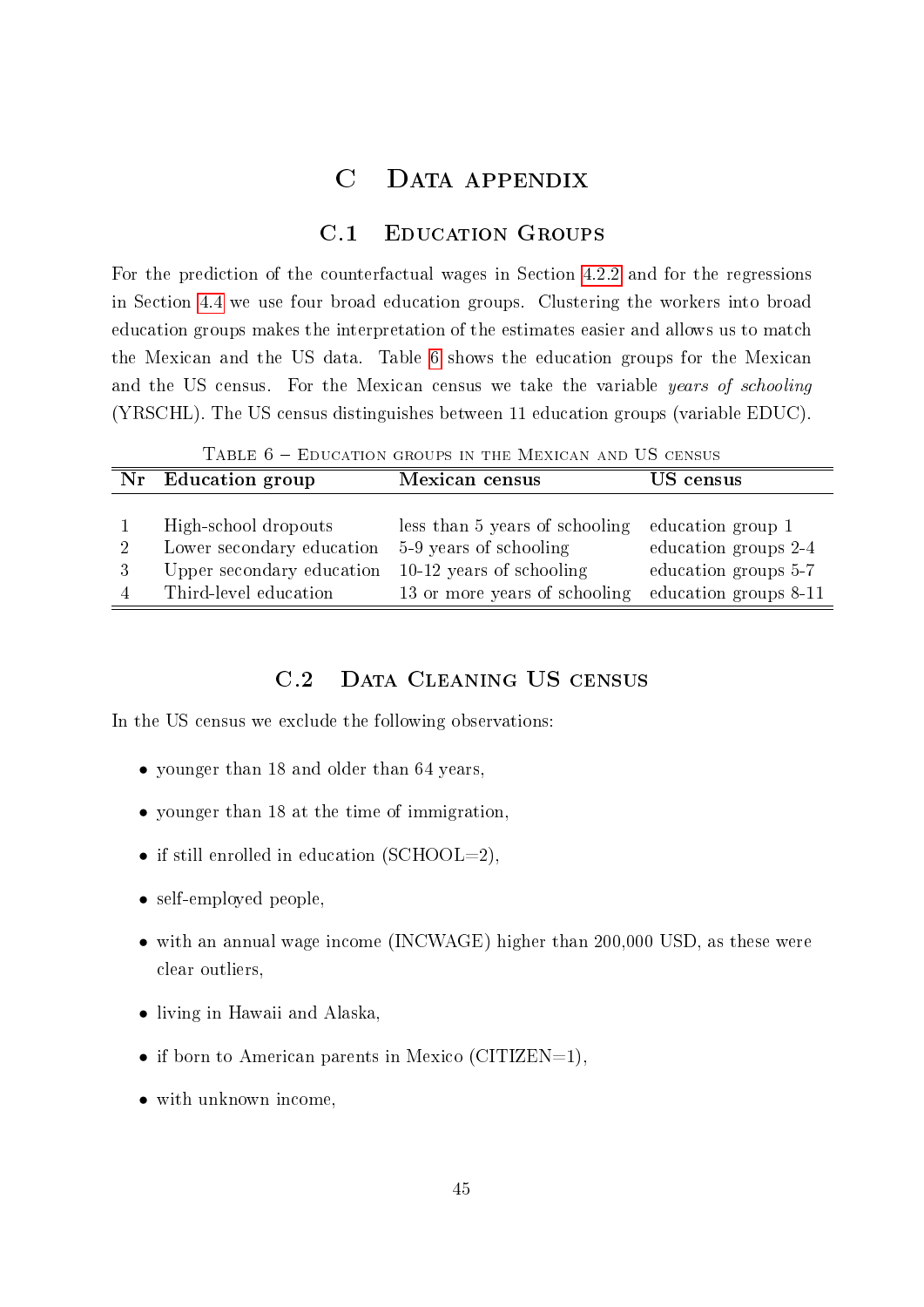# C Data appendix

## C.1 Education Groups

For the prediction of the counterfactual wages in Section 4.2.2 and for the regressions in Section 4.4 we use four broad education groups. Clustering the workers into broad education groups makes the interpretation of the estimates easier and allows us to match the Mexican and the US data. Table 6 shows the education groups for the Mexican and the US census. For the Mexican census we take the variable *years of schooling* (YRSCHL). The US census distinguishes between 11 education groups (variable EDUC).

Table 6 – Education groups in the Mexican and US census

| Nr | Education group | Mexican census | US census |
|---|---|---|---|
| 1 | High-school dropouts | less than 5 years of schooling | education group 1 |
| 2 | Lower secondary education | 5-9 years of schooling | education groups 2-4 |
| 3 | Upper secondary education | 10-12 years of schooling | education groups 5-7 |
| 4 | Third-level education | 13 or more years of schooling | education groups 8-11 |

## C.2 Data Cleaning US census

In the US census we exclude the following observations:

- younger than 18 and older than 64 years,
- younger than 18 at the time of immigration,
- if still enrolled in education (SCHOOL=2),
- self-employed people,
- with an annual wage income (INCWAGE) higher than 200,000 USD, as these were clear outliers,
- living in Hawaii and Alaska,
- if born to American parents in Mexico (CITIZEN=1),
- with unknown income,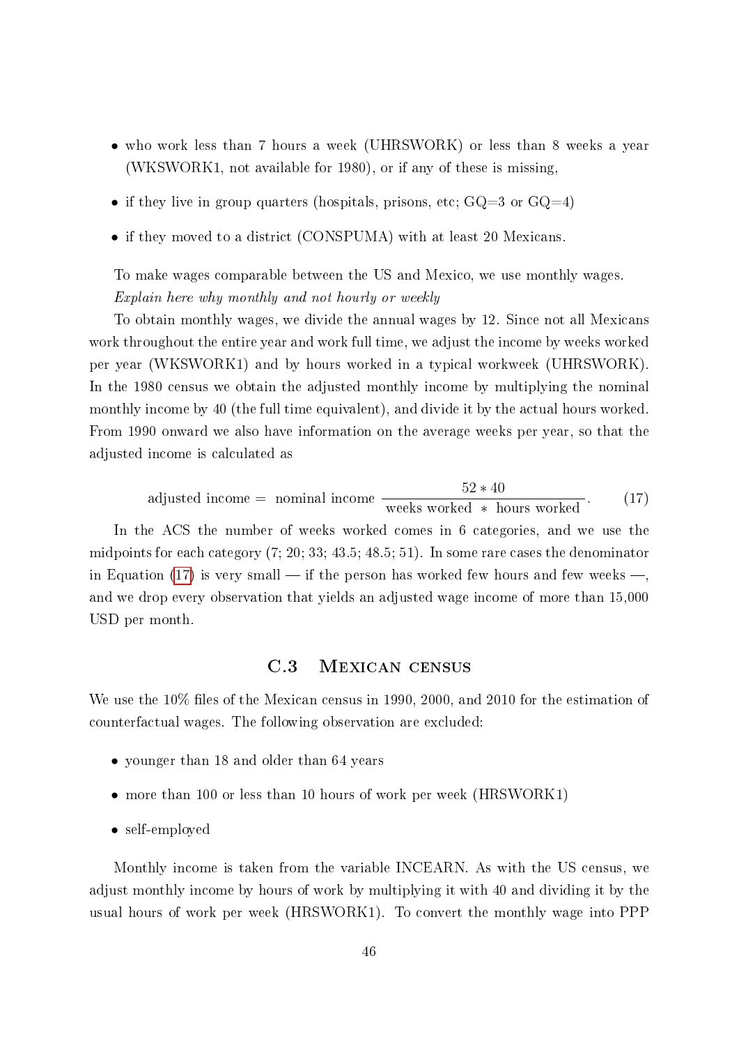- who work less than 7 hours a week (UHRSWORK) or less than 8 weeks a year (WKSWORK1, not available for 1980), or if any of these is missing,
- if they live in group quarters (hospitals, prisons, etc; GQ=3 or GQ=4)
- if they moved to a district (CONSPUMA) with at least 20 Mexicans.

To make wages comparable between the US and Mexico, we use monthly wages. *Explain here why monthly and not hourly or weekly*

To obtain monthly wages, we divide the annual wages by 12. Since not all Mexicans work throughout the entire year and work full time, we adjust the income by weeks worked per year (WKSWORK1) and by hours worked in a typical workweek (UHRSWORK). In the 1980 census we obtain the adjusted monthly income by multiplying the nominal monthly income by 40 (the full time equivalent), and divide it by the actual hours worked. From 1990 onward we also have information on the average weeks per year, so that the adjusted income is calculated as

$$\text{adjusted income} = \text{ nominal income } \frac{52 * 40}{\text{weeks worked } * \text{ hours worked}}. \tag{17}$$

In the ACS the number of weeks worked comes in 6 categories, and we use the midpoints for each category (7; 20; 33; 43.5; 48.5; 51). In some rare cases the denominator in Equation (17) is very small — if the person has worked few hours and few weeks —, and we drop every observation that yields an adjusted wage income of more than 15,000 USD per month.

## C.3 Mexican census

We use the 10% files of the Mexican census in 1990, 2000, and 2010 for the estimation of counterfactual wages. The following observation are excluded:

- younger than 18 and older than 64 years
- more than 100 or less than 10 hours of work per week (HRSWORK1)
- self-employed

Monthly income is taken from the variable INCEARN. As with the US census, we adjust monthly income by hours of work by multiplying it with 40 and dividing it by the usual hours of work per week (HRSWORK1). To convert the monthly wage into PPP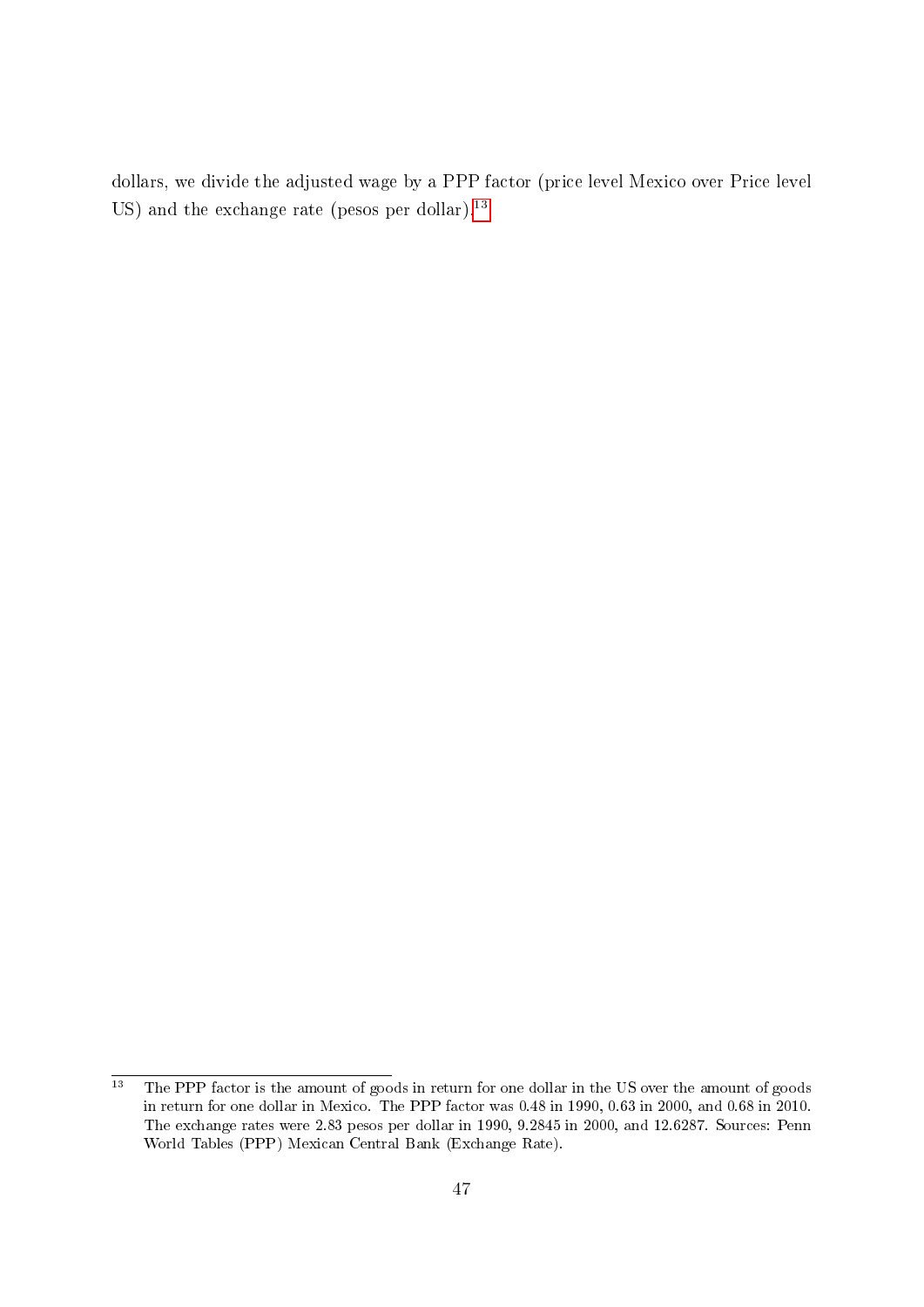dollars, we divide the adjusted wage by a PPP factor (price level Mexico over Price level US) and the exchange rate (pesos per dollar).[13]

[13] The PPP factor is the amount of goods in return for one dollar in the US over the amount of goods in return for one dollar in Mexico. The PPP factor was 0.48 in 1990, 0.63 in 2000, and 0.68 in 2010. The exchange rates were 2.83 pesos per dollar in 1990, 9.2845 in 2000, and 12.6287. Sources: Penn World Tables (PPP) Mexican Central Bank (Exchange Rate).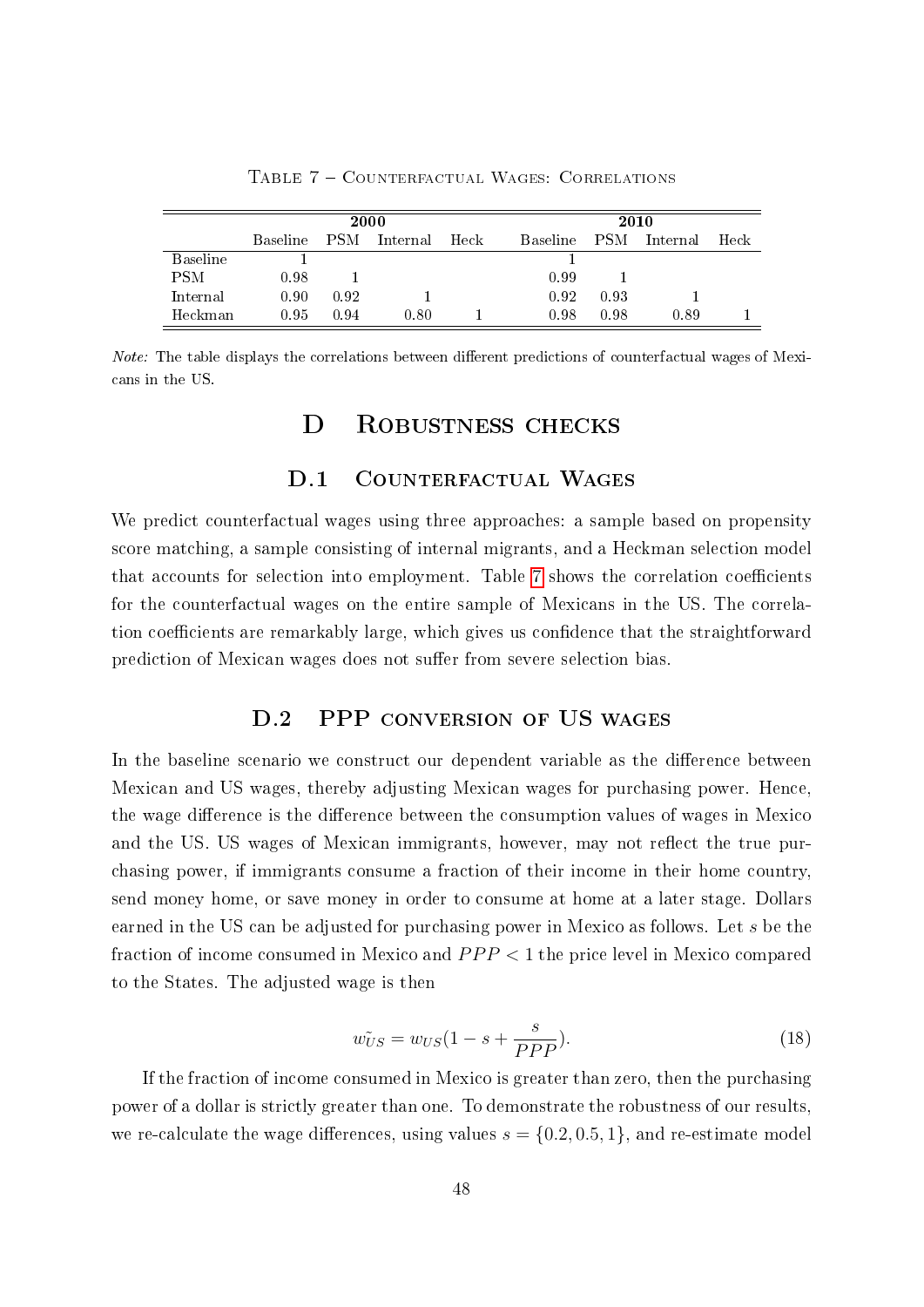Table 7 – Counterfactual Wages: Correlations

| | 2000 | | | | 2010 | | | |
|---|---|---|---|---|---|---|---|---|
| | Baseline | PSM | Internal | Heck | Baseline | PSM | Internal | Heck |
| Baseline | 1 | | | | 1 | | | |
| PSM | 0.98 | 1 | | | 0.99 | 1 | | |
| Internal | 0.90 | 0.92 | 1 | | 0.92 | 0.93 | 1 | |
| Heckman | 0.95 | 0.94 | 0.80 | 1 | 0.98 | 0.98 | 0.89 | 1 |

*Note:* The table displays the correlations between different predictions of counterfactual wages of Mexicans in the US.

# D Robustness checks

## D.1 Counterfactual Wages

We predict counterfactual wages using three approaches: a sample based on propensity score matching, a sample consisting of internal migrants, and a Heckman selection model that accounts for selection into employment. Table 7 shows the correlation coefficients for the counterfactual wages on the entire sample of Mexicans in the US. The correlation coefficients are remarkably large, which gives us confidence that the straightforward prediction of Mexican wages does not suffer from severe selection bias.

## D.2 PPP conversion of US wages

In the baseline scenario we construct our dependent variable as the difference between Mexican and US wages, thereby adjusting Mexican wages for purchasing power. Hence, the wage difference is the difference between the consumption values of wages in Mexico and the US. US wages of Mexican immigrants, however, may not reflect the true purchasing power, if immigrants consume a fraction of their income in their home country, send money home, or save money in order to consume at home at a later stage. Dollars earned in the US can be adjusted for purchasing power in Mexico as follows. Let $s$ be the fraction of income consumed in Mexico and $PPP < 1$ the price level in Mexico compared to the States. The adjusted wage is then

$$\tilde{w_{US}} = w_{US}(1 - s + \frac{s}{PPP}). \tag{18}$$

If the fraction of income consumed in Mexico is greater than zero, then the purchasing power of a dollar is strictly greater than one. To demonstrate the robustness of our results, we re-calculate the wage differences, using values $s = \{0.2, 0.5, 1\}$, and re-estimate model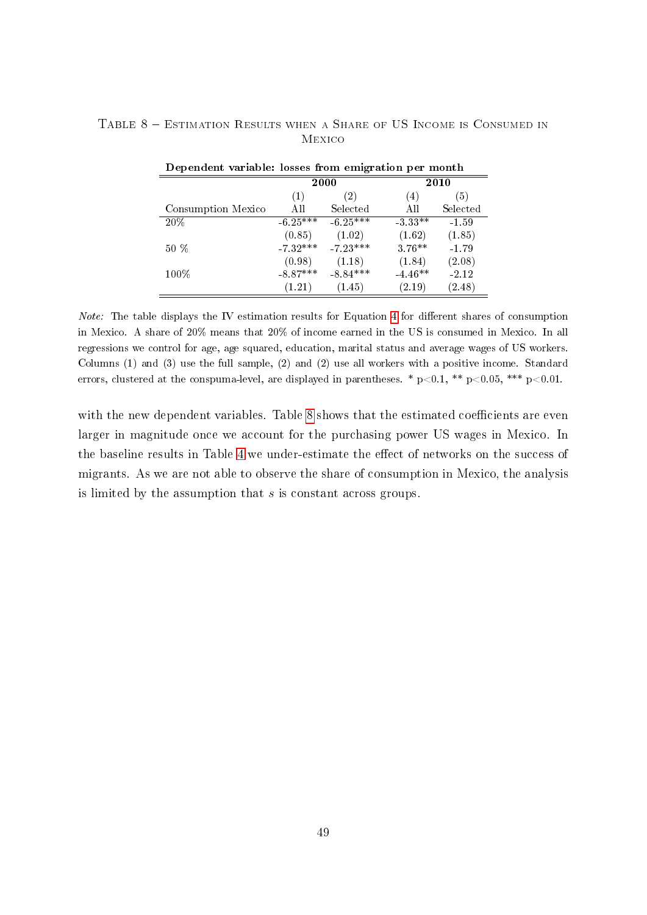Table 8 – Estimation Results when a Share of US Income is Consumed in Mexico

**Dependent variable: losses from emigration per month**

| | **2000** | | **2010** | |
|---|---|---|---|---|
| | (1) | (2) | (4) | (5) |
| Consumption Mexico | All | Selected | All | Selected |
| 20% | -6.25*** | -6.25*** | -3.33** | -1.59 |
| | (0.85) | (1.02) | (1.62) | (1.85) |
| 50 % | -7.32*** | -7.23*** | 3.76** | -1.79 |
| | (0.98) | (1.18) | (1.84) | (2.08) |
| 100% | -8.87*** | -8.84*** | -4.46** | -2.12 |
| | (1.21) | (1.45) | (2.19) | (2.48) |

*Note:* The table displays the IV estimation results for Equation 4 for different shares of consumption in Mexico. A share of 20% means that 20% of income earned in the US is consumed in Mexico. In all regressions we control for age, age squared, education, marital status and average wages of US workers. Columns (1) and (3) use the full sample, (2) and (2) use all workers with a positive income. Standard errors, clustered at the conspuma-level, are displayed in parentheses. * p<0.1, ** p<0.05, *** p<0.01.

with the new dependent variables. Table 8 shows that the estimated coefficients are even larger in magnitude once we account for the purchasing power US wages in Mexico. In the baseline results in Table 4 we under-estimate the effect of networks on the success of migrants. As we are not able to observe the share of consumption in Mexico, the analysis is limited by the assumption that $s$ is constant across groups.